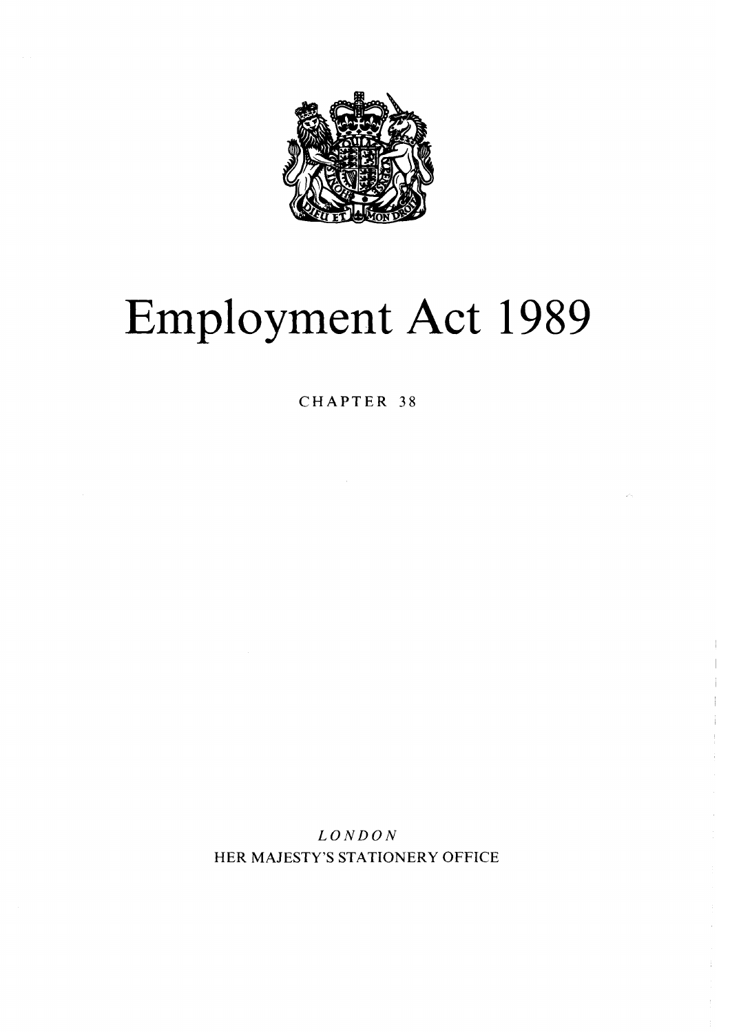# Employment Act 1989

CHAPTER 38

*LONDON*

HER MAJESTY'S STATIONERY OFFICE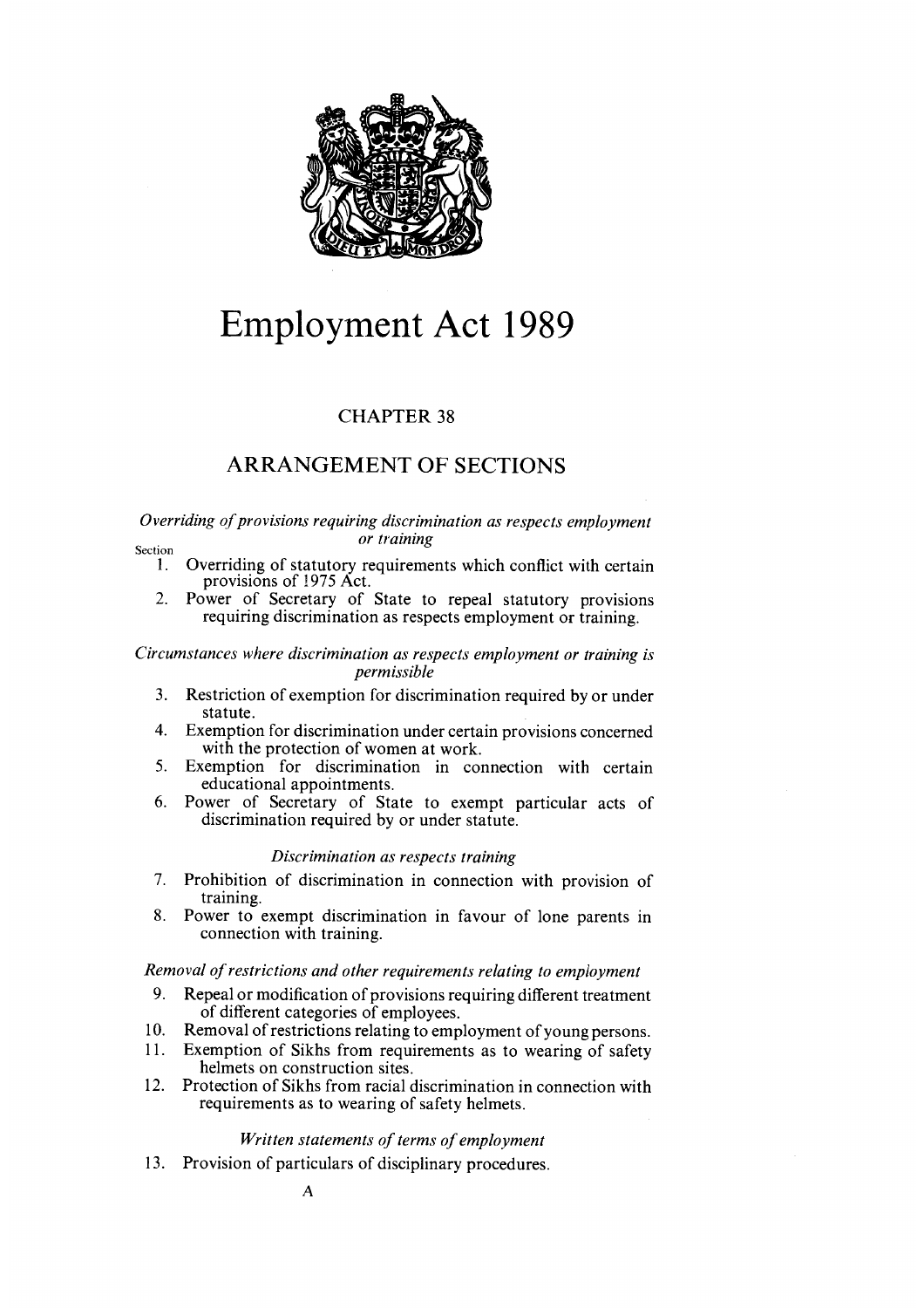# Employment Act 1989

## CHAPTER 38

## ARRANGEMENT OF SECTIONS

*Overriding of provisions requiring discrimination as respects employment or training*

Section

1. Overriding of statutory requirements which conflict with certain provisions of 1975 Act.
2. Power of Secretary of State to repeal statutory provisions requiring discrimination as respects employment or training.

*Circumstances where discrimination as respects employment or training is permissible*

3. Restriction of exemption for discrimination required by or under statute.
4. Exemption for discrimination under certain provisions concerned with the protection of women at work.
5. Exemption for discrimination in connection with certain educational appointments.
6. Power of Secretary of State to exempt particular acts of discrimination required by or under statute.

*Discrimination as respects training*

7. Prohibition of discrimination in connection with provision of training.
8. Power to exempt discrimination in favour of lone parents in connection with training.

*Removal of restrictions and other requirements relating to employment*

9. Repeal or modification of provisions requiring different treatment of different categories of employees.
10. Removal of restrictions relating to employment of young persons.
11. Exemption of Sikhs from requirements as to wearing of safety helmets on construction sites.
12. Protection of Sikhs from racial discrimination in connection with requirements as to wearing of safety helmets.

*Written statements of terms of employment*

13. Provision of particulars of disciplinary procedures.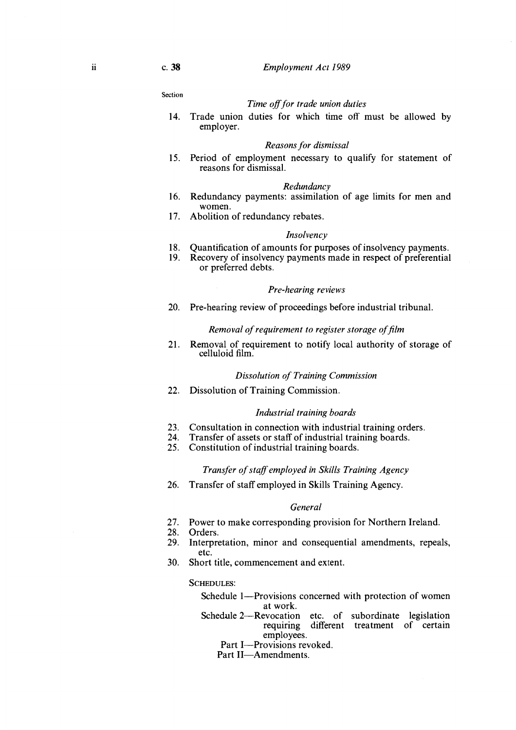Section

*Time off for trade union duties*

14. Trade union duties for which time off must be allowed by employer.

*Reasons for dismissal*

15. Period of employment necessary to qualify for statement of reasons for dismissal.

*Redundancy*

16. Redundancy payments: assimilation of age limits for men and women.
17. Abolition of redundancy rebates.

*Insolvency*

18. Quantification of amounts for purposes of insolvency payments.
19. Recovery of insolvency payments made in respect of preferential or preferred debts.

*Pre-hearing reviews*

20. Pre-hearing review of proceedings before industrial tribunal.

*Removal of requirement to register storage of film*

21. Removal of requirement to notify local authority of storage of celluloid film.

*Dissolution of Training Commission*

22. Dissolution of Training Commission.

*Industrial training boards*

23. Consultation in connection with industrial training orders.
24. Transfer of assets or staff of industrial training boards.
25. Constitution of industrial training boards.

*Transfer of staff employed in Skills Training Agency*

26. Transfer of staff employed in Skills Training Agency.

*General*

27. Power to make corresponding provision for Northern Ireland.
28. Orders.
29. Interpretation, minor and consequential amendments, repeals, etc.
30. Short title, commencement and extent.

SCHEDULES:

Schedule 1—Provisions concerned with protection of women at work.

Schedule 2—Revocation etc. of subordinate legislation requiring different treatment of certain employees.

Part I—Provisions revoked.

Part II—Amendments.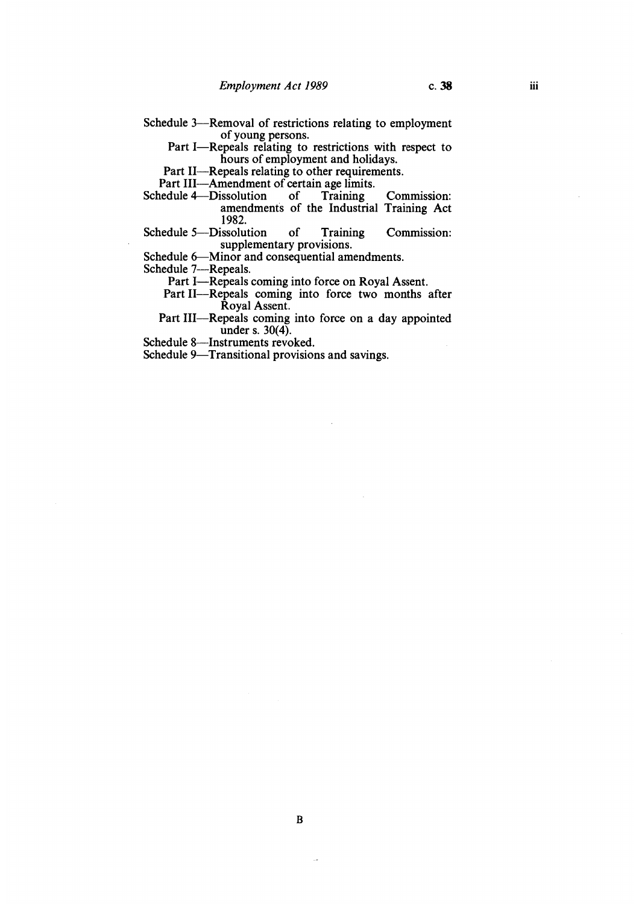Schedule 3—Removal of restrictions relating to employment of young persons.

Part I—Repeals relating to restrictions with respect to hours of employment and holidays.

Part II—Repeals relating to other requirements.

Part III—Amendment of certain age limits.

Schedule 4—Dissolution of Training Commission: amendments of the Industrial Training Act 1982.

Schedule 5—Dissolution of Training Commission: supplementary provisions.

Schedule 6—Minor and consequential amendments.

Schedule 7—Repeals.

Part I—Repeals coming into force on Royal Assent.

Part II—Repeals coming into force two months after Royal Assent.

Part III—Repeals coming into force on a day appointed under s. 30(4).

Schedule 8—Instruments revoked.

Schedule 9—Transitional provisions and savings.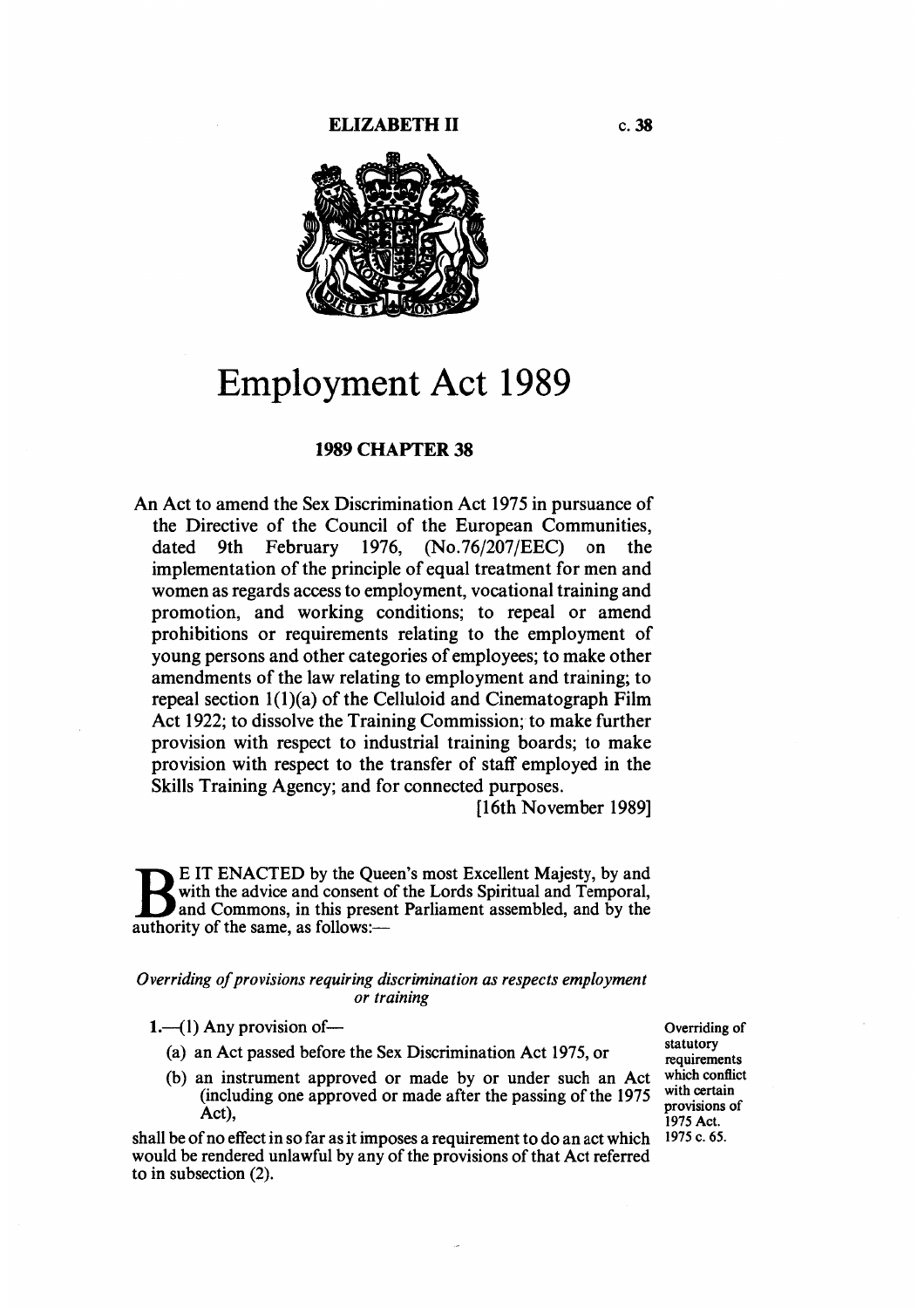ELIZABETH II c. 38

# Employment Act 1989

## 1989 CHAPTER 38

An Act to amend the Sex Discrimination Act 1975 in pursuance of the Directive of the Council of the European Communities, dated 9th February 1976, (No.76/207/EEC) on the implementation of the principle of equal treatment for men and women as regards access to employment, vocational training and promotion, and working conditions; to repeal or amend prohibitions or requirements relating to the employment of young persons and other categories of employees; to make other amendments of the law relating to employment and training; to repeal section 1(1)(a) of the Celluloid and Cinematograph Film Act 1922; to dissolve the Training Commission; to make further provision with respect to industrial training boards; to make provision with respect to the transfer of staff employed in the Skills Training Agency; and for connected purposes.

[16th November 1989]

BE IT ENACTED by the Queen's most Excellent Majesty, by and with the advice and consent of the Lords Spiritual and Temporal, and Commons, in this present Parliament assembled, and by the authority of the same, as follows:—

*Overriding of provisions requiring discrimination as respects employment or training*

Overriding of statutory requirements which conflict with certain provisions of 1975 Act.

**1.**—(1) Any provision of—

(a) an Act passed before the Sex Discrimination Act 1975, or

(b) an instrument approved or made by or under such an Act (including one approved or made after the passing of the 1975 Act),

shall be of no effect in so far as it imposes a requirement to do an act which would be rendered unlawful by any of the provisions of that Act referred to in subsection (2).

1975 c. 65.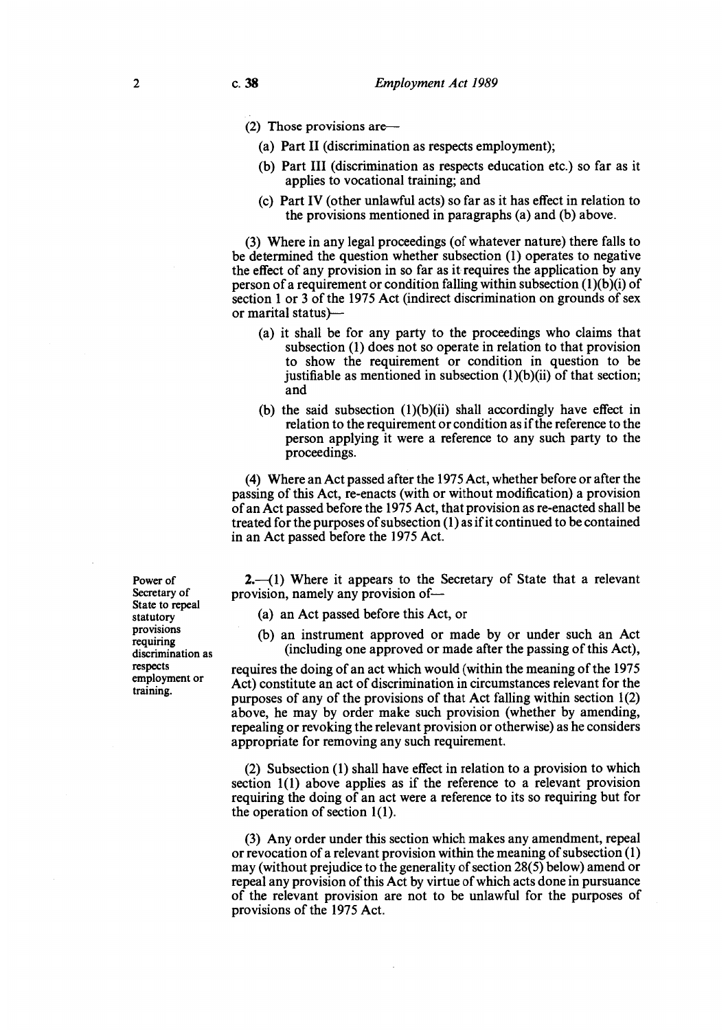(2) Those provisions are—

(a) Part II (discrimination as respects employment);

(b) Part III (discrimination as respects education etc.) so far as it applies to vocational training; and

(c) Part IV (other unlawful acts) so far as it has effect in relation to the provisions mentioned in paragraphs (a) and (b) above.

(3) Where in any legal proceedings (of whatever nature) there falls to be determined the question whether subsection (1) operates to negative the effect of any provision in so far as it requires the application by any person of a requirement or condition falling within subsection (1)(b)(i) of section 1 or 3 of the 1975 Act (indirect discrimination on grounds of sex or marital status)—

(a) it shall be for any party to the proceedings who claims that subsection (1) does not so operate in relation to that provision to show the requirement or condition in question to be justifiable as mentioned in subsection (1)(b)(ii) of that section; and

(b) the said subsection (1)(b)(ii) shall accordingly have effect in relation to the requirement or condition as if the reference to the person applying it were a reference to any such party to the proceedings.

(4) Where an Act passed after the 1975 Act, whether before or after the passing of this Act, re-enacts (with or without modification) a provision of an Act passed before the 1975 Act, that provision as re-enacted shall be treated for the purposes of subsection (1) as if it continued to be contained in an Act passed before the 1975 Act.

**Power of Secretary of State to repeal statutory provisions requiring discrimination as respects employment or training.**

**2.**—(1) Where it appears to the Secretary of State that a relevant provision, namely any provision of—

(a) an Act passed before this Act, or

(b) an instrument approved or made by or under such an Act (including one approved or made after the passing of this Act),

requires the doing of an act which would (within the meaning of the 1975 Act) constitute an act of discrimination in circumstances relevant for the purposes of any of the provisions of that Act falling within section 1(2) above, he may by order make such provision (whether by amending, repealing or revoking the relevant provision or otherwise) as he considers appropriate for removing any such requirement.

(2) Subsection (1) shall have effect in relation to a provision to which section 1(1) above applies as if the reference to a relevant provision requiring the doing of an act were a reference to its so requiring but for the operation of section 1(1).

(3) Any order under this section which makes any amendment, repeal or revocation of a relevant provision within the meaning of subsection (1) may (without prejudice to the generality of section 28(5) below) amend or repeal any provision of this Act by virtue of which acts done in pursuance of the relevant provision are not to be unlawful for the purposes of provisions of the 1975 Act.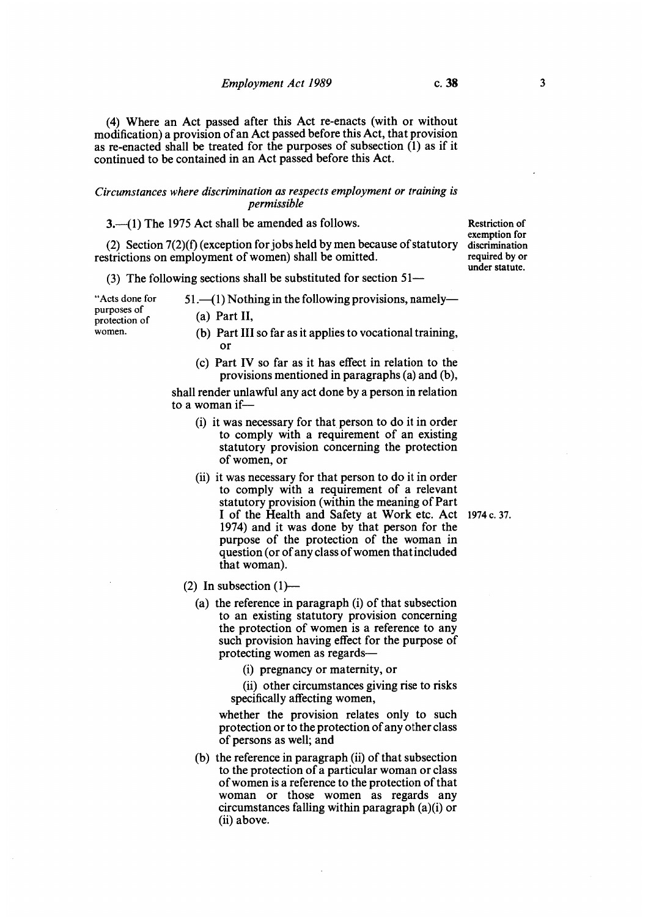(4) Where an Act passed after this Act re-enacts (with or without modification) a provision of an Act passed before this Act, that provision as re-enacted shall be treated for the purposes of subsection (1) as if it continued to be contained in an Act passed before this Act.

*Circumstances where discrimination as respects employment or training is permissible*

**3.**—(1) The 1975 Act shall be amended as follows.

Restriction of exemption for discrimination required by or under statute.

(2) Section 7(2)(f) (exception for jobs held by men because of statutory restrictions on employment of women) shall be omitted.

(3) The following sections shall be substituted for section 51—

"Acts done for purposes of protection of women.

51.—(1) Nothing in the following provisions, namely—

(a) Part II,

(b) Part III so far as it applies to vocational training, or

(c) Part IV so far as it has effect in relation to the provisions mentioned in paragraphs (a) and (b),

shall render unlawful any act done by a person in relation to a woman if—

(i) it was necessary for that person to do it in order to comply with a requirement of an existing statutory provision concerning the protection of women, or

(ii) it was necessary for that person to do it in order to comply with a requirement of a relevant statutory provision (within the meaning of Part I of the Health and Safety at Work etc. Act 1974) and it was done by that person for the purpose of the protection of the woman in question (or of any class of women that included that woman).

1974 c. 37.

(2) In subsection (1)—

(a) the reference in paragraph (i) of that subsection to an existing statutory provision concerning the protection of women is a reference to any such provision having effect for the purpose of protecting women as regards—

(i) pregnancy or maternity, or

(ii) other circumstances giving rise to risks specifically affecting women,

whether the provision relates only to such protection or to the protection of any other class of persons as well; and

(b) the reference in paragraph (ii) of that subsection to the protection of a particular woman or class of women is a reference to the protection of that woman or those women as regards any circumstances falling within paragraph (a)(i) or (ii) above.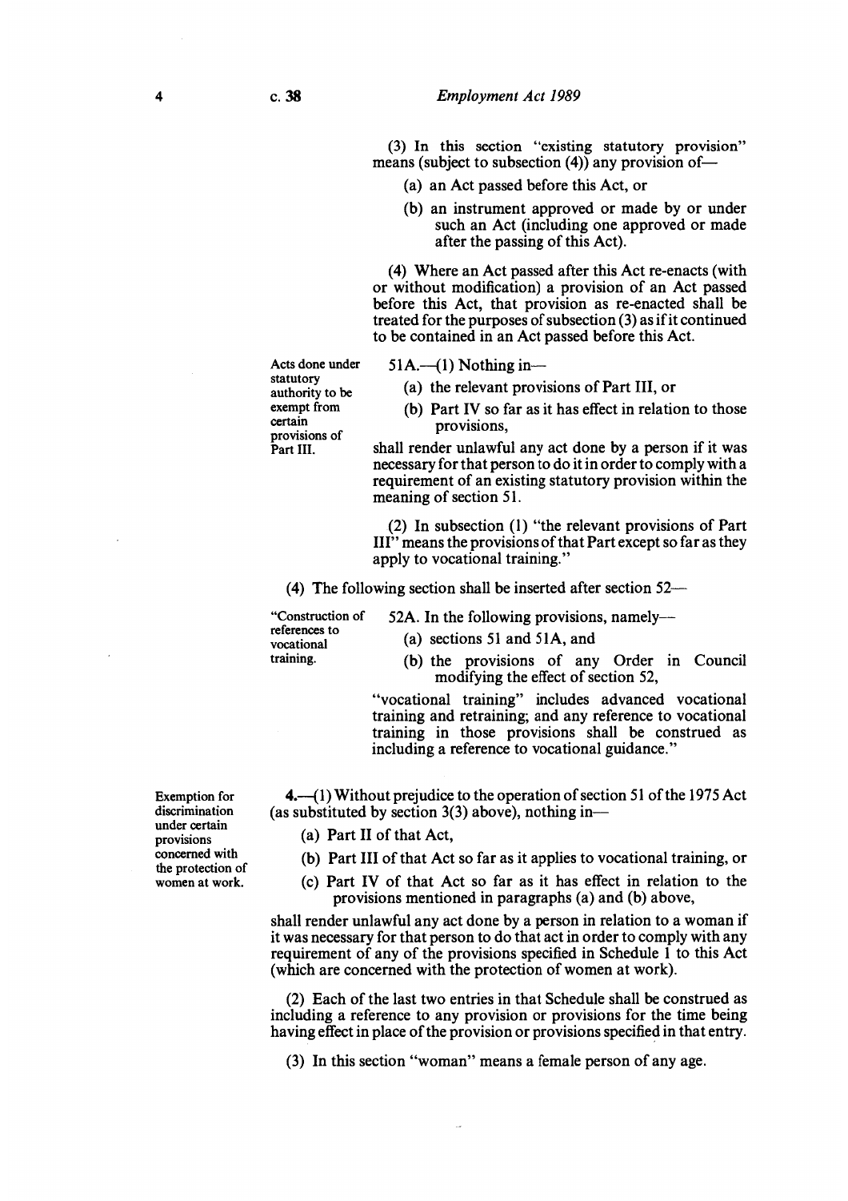(3) In this section "existing statutory provision" means (subject to subsection (4)) any provision of—

(a) an Act passed before this Act, or

(b) an instrument approved or made by or under such an Act (including one approved or made after the passing of this Act).

(4) Where an Act passed after this Act re-enacts (with or without modification) a provision of an Act passed before this Act, that provision as re-enacted shall be treated for the purposes of subsection (3) as if it continued to be contained in an Act passed before this Act.

*Acts done under statutory authority to be exempt from certain provisions of Part III.*

51A.—(1) Nothing in—

(a) the relevant provisions of Part III, or

(b) Part IV so far as it has effect in relation to those provisions,

shall render unlawful any act done by a person if it was necessary for that person to do it in order to comply with a requirement of an existing statutory provision within the meaning of section 51.

(2) In subsection (1) "the relevant provisions of Part III" means the provisions of that Part except so far as they apply to vocational training."

(4) The following section shall be inserted after section 52—

*"Construction of references to vocational training.*

52A. In the following provisions, namely—

(a) sections 51 and 51A, and

(b) the provisions of any Order in Council modifying the effect of section 52,

"vocational training" includes advanced vocational training and retraining; and any reference to vocational training in those provisions shall be construed as including a reference to vocational guidance."

*Exemption for discrimination under certain provisions concerned with the protection of women at work.*

**4.**—(1) Without prejudice to the operation of section 51 of the 1975 Act (as substituted by section 3(3) above), nothing in—

(a) Part II of that Act,

(b) Part III of that Act so far as it applies to vocational training, or

(c) Part IV of that Act so far as it has effect in relation to the provisions mentioned in paragraphs (a) and (b) above,

shall render unlawful any act done by a person in relation to a woman if it was necessary for that person to do that act in order to comply with any requirement of any of the provisions specified in Schedule 1 to this Act (which are concerned with the protection of women at work).

(2) Each of the last two entries in that Schedule shall be construed as including a reference to any provision or provisions for the time being having effect in place of the provision or provisions specified in that entry.

(3) In this section "woman" means a female person of any age.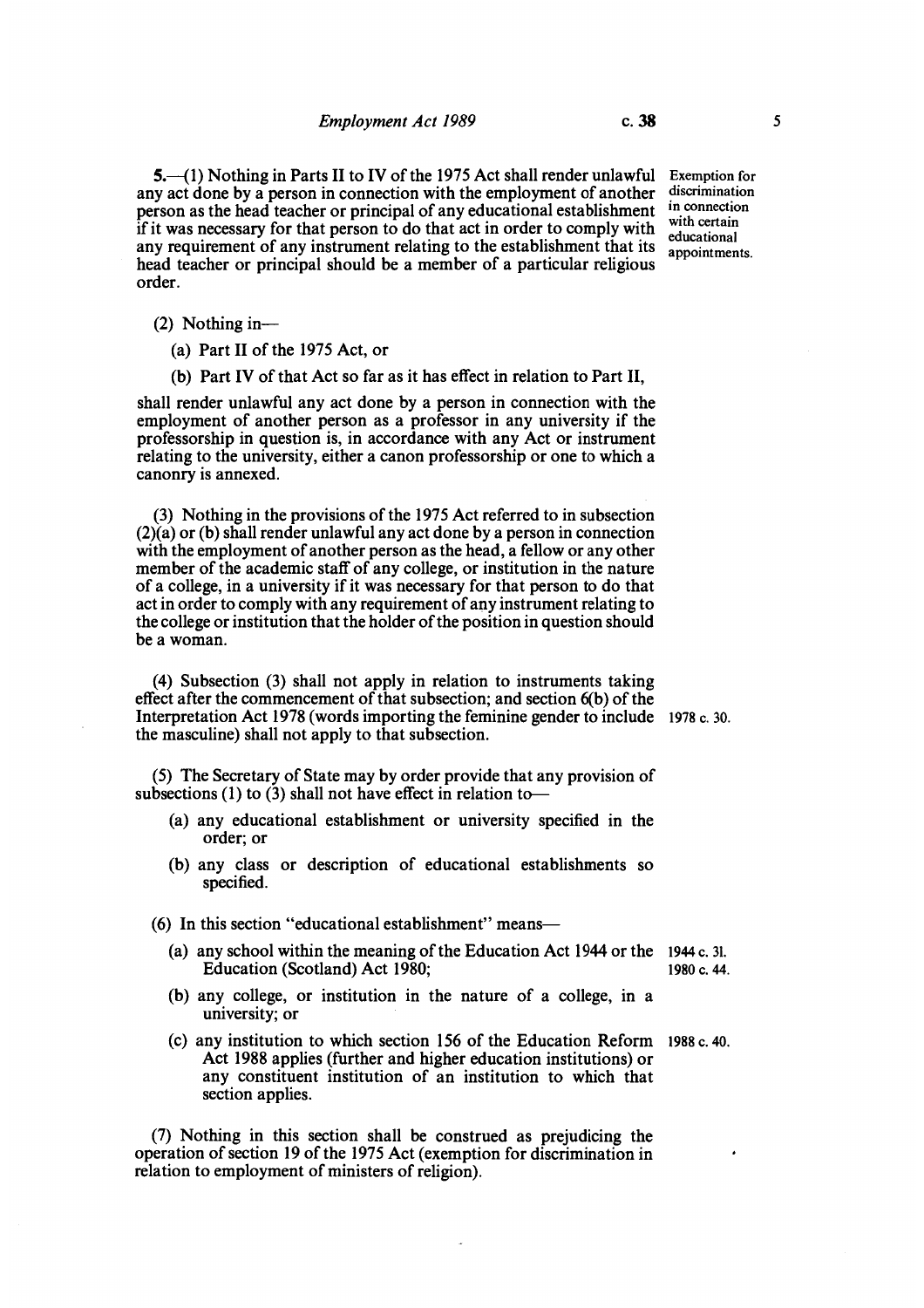**5.**—(1) Nothing in Parts II to IV of the 1975 Act shall render unlawful any act done by a person in connection with the employment of another person as the head teacher or principal of any educational establishment if it was necessary for that person to do that act in order to comply with any requirement of any instrument relating to the establishment that its head teacher or principal should be a member of a particular religious order.

Exemption for discrimination in connection with certain educational appointments.

(2) Nothing in—

(a) Part II of the 1975 Act, or

(b) Part IV of that Act so far as it has effect in relation to Part II,

shall render unlawful any act done by a person in connection with the employment of another person as a professor in any university if the professorship in question is, in accordance with any Act or instrument relating to the university, either a canon professorship or one to which a canonry is annexed.

(3) Nothing in the provisions of the 1975 Act referred to in subsection (2)(a) or (b) shall render unlawful any act done by a person in connection with the employment of another person as the head, a fellow or any other member of the academic staff of any college, or institution in the nature of a college, in a university if it was necessary for that person to do that act in order to comply with any requirement of any instrument relating to the college or institution that the holder of the position in question should be a woman.

(4) Subsection (3) shall not apply in relation to instruments taking effect after the commencement of that subsection; and section 6(b) of the Interpretation Act 1978 (words importing the feminine gender to include the masculine) shall not apply to that subsection.

1978 c. 30.

(5) The Secretary of State may by order provide that any provision of subsections (1) to (3) shall not have effect in relation to—

(a) any educational establishment or university specified in the order; or

(b) any class or description of educational establishments so specified.

(6) In this section "educational establishment" means—

(a) any school within the meaning of the Education Act 1944 or the Education (Scotland) Act 1980;

1944 c. 31.
1980 c. 44.

(b) any college, or institution in the nature of a college, in a university; or

(c) any institution to which section 156 of the Education Reform Act 1988 applies (further and higher education institutions) or any constituent institution of an institution to which that section applies.

1988 c. 40.

(7) Nothing in this section shall be construed as prejudicing the operation of section 19 of the 1975 Act (exemption for discrimination in relation to employment of ministers of religion).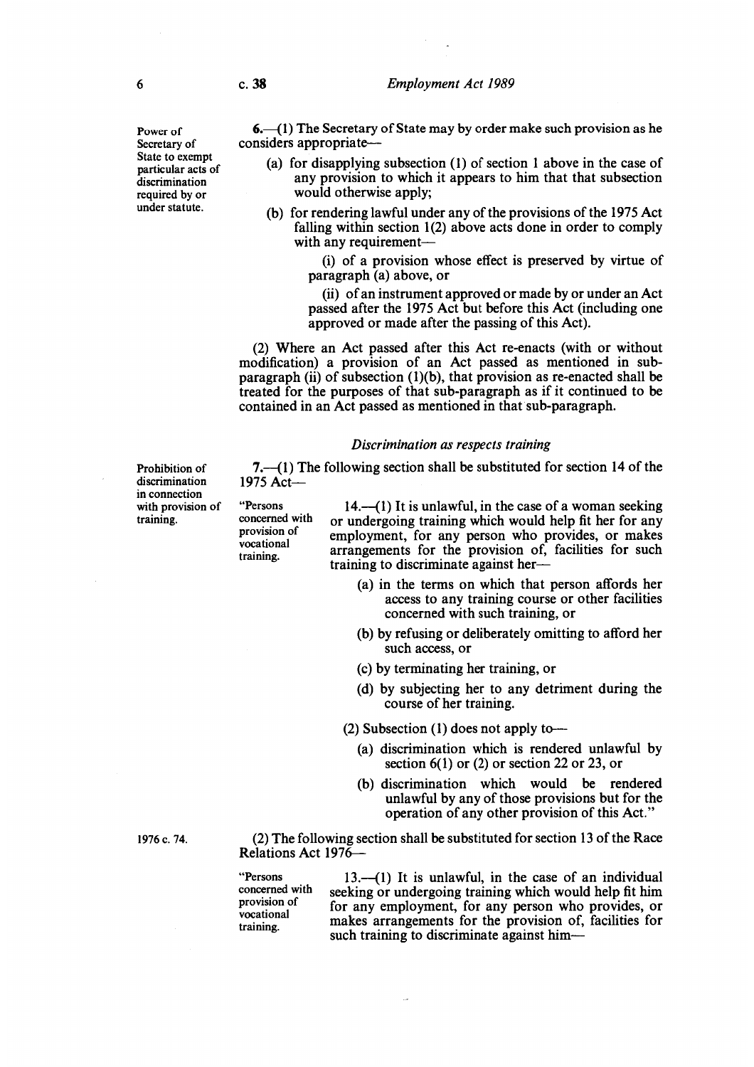Power of Secretary of State to exempt particular acts of discrimination required by or under statute.

**6.**—(1) The Secretary of State may by order make such provision as he considers appropriate—

(a) for disapplying subsection (1) of section 1 above in the case of any provision to which it appears to him that that subsection would otherwise apply;

(b) for rendering lawful under any of the provisions of the 1975 Act falling within section 1(2) above acts done in order to comply with any requirement—

(i) of a provision whose effect is preserved by virtue of paragraph (a) above, or

(ii) of an instrument approved or made by or under an Act passed after the 1975 Act but before this Act (including one approved or made after the passing of this Act).

(2) Where an Act passed after this Act re-enacts (with or without modification) a provision of an Act passed as mentioned in sub-paragraph (ii) of subsection (1)(b), that provision as re-enacted shall be treated for the purposes of that sub-paragraph as if it continued to be contained in an Act passed as mentioned in that sub-paragraph.

*Discrimination as respects training*

Prohibition of discrimination in connection with provision of training.

**7.**—(1) The following section shall be substituted for section 14 of the 1975 Act—

"Persons concerned with provision of vocational training.

14.—(1) It is unlawful, in the case of a woman seeking or undergoing training which would help fit her for any employment, for any person who provides, or makes arrangements for the provision of, facilities for such training to discriminate against her—

(a) in the terms on which that person affords her access to any training course or other facilities concerned with such training, or

(b) by refusing or deliberately omitting to afford her such access, or

(c) by terminating her training, or

(d) by subjecting her to any detriment during the course of her training.

(2) Subsection (1) does not apply to—

(a) discrimination which is rendered unlawful by section 6(1) or (2) or section 22 or 23, or

(b) discrimination which would be rendered unlawful by any of those provisions but for the operation of any other provision of this Act."

1976 c. 74.

(2) The following section shall be substituted for section 13 of the Race Relations Act 1976—

"Persons concerned with provision of vocational training.

13.—(1) It is unlawful, in the case of an individual seeking or undergoing training which would help fit him for any employment, for any person who provides, or makes arrangements for the provision of, facilities for such training to discriminate against him—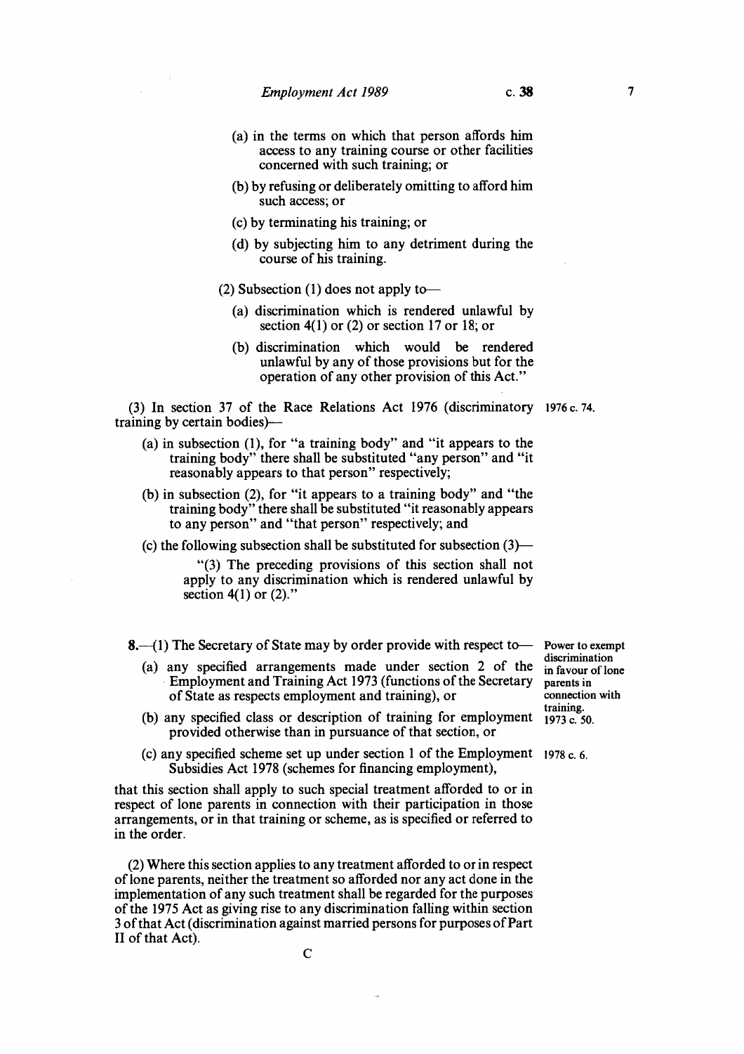(a) in the terms on which that person affords him access to any training course or other facilities concerned with such training; or

(b) by refusing or deliberately omitting to afford him such access; or

(c) by terminating his training; or

(d) by subjecting him to any detriment during the course of his training.

(2) Subsection (1) does not apply to—

(a) discrimination which is rendered unlawful by section 4(1) or (2) or section 17 or 18; or

(b) discrimination which would be rendered unlawful by any of those provisions but for the operation of any other provision of this Act."

(3) In section 37 of the Race Relations Act 1976 (discriminatory training by certain bodies)— 1976 c. 74.

(a) in subsection (1), for "a training body" and "it appears to the training body" there shall be substituted "any person" and "it reasonably appears to that person" respectively;

(b) in subsection (2), for "it appears to a training body" and "the training body" there shall be substituted "it reasonably appears to any person" and "that person" respectively; and

(c) the following subsection shall be substituted for subsection (3)—

"(3) The preceding provisions of this section shall not apply to any discrimination which is rendered unlawful by section 4(1) or (2)."

**8.**—(1) The Secretary of State may by order provide with respect to—

Power to exempt discrimination in favour of lone parents in connection with training.

(a) any specified arrangements made under section 2 of the Employment and Training Act 1973 (functions of the Secretary of State as respects employment and training), or 1973 c. 50.

(b) any specified class or description of training for employment provided otherwise than in pursuance of that section, or

(c) any specified scheme set up under section 1 of the Employment Subsidies Act 1978 (schemes for financing employment), 1978 c. 6.

that this section shall apply to such special treatment afforded to or in respect of lone parents in connection with their participation in those arrangements, or in that training or scheme, as is specified or referred to in the order.

(2) Where this section applies to any treatment afforded to or in respect of lone parents, neither the treatment so afforded nor any act done in the implementation of any such treatment shall be regarded for the purposes of the 1975 Act as giving rise to any discrimination falling within section 3 of that Act (discrimination against married persons for purposes of Part II of that Act).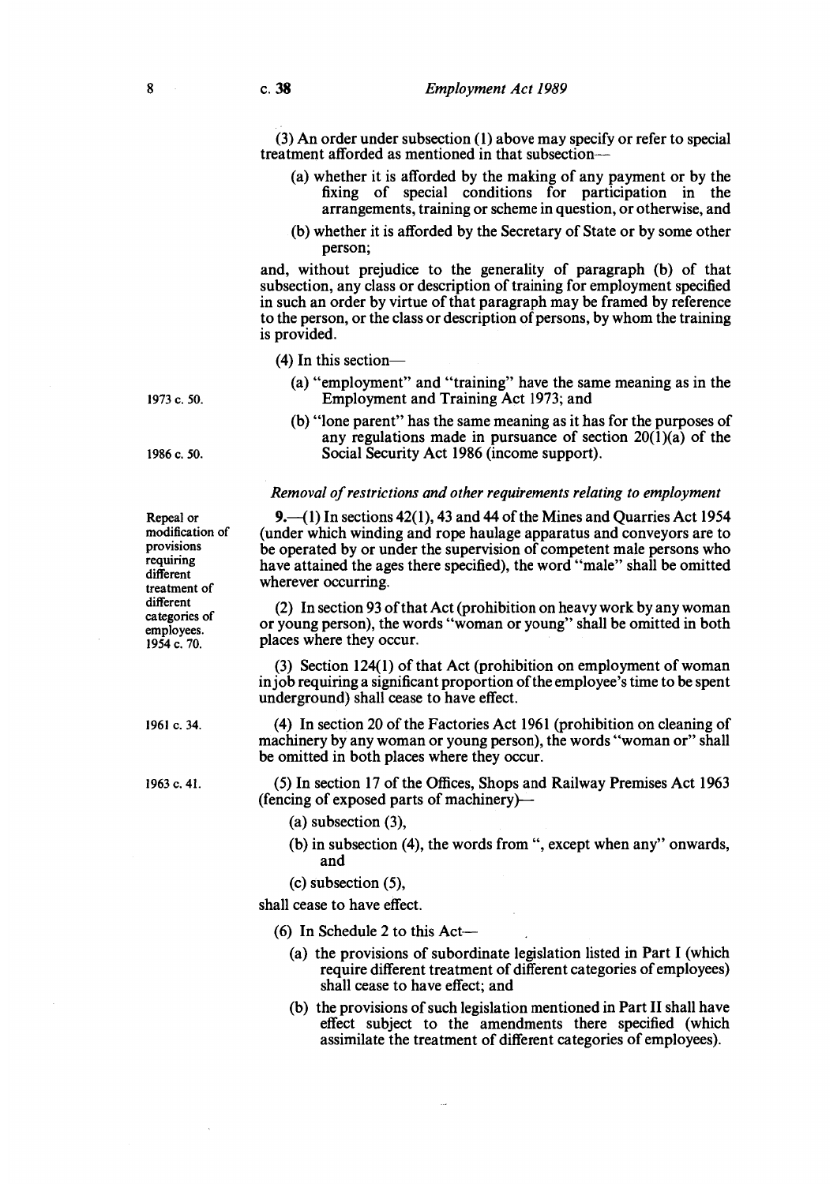(3) An order under subsection (1) above may specify or refer to special treatment afforded as mentioned in that subsection—

- (a) whether it is afforded by the making of any payment or by the fixing of special conditions for participation in the arrangements, training or scheme in question, or otherwise, and
- (b) whether it is afforded by the Secretary of State or by some other person;

and, without prejudice to the generality of paragraph (b) of that subsection, any class or description of training for employment specified in such an order by virtue of that paragraph may be framed by reference to the person, or the class or description of persons, by whom the training is provided.

(4) In this section—

- (a) "employment" and "training" have the same meaning as in the Employment and Training Act 1973; and
- (b) "lone parent" has the same meaning as it has for the purposes of any regulations made in pursuance of section 20(1)(a) of the Social Security Act 1986 (income support).

1973 c. 50.

1986 c. 50.

*Removal of restrictions and other requirements relating to employment*

Repeal or modification of provisions requiring different treatment of different categories of employees. 1954 c. 70.

**9.**—(1) In sections 42(1), 43 and 44 of the Mines and Quarries Act 1954 (under which winding and rope haulage apparatus and conveyors are to be operated by or under the supervision of competent male persons who have attained the ages there specified), the word "male" shall be omitted wherever occurring.

(2) In section 93 of that Act (prohibition on heavy work by any woman or young person), the words "woman or young" shall be omitted in both places where they occur.

(3) Section 124(1) of that Act (prohibition on employment of woman in job requiring a significant proportion of the employee's time to be spent underground) shall cease to have effect.

1961 c. 34.

(4) In section 20 of the Factories Act 1961 (prohibition on cleaning of machinery by any woman or young person), the words "woman or" shall be omitted in both places where they occur.

1963 c. 41.

(5) In section 17 of the Offices, Shops and Railway Premises Act 1963 (fencing of exposed parts of machinery)—

- (a) subsection (3),
- (b) in subsection (4), the words from ", except when any" onwards, and
- (c) subsection (5),

shall cease to have effect.

(6) In Schedule 2 to this Act—

- (a) the provisions of subordinate legislation listed in Part I (which require different treatment of different categories of employees) shall cease to have effect; and
- (b) the provisions of such legislation mentioned in Part II shall have effect subject to the amendments there specified (which assimilate the treatment of different categories of employees).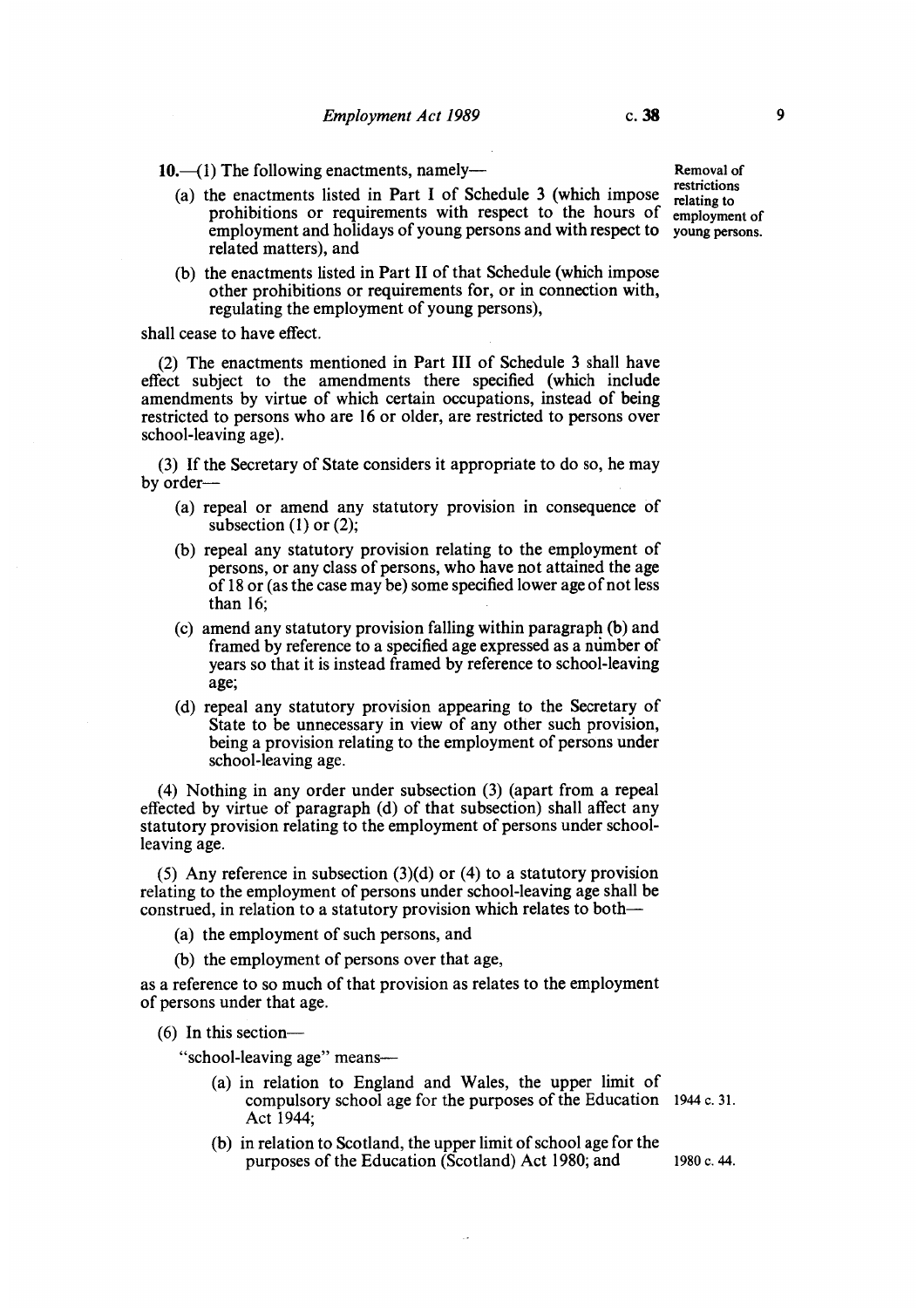**10.**—(1) The following enactments, namely—

**Removal of restrictions relating to employment of young persons.**

(a) the enactments listed in Part I of Schedule 3 (which impose prohibitions or requirements with respect to the hours of employment and holidays of young persons and with respect to related matters), and

(b) the enactments listed in Part II of that Schedule (which impose other prohibitions or requirements for, or in connection with, regulating the employment of young persons),

shall cease to have effect.

(2) The enactments mentioned in Part III of Schedule 3 shall have effect subject to the amendments there specified (which include amendments by virtue of which certain occupations, instead of being restricted to persons who are 16 or older, are restricted to persons over school-leaving age).

(3) If the Secretary of State considers it appropriate to do so, he may by order—

(a) repeal or amend any statutory provision in consequence of subsection (1) or (2);

(b) repeal any statutory provision relating to the employment of persons, or any class of persons, who have not attained the age of 18 or (as the case may be) some specified lower age of not less than 16;

(c) amend any statutory provision falling within paragraph (b) and framed by reference to a specified age expressed as a number of years so that it is instead framed by reference to school-leaving age;

(d) repeal any statutory provision appearing to the Secretary of State to be unnecessary in view of any other such provision, being a provision relating to the employment of persons under school-leaving age.

(4) Nothing in any order under subsection (3) (apart from a repeal effected by virtue of paragraph (d) of that subsection) shall affect any statutory provision relating to the employment of persons under school-leaving age.

(5) Any reference in subsection (3)(d) or (4) to a statutory provision relating to the employment of persons under school-leaving age shall be construed, in relation to a statutory provision which relates to both—

(a) the employment of such persons, and

(b) the employment of persons over that age,

as a reference to so much of that provision as relates to the employment of persons under that age.

(6) In this section—

"school-leaving age" means—

(a) in relation to England and Wales, the upper limit of compulsory school age for the purposes of the Education Act 1944; (1944 c. 31.)

(b) in relation to Scotland, the upper limit of school age for the purposes of the Education (Scotland) Act 1980; and (1980 c. 44.)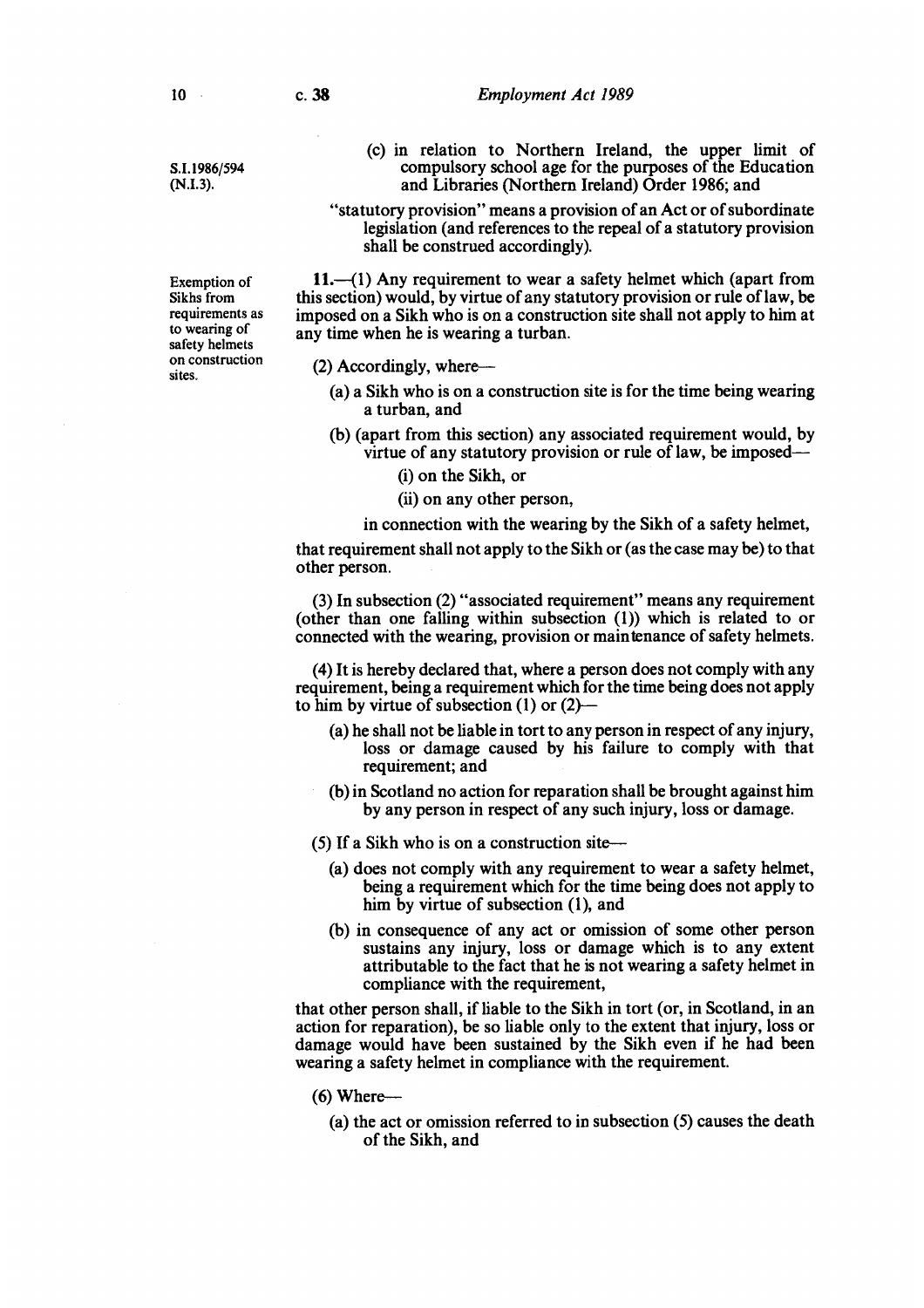(c) in relation to Northern Ireland, the upper limit of compulsory school age for the purposes of the Education and Libraries (Northern Ireland) Order 1986; and

S.I.1986/594 (N.I.3).

"statutory provision" means a provision of an Act or of subordinate legislation (and references to the repeal of a statutory provision shall be construed accordingly).

Exemption of Sikhs from requirements as to wearing of safety helmets on construction sites.

**11.**—(1) Any requirement to wear a safety helmet which (apart from this section) would, by virtue of any statutory provision or rule of law, be imposed on a Sikh who is on a construction site shall not apply to him at any time when he is wearing a turban.

(2) Accordingly, where—

(a) a Sikh who is on a construction site is for the time being wearing a turban, and

(b) (apart from this section) any associated requirement would, by virtue of any statutory provision or rule of law, be imposed—

(i) on the Sikh, or

(ii) on any other person,

in connection with the wearing by the Sikh of a safety helmet,

that requirement shall not apply to the Sikh or (as the case may be) to that other person.

(3) In subsection (2) "associated requirement" means any requirement (other than one falling within subsection (1)) which is related to or connected with the wearing, provision or maintenance of safety helmets.

(4) It is hereby declared that, where a person does not comply with any requirement, being a requirement which for the time being does not apply to him by virtue of subsection (1) or (2)—

(a) he shall not be liable in tort to any person in respect of any injury, loss or damage caused by his failure to comply with that requirement; and

(b) in Scotland no action for reparation shall be brought against him by any person in respect of any such injury, loss or damage.

(5) If a Sikh who is on a construction site—

(a) does not comply with any requirement to wear a safety helmet, being a requirement which for the time being does not apply to him by virtue of subsection (1), and

(b) in consequence of any act or omission of some other person sustains any injury, loss or damage which is to any extent attributable to the fact that he is not wearing a safety helmet in compliance with the requirement,

that other person shall, if liable to the Sikh in tort (or, in Scotland, in an action for reparation), be so liable only to the extent that injury, loss or damage would have been sustained by the Sikh even if he had been wearing a safety helmet in compliance with the requirement.

(6) Where—

(a) the act or omission referred to in subsection (5) causes the death of the Sikh, and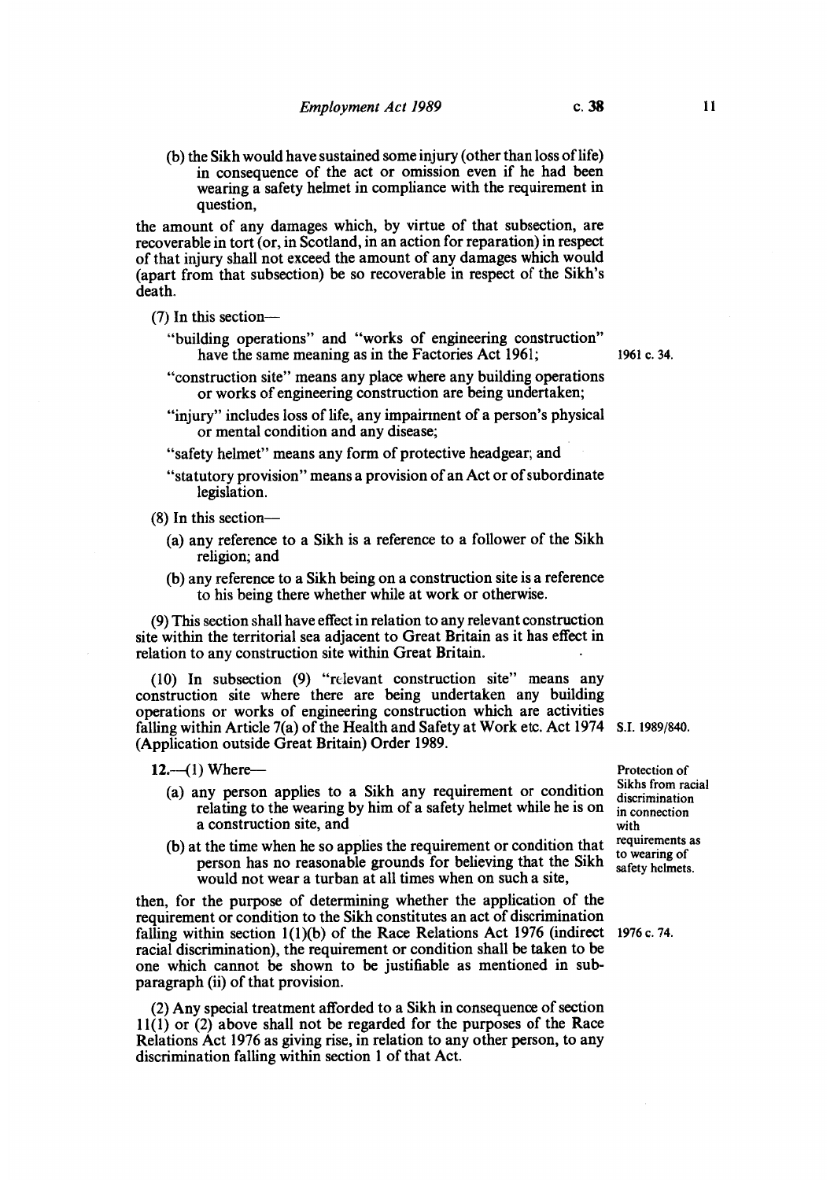(b) the Sikh would have sustained some injury (other than loss of life) in consequence of the act or omission even if he had been wearing a safety helmet in compliance with the requirement in question,

the amount of any damages which, by virtue of that subsection, are recoverable in tort (or, in Scotland, in an action for reparation) in respect of that injury shall not exceed the amount of any damages which would (apart from that subsection) be so recoverable in respect of the Sikh's death.

(7) In this section—

"building operations" and "works of engineering construction" have the same meaning as in the Factories Act 1961; 1961 c. 34.

"construction site" means any place where any building operations or works of engineering construction are being undertaken;

"injury" includes loss of life, any impairment of a person's physical or mental condition and any disease;

"safety helmet" means any form of protective headgear; and

"statutory provision" means a provision of an Act or of subordinate legislation.

(8) In this section—

(a) any reference to a Sikh is a reference to a follower of the Sikh religion; and

(b) any reference to a Sikh being on a construction site is a reference to his being there whether while at work or otherwise.

(9) This section shall have effect in relation to any relevant construction site within the territorial sea adjacent to Great Britain as it has effect in relation to any construction site within Great Britain.

(10) In subsection (9) "relevant construction site" means any construction site where there are being undertaken any building operations or works of engineering construction which are activities falling within Article 7(a) of the Health and Safety at Work etc. Act 1974 (Application outside Great Britain) Order 1989. S.I. 1989/840.

Protection of Sikhs from racial discrimination in connection with requirements as to wearing of safety helmets.

**12.**—(1) Where—

(a) any person applies to a Sikh any requirement or condition relating to the wearing by him of a safety helmet while he is on a construction site, and

(b) at the time when he so applies the requirement or condition that person has no reasonable grounds for believing that the Sikh would not wear a turban at all times when on such a site,

then, for the purpose of determining whether the application of the requirement or condition to the Sikh constitutes an act of discrimination falling within section 1(1)(b) of the Race Relations Act 1976 (indirect racial discrimination), the requirement or condition shall be taken to be one which cannot be shown to be justifiable as mentioned in sub-paragraph (ii) of that provision. 1976 c. 74.

(2) Any special treatment afforded to a Sikh in consequence of section 11(1) or (2) above shall not be regarded for the purposes of the Race Relations Act 1976 as giving rise, in relation to any other person, to any discrimination falling within section 1 of that Act.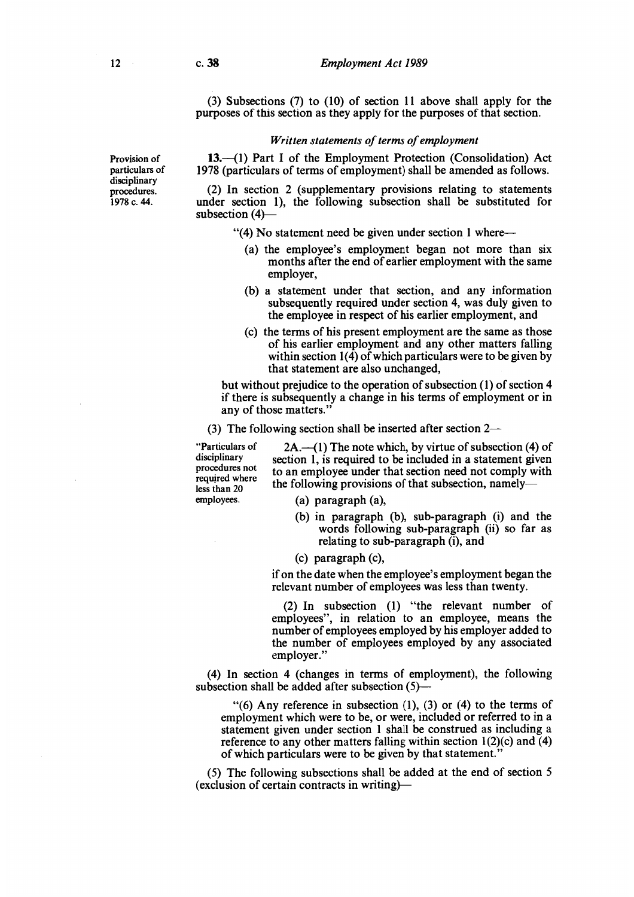(3) Subsections (7) to (10) of section 11 above shall apply for the purposes of this section as they apply for the purposes of that section.

*Written statements of terms of employment*

Provision of particulars of disciplinary procedures. 1978 c. 44.

**13.**—(1) Part I of the Employment Protection (Consolidation) Act 1978 (particulars of terms of employment) shall be amended as follows.

(2) In section 2 (supplementary provisions relating to statements under section 1), the following subsection shall be substituted for subsection (4)—

"(4) No statement need be given under section 1 where—

(a) the employee's employment began not more than six months after the end of earlier employment with the same employer,

(b) a statement under that section, and any information subsequently required under section 4, was duly given to the employee in respect of his earlier employment, and

(c) the terms of his present employment are the same as those of his earlier employment and any other matters falling within section 1(4) of which particulars were to be given by that statement are also unchanged,

but without prejudice to the operation of subsection (1) of section 4 if there is subsequently a change in his terms of employment or in any of those matters."

(3) The following section shall be inserted after section 2—

"Particulars of disciplinary procedures not required where less than 20 employees.

2A.—(1) The note which, by virtue of subsection (4) of section 1, is required to be included in a statement given to an employee under that section need not comply with the following provisions of that subsection, namely—

(a) paragraph (a),

(b) in paragraph (b), sub-paragraph (i) and the words following sub-paragraph (ii) so far as relating to sub-paragraph (i), and

(c) paragraph (c),

if on the date when the employee's employment began the relevant number of employees was less than twenty.

(2) In subsection (1) "the relevant number of employees", in relation to an employee, means the number of employees employed by his employer added to the number of employees employed by any associated employer."

(4) In section 4 (changes in terms of employment), the following subsection shall be added after subsection (5)—

"(6) Any reference in subsection (1), (3) or (4) to the terms of employment which were to be, or were, included or referred to in a statement given under section 1 shall be construed as including a reference to any other matters falling within section 1(2)(c) and (4) of which particulars were to be given by that statement."

(5) The following subsections shall be added at the end of section 5 (exclusion of certain contracts in writing)—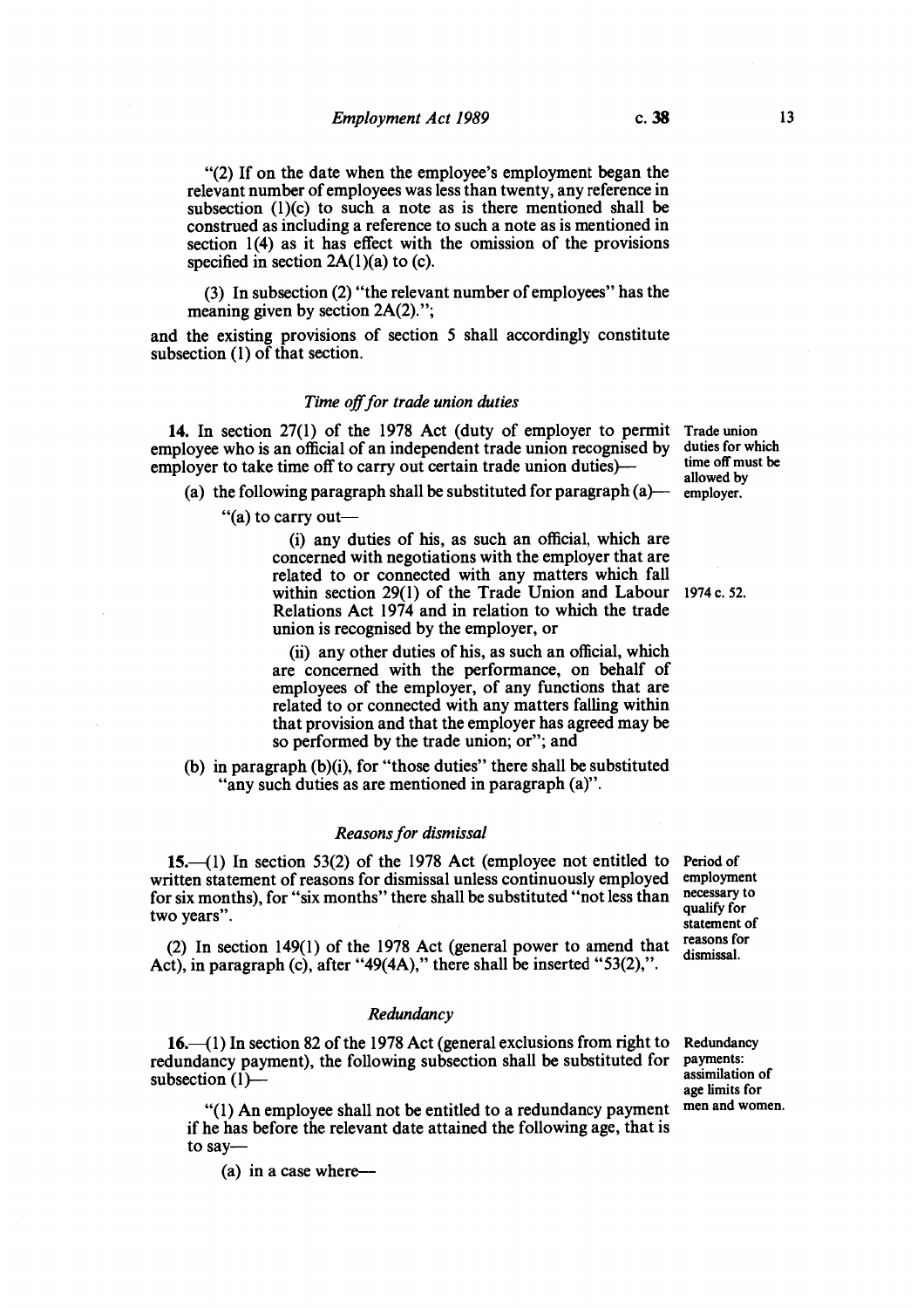"(2) If on the date when the employee's employment began the relevant number of employees was less than twenty, any reference in subsection (1)(c) to such a note as is there mentioned shall be construed as including a reference to such a note as is mentioned in section 1(4) as it has effect with the omission of the provisions specified in section 2A(1)(a) to (c).

(3) In subsection (2) "the relevant number of employees" has the meaning given by section 2A(2).";

and the existing provisions of section 5 shall accordingly constitute subsection (1) of that section.

*Time off for trade union duties*

Trade union duties for which time off must be allowed by employer.

**14.** In section 27(1) of the 1978 Act (duty of employer to permit employee who is an official of an independent trade union recognised by employer to take time off to carry out certain trade union duties)—

(a) the following paragraph shall be substituted for paragraph (a)—

"(a) to carry out—

(i) any duties of his, as such an official, which are concerned with negotiations with the employer that are related to or connected with any matters which fall within section 29(1) of the Trade Union and Labour Relations Act 1974 and in relation to which the trade union is recognised by the employer, or

1974 c. 52.

(ii) any other duties of his, as such an official, which are concerned with the performance, on behalf of employees of the employer, of any functions that are related to or connected with any matters falling within that provision and that the employer has agreed may be so performed by the trade union; or"; and

(b) in paragraph (b)(i), for "those duties" there shall be substituted "any such duties as are mentioned in paragraph (a)".

*Reasons for dismissal*

Period of employment necessary to qualify for statement of reasons for dismissal.

**15.**—(1) In section 53(2) of the 1978 Act (employee not entitled to written statement of reasons for dismissal unless continuously employed for six months), for "six months" there shall be substituted "not less than two years".

(2) In section 149(1) of the 1978 Act (general power to amend that Act), in paragraph (c), after "49(4A)," there shall be inserted "53(2),".

*Redundancy*

Redundancy payments: assimilation of age limits for men and women.

**16.**—(1) In section 82 of the 1978 Act (general exclusions from right to redundancy payment), the following subsection shall be substituted for subsection (1)—

"(1) An employee shall not be entitled to a redundancy payment if he has before the relevant date attained the following age, that is to say—

(a) in a case where—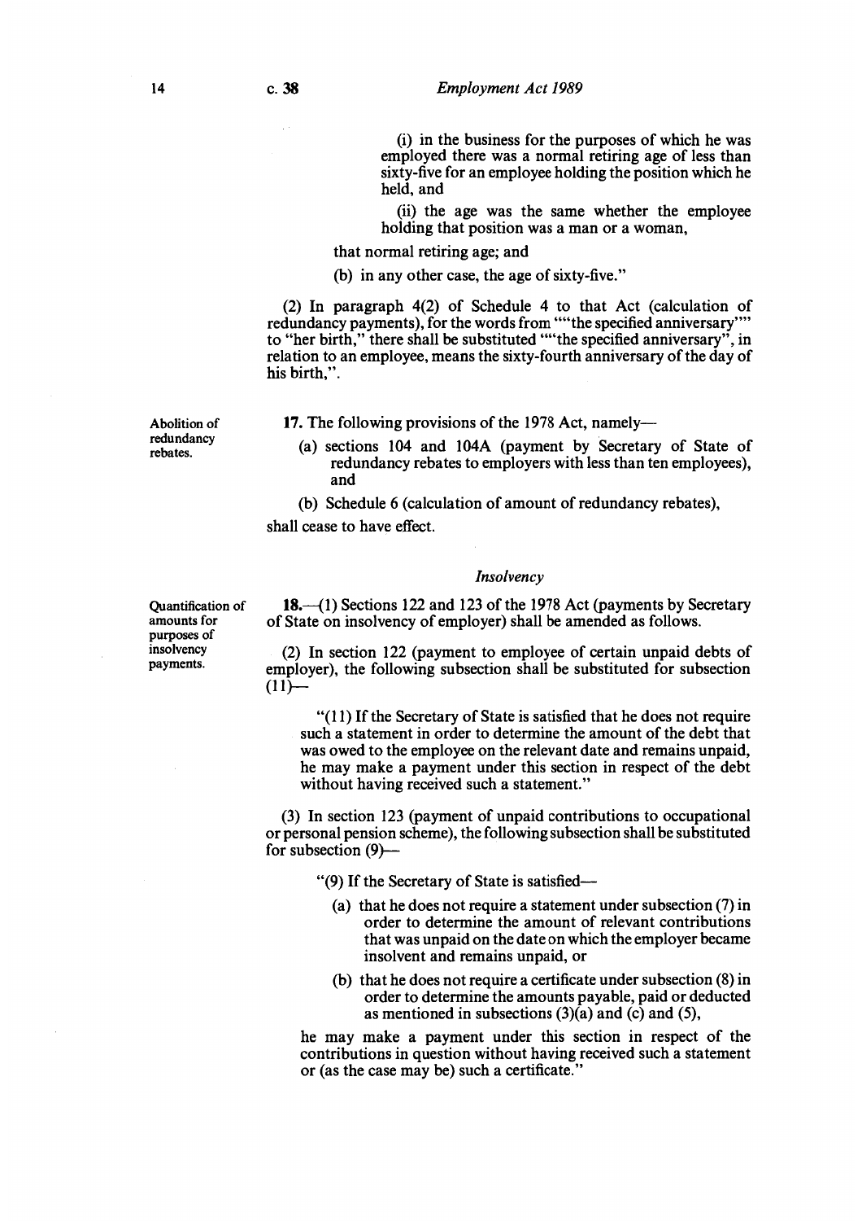(i) in the business for the purposes of which he was employed there was a normal retiring age of less than sixty-five for an employee holding the position which he held, and

(ii) the age was the same whether the employee holding that position was a man or a woman,

that normal retiring age; and

(b) in any other case, the age of sixty-five."

(2) In paragraph 4(2) of Schedule 4 to that Act (calculation of redundancy payments), for the words from ""the specified anniversary"" to "her birth," there shall be substituted ""the specified anniversary", in relation to an employee, means the sixty-fourth anniversary of the day of his birth,".

Abolition of redundancy rebates.

**17.** The following provisions of the 1978 Act, namely—

(a) sections 104 and 104A (payment by Secretary of State of redundancy rebates to employers with less than ten employees), and

(b) Schedule 6 (calculation of amount of redundancy rebates),

shall cease to have effect.

### *Insolvency*

Quantification of amounts for purposes of insolvency payments.

**18.**—(1) Sections 122 and 123 of the 1978 Act (payments by Secretary of State on insolvency of employer) shall be amended as follows.

(2) In section 122 (payment to employee of certain unpaid debts of employer), the following subsection shall be substituted for subsection (11)—

"(11) If the Secretary of State is satisfied that he does not require such a statement in order to determine the amount of the debt that was owed to the employee on the relevant date and remains unpaid, he may make a payment under this section in respect of the debt without having received such a statement."

(3) In section 123 (payment of unpaid contributions to occupational or personal pension scheme), the following subsection shall be substituted for subsection (9)—

"(9) If the Secretary of State is satisfied—

(a) that he does not require a statement under subsection (7) in order to determine the amount of relevant contributions that was unpaid on the date on which the employer became insolvent and remains unpaid, or

(b) that he does not require a certificate under subsection (8) in order to determine the amounts payable, paid or deducted as mentioned in subsections (3)(a) and (c) and (5),

he may make a payment under this section in respect of the contributions in question without having received such a statement or (as the case may be) such a certificate."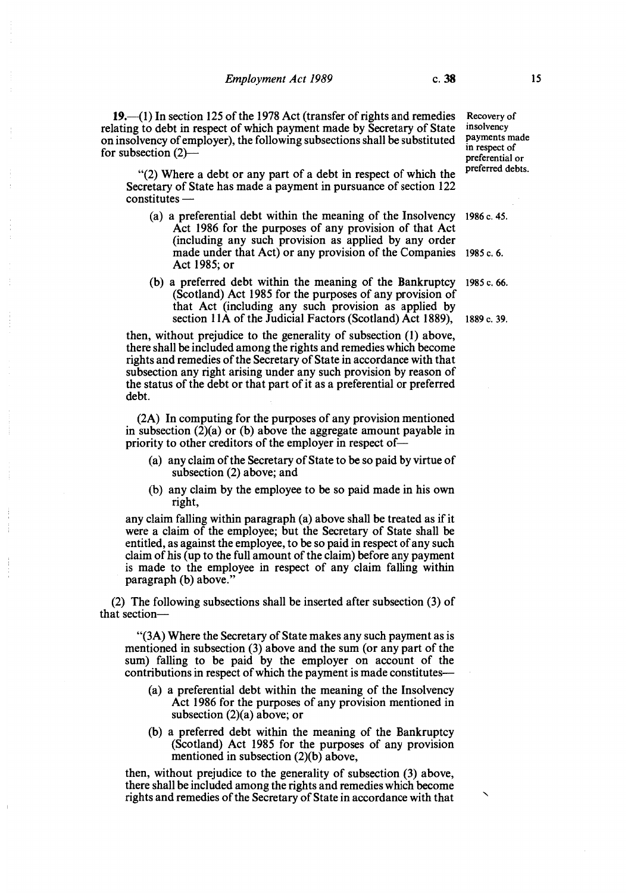**19.**—(1) In section 125 of the 1978 Act (transfer of rights and remedies relating to debt in respect of which payment made by Secretary of State on insolvency of employer), the following subsections shall be substituted for subsection (2)—

Recovery of insolvency payments made in respect of preferential or preferred debts.

"(2) Where a debt or any part of a debt in respect of which the Secretary of State has made a payment in pursuance of section 122 constitutes —

(a) a preferential debt within the meaning of the Insolvency Act 1986 for the purposes of any provision of that Act (including any such provision as applied by any order made under that Act) or any provision of the Companies Act 1985; or

1986 c. 45.

1985 c. 6.

(b) a preferred debt within the meaning of the Bankruptcy (Scotland) Act 1985 for the purposes of any provision of that Act (including any such provision as applied by section 11A of the Judicial Factors (Scotland) Act 1889),

1985 c. 66.

1889 c. 39.

then, without prejudice to the generality of subsection (1) above, there shall be included among the rights and remedies which become rights and remedies of the Secretary of State in accordance with that subsection any right arising under any such provision by reason of the status of the debt or that part of it as a preferential or preferred debt.

(2A) In computing for the purposes of any provision mentioned in subsection (2)(a) or (b) above the aggregate amount payable in priority to other creditors of the employer in respect of—

(a) any claim of the Secretary of State to be so paid by virtue of subsection (2) above; and

(b) any claim by the employee to be so paid made in his own right,

any claim falling within paragraph (a) above shall be treated as if it were a claim of the employee; but the Secretary of State shall be entitled, as against the employee, to be so paid in respect of any such claim of his (up to the full amount of the claim) before any payment is made to the employee in respect of any claim falling within paragraph (b) above."

(2) The following subsections shall be inserted after subsection (3) of that section—

"(3A) Where the Secretary of State makes any such payment as is mentioned in subsection (3) above and the sum (or any part of the sum) falling to be paid by the employer on account of the contributions in respect of which the payment is made constitutes—

(a) a preferential debt within the meaning of the Insolvency Act 1986 for the purposes of any provision mentioned in subsection (2)(a) above; or

(b) a preferred debt within the meaning of the Bankruptcy (Scotland) Act 1985 for the purposes of any provision mentioned in subsection (2)(b) above,

then, without prejudice to the generality of subsection (3) above, there shall be included among the rights and remedies which become rights and remedies of the Secretary of State in accordance with that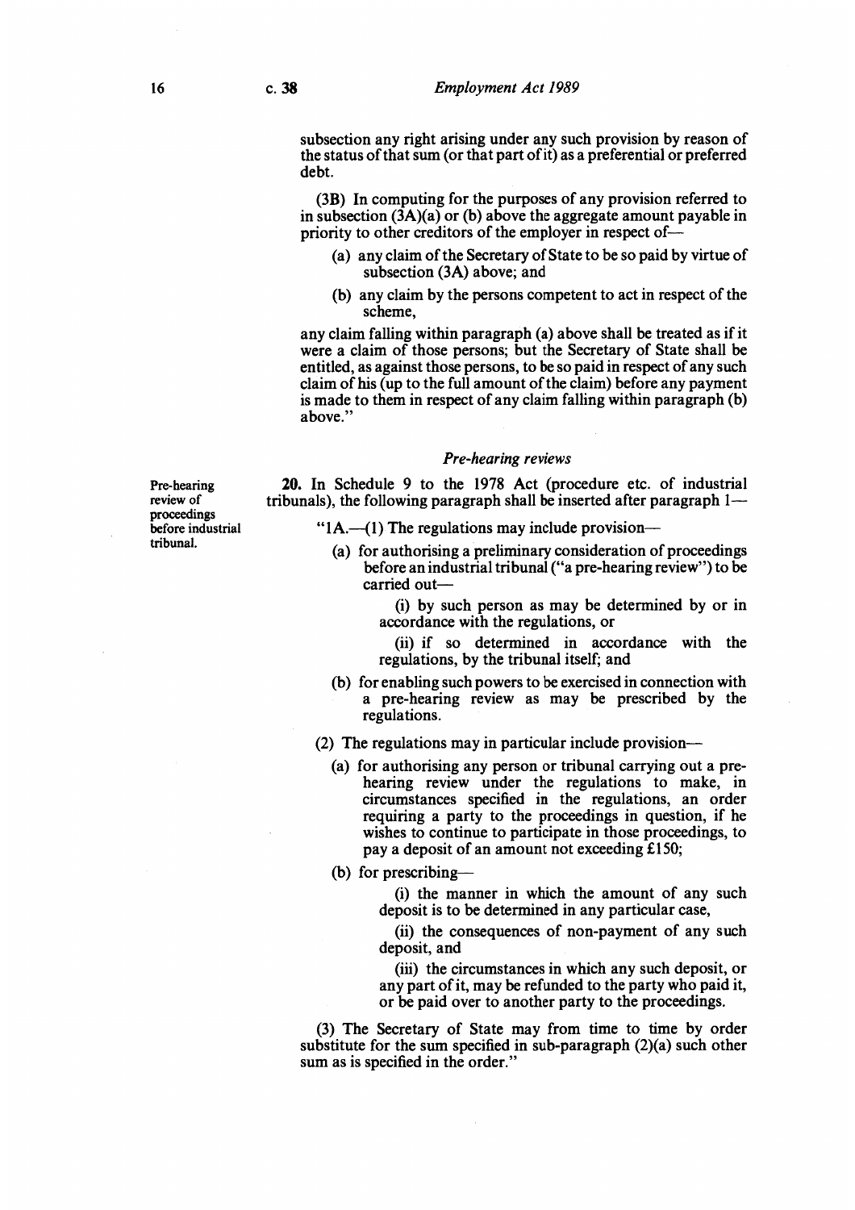subsection any right arising under any such provision by reason of the status of that sum (or that part of it) as a preferential or preferred debt.

(3B) In computing for the purposes of any provision referred to in subsection (3A)(a) or (b) above the aggregate amount payable in priority to other creditors of the employer in respect of—

(a) any claim of the Secretary of State to be so paid by virtue of subsection (3A) above; and

(b) any claim by the persons competent to act in respect of the scheme,

any claim falling within paragraph (a) above shall be treated as if it were a claim of those persons; but the Secretary of State shall be entitled, as against those persons, to be so paid in respect of any such claim of his (up to the full amount of the claim) before any payment is made to them in respect of any claim falling within paragraph (b) above."

*Pre-hearing reviews*

Pre-hearing review of proceedings before industrial tribunal.

**20.** In Schedule 9 to the 1978 Act (procedure etc. of industrial tribunals), the following paragraph shall be inserted after paragraph 1—

"1A.—(1) The regulations may include provision—

(a) for authorising a preliminary consideration of proceedings before an industrial tribunal ("a pre-hearing review") to be carried out—

(i) by such person as may be determined by or in accordance with the regulations, or

(ii) if so determined in accordance with the regulations, by the tribunal itself; and

(b) for enabling such powers to be exercised in connection with a pre-hearing review as may be prescribed by the regulations.

(2) The regulations may in particular include provision—

(a) for authorising any person or tribunal carrying out a pre-hearing review under the regulations to make, in circumstances specified in the regulations, an order requiring a party to the proceedings in question, if he wishes to continue to participate in those proceedings, to pay a deposit of an amount not exceeding £150;

(b) for prescribing—

(i) the manner in which the amount of any such deposit is to be determined in any particular case,

(ii) the consequences of non-payment of any such deposit, and

(iii) the circumstances in which any such deposit, or any part of it, may be refunded to the party who paid it, or be paid over to another party to the proceedings.

(3) The Secretary of State may from time to time by order substitute for the sum specified in sub-paragraph (2)(a) such other sum as is specified in the order."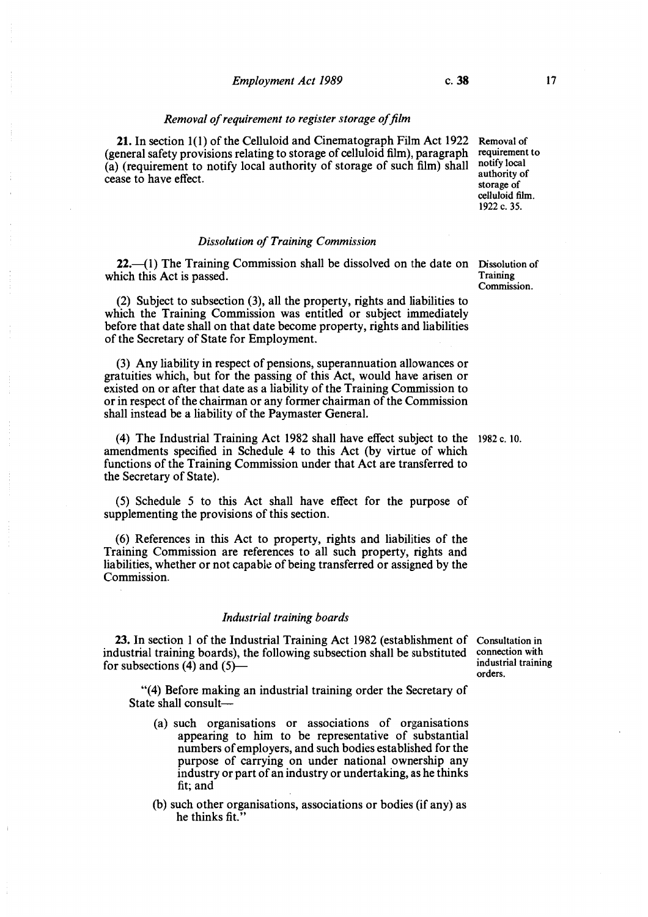### *Removal of requirement to register storage of film*

**21.** In section 1(1) of the Celluloid and Cinematograph Film Act 1922 (general safety provisions relating to storage of celluloid film), paragraph (a) (requirement to notify local authority of storage of such film) shall cease to have effect.

Removal of requirement to notify local authority of storage of celluloid film. 1922 c. 35.

### *Dissolution of Training Commission*

**22.**—(1) The Training Commission shall be dissolved on the date on which this Act is passed.

Dissolution of Training Commission.

(2) Subject to subsection (3), all the property, rights and liabilities to which the Training Commission was entitled or subject immediately before that date shall on that date become property, rights and liabilities of the Secretary of State for Employment.

(3) Any liability in respect of pensions, superannuation allowances or gratuities which, but for the passing of this Act, would have arisen or existed on or after that date as a liability of the Training Commission to or in respect of the chairman or any former chairman of the Commission shall instead be a liability of the Paymaster General.

(4) The Industrial Training Act 1982 shall have effect subject to the amendments specified in Schedule 4 to this Act (by virtue of which functions of the Training Commission under that Act are transferred to the Secretary of State).

1982 c. 10.

(5) Schedule 5 to this Act shall have effect for the purpose of supplementing the provisions of this section.

(6) References in this Act to property, rights and liabilities of the Training Commission are references to all such property, rights and liabilities, whether or not capable of being transferred or assigned by the Commission.

### *Industrial training boards*

**23.** In section 1 of the Industrial Training Act 1982 (establishment of industrial training boards), the following subsection shall be substituted for subsections (4) and (5)—

Consultation in connection with industrial training orders.

"(4) Before making an industrial training order the Secretary of State shall consult—

(a) such organisations or associations of organisations appearing to him to be representative of substantial numbers of employers, and such bodies established for the purpose of carrying on under national ownership any industry or part of an industry or undertaking, as he thinks fit; and

(b) such other organisations, associations or bodies (if any) as he thinks fit."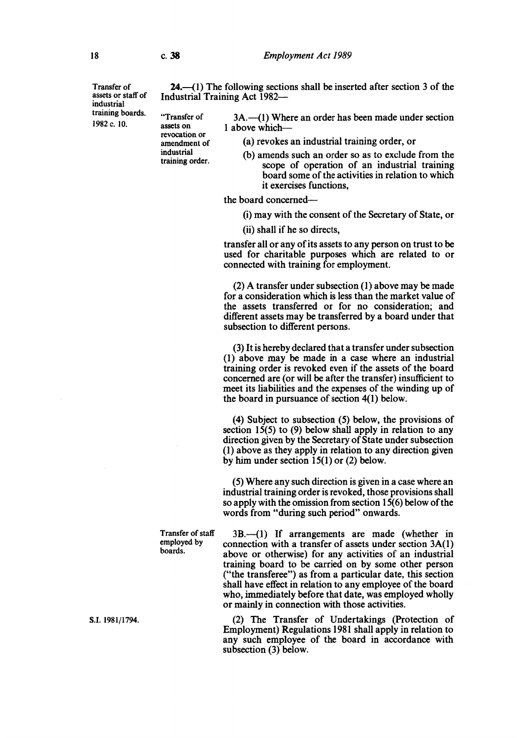Transfer of assets or staff of industrial training boards. 1982 c. 10.

**24.**—(1) The following sections shall be inserted after section 3 of the Industrial Training Act 1982—

"Transfer of assets on revocation or amendment of industrial training order.

3A.—(1) Where an order has been made under section 1 above which—

(a) revokes an industrial training order, or

(b) amends such an order so as to exclude from the scope of operation of an industrial training board some of the activities in relation to which it exercises functions,

the board concerned—

(i) may with the consent of the Secretary of State, or

(ii) shall if he so directs,

transfer all or any of its assets to any person on trust to be used for charitable purposes which are related to or connected with training for employment.

(2) A transfer under subsection (1) above may be made for a consideration which is less than the market value of the assets transferred or for no consideration; and different assets may be transferred by a board under that subsection to different persons.

(3) It is hereby declared that a transfer under subsection (1) above may be made in a case where an industrial training order is revoked even if the assets of the board concerned are (or will be after the transfer) insufficient to meet its liabilities and the expenses of the winding up of the board in pursuance of section 4(1) below.

(4) Subject to subsection (5) below, the provisions of section 15(5) to (9) below shall apply in relation to any direction given by the Secretary of State under subsection (1) above as they apply in relation to any direction given by him under section 15(1) or (2) below.

(5) Where any such direction is given in a case where an industrial training order is revoked, those provisions shall so apply with the omission from section 15(6) below of the words from "during such period" onwards.

Transfer of staff employed by boards.

3B.—(1) If arrangements are made (whether in connection with a transfer of assets under section 3A(1) above or otherwise) for any activities of an industrial training board to be carried on by some other person ("the transferee") as from a particular date, this section shall have effect in relation to any employee of the board who, immediately before that date, was employed wholly or mainly in connection with those activities.

S.I. 1981/1794.

(2) The Transfer of Undertakings (Protection of Employment) Regulations 1981 shall apply in relation to any such employee of the board in accordance with subsection (3) below.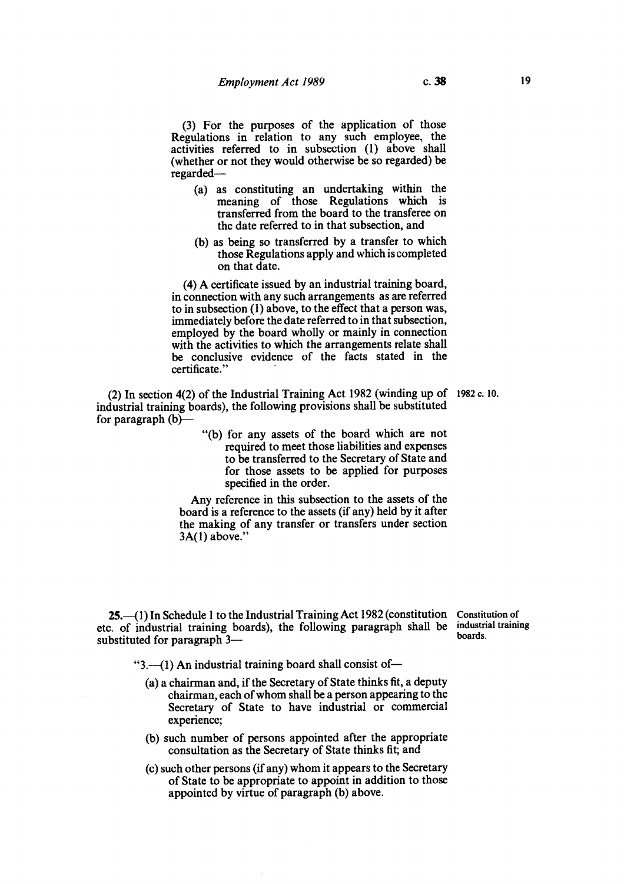(3) For the purposes of the application of those Regulations in relation to any such employee, the activities referred to in subsection (1) above shall (whether or not they would otherwise be so regarded) be regarded—

- (a) as constituting an undertaking within the meaning of those Regulations which is transferred from the board to the transferee on the date referred to in that subsection, and
- (b) as being so transferred by a transfer to which those Regulations apply and which is completed on that date.

(4) A certificate issued by an industrial training board, in connection with any such arrangements as are referred to in subsection (1) above, to the effect that a person was, immediately before the date referred to in that subsection, employed by the board wholly or mainly in connection with the activities to which the arrangements relate shall be conclusive evidence of the facts stated in the certificate."

(2) In section 4(2) of the Industrial Training Act 1982 (winding up of industrial training boards), the following provisions shall be substituted for paragraph (b)— 1982 c. 10.

> "(b) for any assets of the board which are not required to meet those liabilities and expenses to be transferred to the Secretary of State and for those assets to be applied for purposes specified in the order.
>
> Any reference in this subsection to the assets of the board is a reference to the assets (if any) held by it after the making of any transfer or transfers under section 3A(1) above."

**25.**—(1) In Schedule 1 to the Industrial Training Act 1982 (constitution etc. of industrial training boards), the following paragraph shall be substituted for paragraph 3—

Constitution of industrial training boards.

"3.—(1) An industrial training board shall consist of—

- (a) a chairman and, if the Secretary of State thinks fit, a deputy chairman, each of whom shall be a person appearing to the Secretary of State to have industrial or commercial experience;
- (b) such number of persons appointed after the appropriate consultation as the Secretary of State thinks fit; and
- (c) such other persons (if any) whom it appears to the Secretary of State to be appropriate to appoint in addition to those appointed by virtue of paragraph (b) above.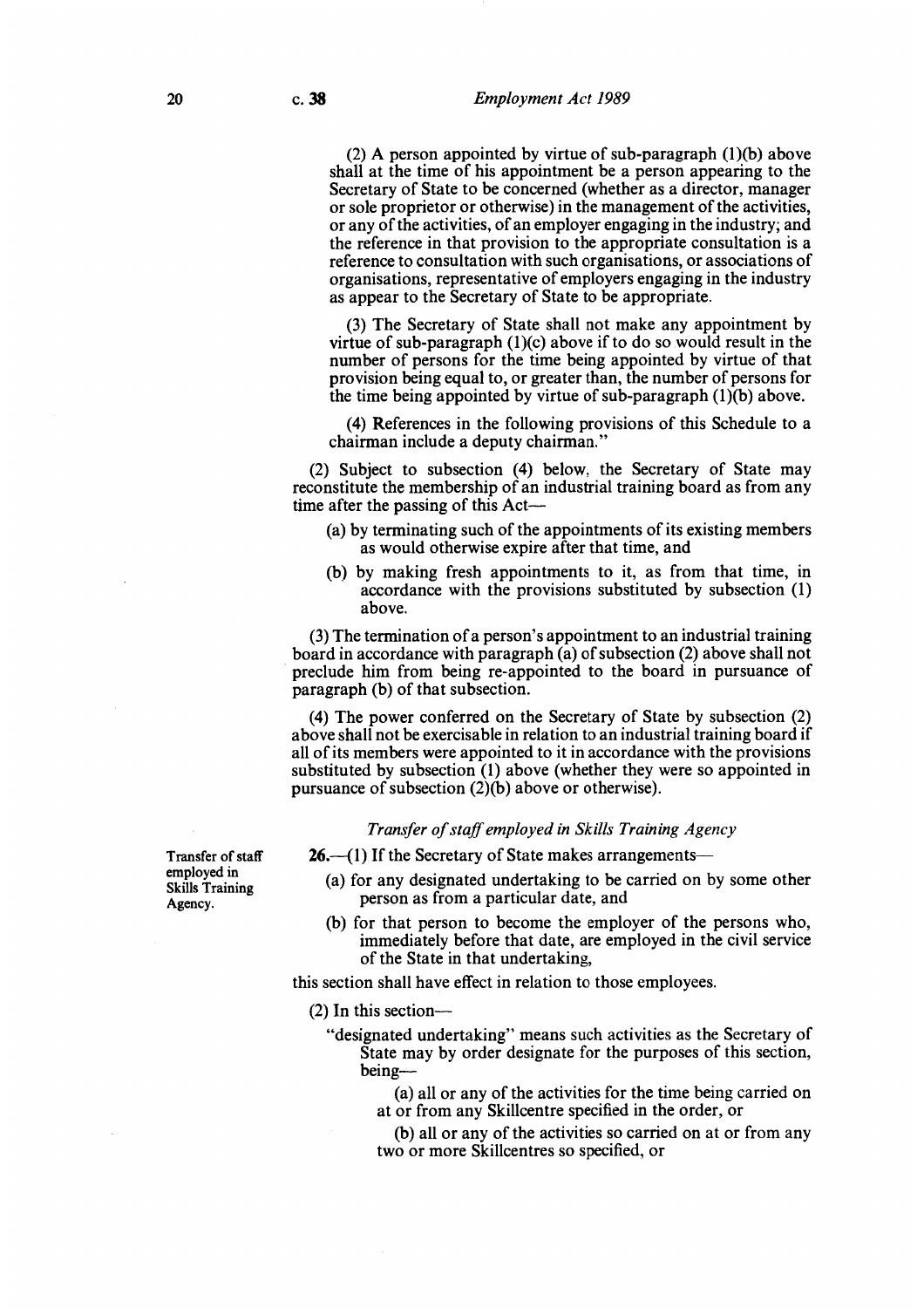(2) A person appointed by virtue of sub-paragraph (1)(b) above shall at the time of his appointment be a person appearing to the Secretary of State to be concerned (whether as a director, manager or sole proprietor or otherwise) in the management of the activities, or any of the activities, of an employer engaging in the industry; and the reference in that provision to the appropriate consultation is a reference to consultation with such organisations, or associations of organisations, representative of employers engaging in the industry as appear to the Secretary of State to be appropriate.

(3) The Secretary of State shall not make any appointment by virtue of sub-paragraph (1)(c) above if to do so would result in the number of persons for the time being appointed by virtue of that provision being equal to, or greater than, the number of persons for the time being appointed by virtue of sub-paragraph (1)(b) above.

(4) References in the following provisions of this Schedule to a chairman include a deputy chairman."

(2) Subject to subsection (4) below, the Secretary of State may reconstitute the membership of an industrial training board as from any time after the passing of this Act—

- (a) by terminating such of the appointments of its existing members as would otherwise expire after that time, and
- (b) by making fresh appointments to it, as from that time, in accordance with the provisions substituted by subsection (1) above.

(3) The termination of a person's appointment to an industrial training board in accordance with paragraph (a) of subsection (2) above shall not preclude him from being re-appointed to the board in pursuance of paragraph (b) of that subsection.

(4) The power conferred on the Secretary of State by subsection (2) above shall not be exercisable in relation to an industrial training board if all of its members were appointed to it in accordance with the provisions substituted by subsection (1) above (whether they were so appointed in pursuance of subsection (2)(b) above or otherwise).

### *Transfer of staff employed in Skills Training Agency*

Transfer of staff employed in Skills Training Agency.

**26.**—(1) If the Secretary of State makes arrangements—

- (a) for any designated undertaking to be carried on by some other person as from a particular date, and
- (b) for that person to become the employer of the persons who, immediately before that date, are employed in the civil service of the State in that undertaking,

this section shall have effect in relation to those employees.

(2) In this section—

"designated undertaking" means such activities as the Secretary of State may by order designate for the purposes of this section, being—

(a) all or any of the activities for the time being carried on at or from any Skillcentre specified in the order, or

(b) all or any of the activities so carried on at or from any two or more Skillcentres so specified, or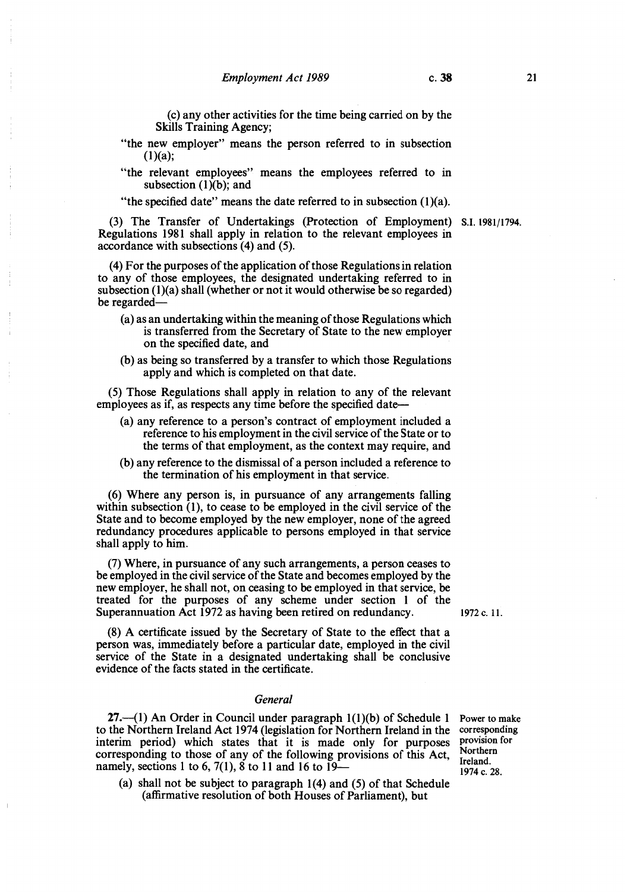(c) any other activities for the time being carried on by the Skills Training Agency;

"the new employer" means the person referred to in subsection (1)(a);

"the relevant employees" means the employees referred to in subsection (1)(b); and

"the specified date" means the date referred to in subsection (1)(a).

(3) The Transfer of Undertakings (Protection of Employment) Regulations 1981 shall apply in relation to the relevant employees in accordance with subsections (4) and (5).

S.I. 1981/1794.

(4) For the purposes of the application of those Regulations in relation to any of those employees, the designated undertaking referred to in subsection (1)(a) shall (whether or not it would otherwise be so regarded) be regarded—

- (a) as an undertaking within the meaning of those Regulations which is transferred from the Secretary of State to the new employer on the specified date, and
- (b) as being so transferred by a transfer to which those Regulations apply and which is completed on that date.

(5) Those Regulations shall apply in relation to any of the relevant employees as if, as respects any time before the specified date—

- (a) any reference to a person's contract of employment included a reference to his employment in the civil service of the State or to the terms of that employment, as the context may require, and
- (b) any reference to the dismissal of a person included a reference to the termination of his employment in that service.

(6) Where any person is, in pursuance of any arrangements falling within subsection (1), to cease to be employed in the civil service of the State and to become employed by the new employer, none of the agreed redundancy procedures applicable to persons employed in that service shall apply to him.

(7) Where, in pursuance of any such arrangements, a person ceases to be employed in the civil service of the State and becomes employed by the new employer, he shall not, on ceasing to be employed in that service, be treated for the purposes of any scheme under section 1 of the Superannuation Act 1972 as having been retired on redundancy.

1972 c. 11.

(8) A certificate issued by the Secretary of State to the effect that a person was, immediately before a particular date, employed in the civil service of the State in a designated undertaking shall be conclusive evidence of the facts stated in the certificate.

### *General*

Power to make corresponding provision for Northern Ireland.
1974 c. 28.

**27.**—(1) An Order in Council under paragraph 1(1)(b) of Schedule 1 to the Northern Ireland Act 1974 (legislation for Northern Ireland in the interim period) which states that it is made only for purposes corresponding to those of any of the following provisions of this Act, namely, sections 1 to 6, 7(1), 8 to 11 and 16 to 19—

- (a) shall not be subject to paragraph 1(4) and (5) of that Schedule (affirmative resolution of both Houses of Parliament), but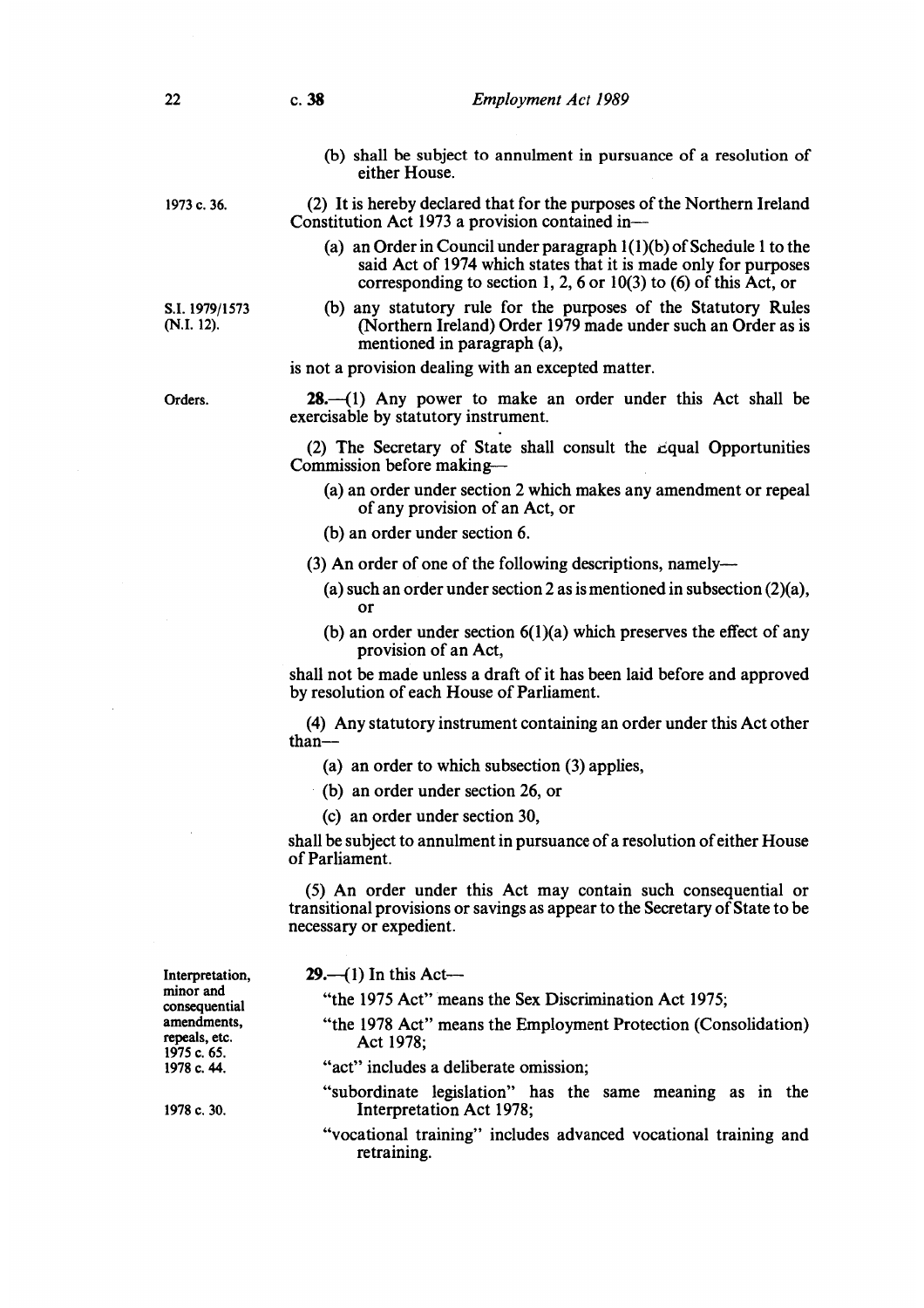(b) shall be subject to annulment in pursuance of a resolution of either House.

1973 c. 36.

(2) It is hereby declared that for the purposes of the Northern Ireland Constitution Act 1973 a provision contained in—

(a) an Order in Council under paragraph 1(1)(b) of Schedule 1 to the said Act of 1974 which states that it is made only for purposes corresponding to section 1, 2, 6 or 10(3) to (6) of this Act, or

S.I. 1979/1573 (N.I. 12).

(b) any statutory rule for the purposes of the Statutory Rules (Northern Ireland) Order 1979 made under such an Order as is mentioned in paragraph (a),

is not a provision dealing with an excepted matter.

Orders.

**28.**—(1) Any power to make an order under this Act shall be exercisable by statutory instrument.

(2) The Secretary of State shall consult the Equal Opportunities Commission before making—

(a) an order under section 2 which makes any amendment or repeal of any provision of an Act, or

(b) an order under section 6.

(3) An order of one of the following descriptions, namely—

(a) such an order under section 2 as is mentioned in subsection (2)(a), or

(b) an order under section 6(1)(a) which preserves the effect of any provision of an Act,

shall not be made unless a draft of it has been laid before and approved by resolution of each House of Parliament.

(4) Any statutory instrument containing an order under this Act other than—

(a) an order to which subsection (3) applies,

(b) an order under section 26, or

(c) an order under section 30,

shall be subject to annulment in pursuance of a resolution of either House of Parliament.

(5) An order under this Act may contain such consequential or transitional provisions or savings as appear to the Secretary of State to be necessary or expedient.

Interpretation, minor and consequential amendments, repeals, etc. 1975 c. 65. 1978 c. 44.

**29.**—(1) In this Act—

"the 1975 Act" means the Sex Discrimination Act 1975;

"the 1978 Act" means the Employment Protection (Consolidation) Act 1978;

"act" includes a deliberate omission;

1978 c. 30.

"subordinate legislation" has the same meaning as in the Interpretation Act 1978;

"vocational training" includes advanced vocational training and retraining.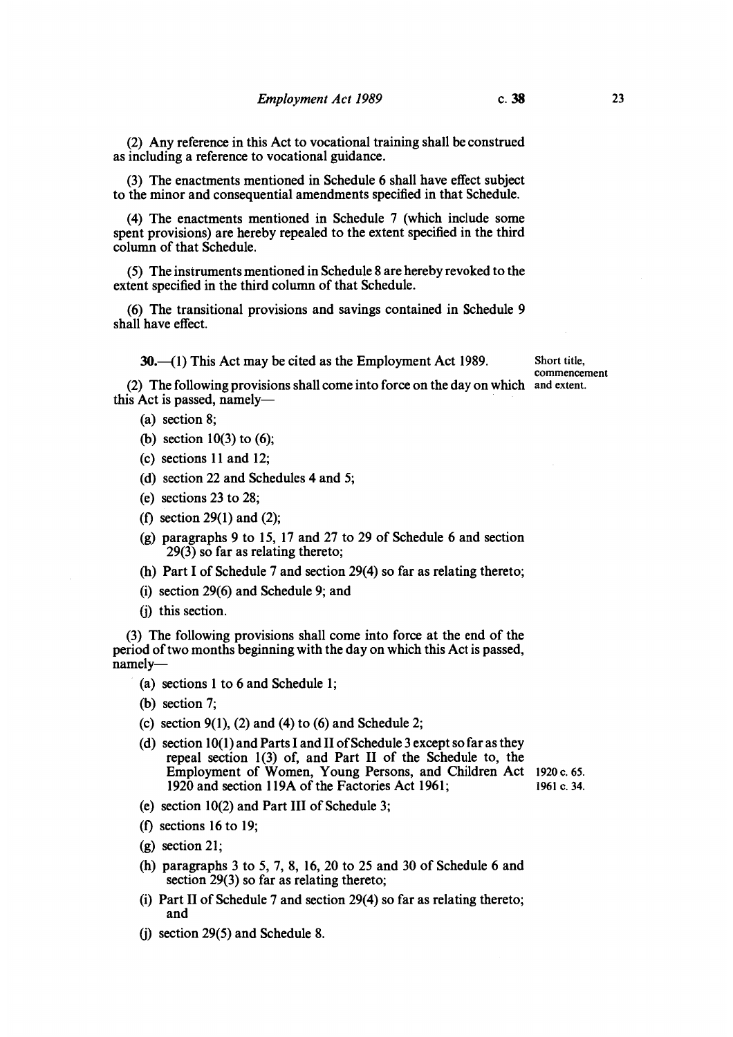(2) Any reference in this Act to vocational training shall be construed as including a reference to vocational guidance.

(3) The enactments mentioned in Schedule 6 shall have effect subject to the minor and consequential amendments specified in that Schedule.

(4) The enactments mentioned in Schedule 7 (which include some spent provisions) are hereby repealed to the extent specified in the third column of that Schedule.

(5) The instruments mentioned in Schedule 8 are hereby revoked to the extent specified in the third column of that Schedule.

(6) The transitional provisions and savings contained in Schedule 9 shall have effect.

Short title, commencement and extent.

**30.**—(1) This Act may be cited as the Employment Act 1989.

(2) The following provisions shall come into force on the day on which this Act is passed, namely—

(a) section 8;

(b) section 10(3) to (6);

(c) sections 11 and 12;

(d) section 22 and Schedules 4 and 5;

(e) sections 23 to 28;

(f) section 29(1) and (2);

(g) paragraphs 9 to 15, 17 and 27 to 29 of Schedule 6 and section 29(3) so far as relating thereto;

(h) Part I of Schedule 7 and section 29(4) so far as relating thereto;

(i) section 29(6) and Schedule 9; and

(j) this section.

(3) The following provisions shall come into force at the end of the period of two months beginning with the day on which this Act is passed, namely—

(a) sections 1 to 6 and Schedule 1;

(b) section 7;

(c) section 9(1), (2) and (4) to (6) and Schedule 2;

(d) section 10(1) and Parts I and II of Schedule 3 except so far as they repeal section 1(3) of, and Part II of the Schedule to, the Employment of Women, Young Persons, and Children Act 1920 and section 119A of the Factories Act 1961;

1920 c. 65.
1961 c. 34.

(e) section 10(2) and Part III of Schedule 3;

(f) sections 16 to 19;

(g) section 21;

(h) paragraphs 3 to 5, 7, 8, 16, 20 to 25 and 30 of Schedule 6 and section 29(3) so far as relating thereto;

(i) Part II of Schedule 7 and section 29(4) so far as relating thereto; and

(j) section 29(5) and Schedule 8.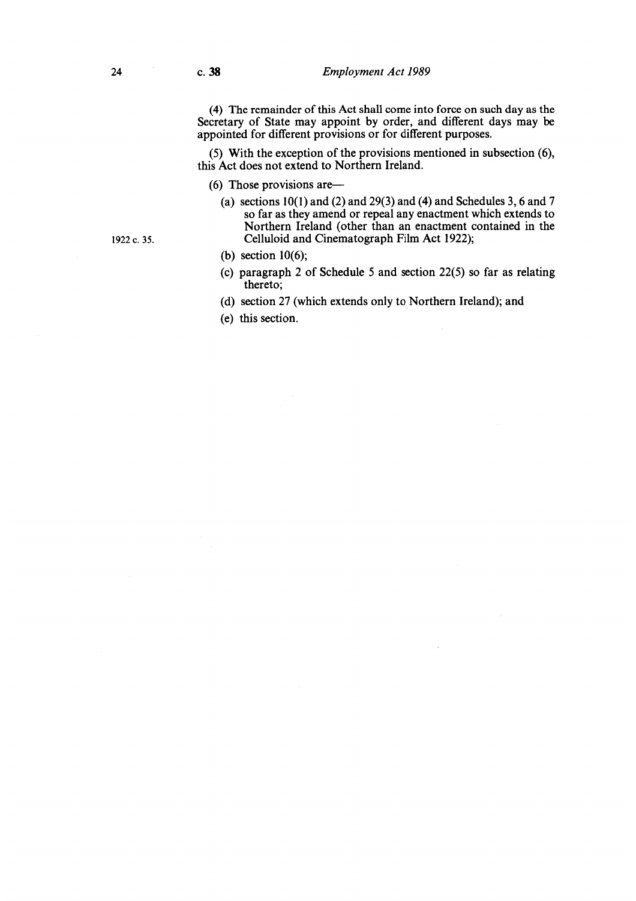(4) The remainder of this Act shall come into force on such day as the Secretary of State may appoint by order, and different days may be appointed for different provisions or for different purposes.

(5) With the exception of the provisions mentioned in subsection (6), this Act does not extend to Northern Ireland.

(6) Those provisions are—

(a) sections 10(1) and (2) and 29(3) and (4) and Schedules 3, 6 and 7 so far as they amend or repeal any enactment which extends to Northern Ireland (other than an enactment contained in the Celluloid and Cinematograph Film Act 1922);

1922 c. 35.

(b) section 10(6);

(c) paragraph 2 of Schedule 5 and section 22(5) so far as relating thereto;

(d) section 27 (which extends only to Northern Ireland); and

(e) this section.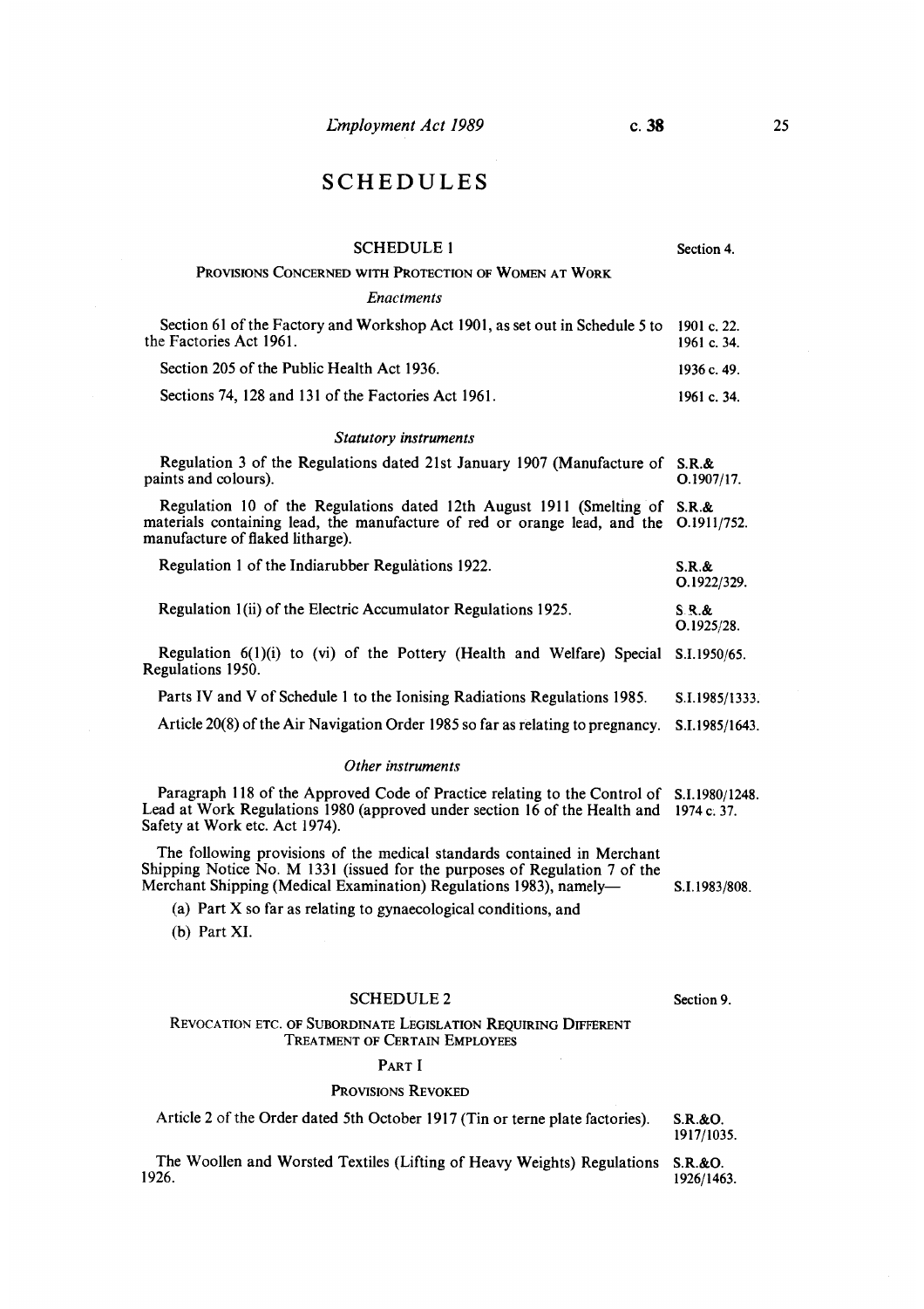# SCHEDULES

## SCHEDULE 1

Section 4.

PROVISIONS CONCERNED WITH PROTECTION OF WOMEN AT WORK

*Enactments*

| | |
|---|---|
| Section 61 of the Factory and Workshop Act 1901, as set out in Schedule 5 to the Factories Act 1961. | 1901 c. 22. 1961 c. 34. |
| Section 205 of the Public Health Act 1936. | 1936 c. 49. |
| Sections 74, 128 and 131 of the Factories Act 1961. | 1961 c. 34. |

*Statutory instruments*

| | |
|---|---|
| Regulation 3 of the Regulations dated 21st January 1907 (Manufacture of paints and colours). | S.R.& O.1907/17. |
| Regulation 10 of the Regulations dated 12th August 1911 (Smelting of materials containing lead, the manufacture of red or orange lead, and the manufacture of flaked litharge). | S.R.& O.1911/752. |
| Regulation 1 of the Indiarubber Regulations 1922. | S.R.& O.1922/329. |
| Regulation 1(ii) of the Electric Accumulator Regulations 1925. | S.R.& O.1925/28. |
| Regulation 6(1)(i) to (vi) of the Pottery (Health and Welfare) Special Regulations 1950. | S.I.1950/65. |
| Parts IV and V of Schedule 1 to the Ionising Radiations Regulations 1985. | S.I.1985/1333. |
| Article 20(8) of the Air Navigation Order 1985 so far as relating to pregnancy. | S.I.1985/1643. |

*Other instruments*

| | |
|---|---|
| Paragraph 118 of the Approved Code of Practice relating to the Control of Lead at Work Regulations 1980 (approved under section 16 of the Health and Safety at Work etc. Act 1974). | S.I.1980/1248. 1974 c. 37. |
| The following provisions of the medical standards contained in Merchant Shipping Notice No. M 1331 (issued for the purposes of Regulation 7 of the Merchant Shipping (Medical Examination) Regulations 1983), namely— | S.I.1983/808. |

(a) Part X so far as relating to gynaecological conditions, and

(b) Part XI.

## SCHEDULE 2

Section 9.

REVOCATION ETC. OF SUBORDINATE LEGISLATION REQUIRING DIFFERENT TREATMENT OF CERTAIN EMPLOYEES

PART I

PROVISIONS REVOKED

| | |
|---|---|
| Article 2 of the Order dated 5th October 1917 (Tin or terne plate factories). | S.R.&O. 1917/1035. |
| The Woollen and Worsted Textiles (Lifting of Heavy Weights) Regulations 1926. | S.R.&O. 1926/1463. |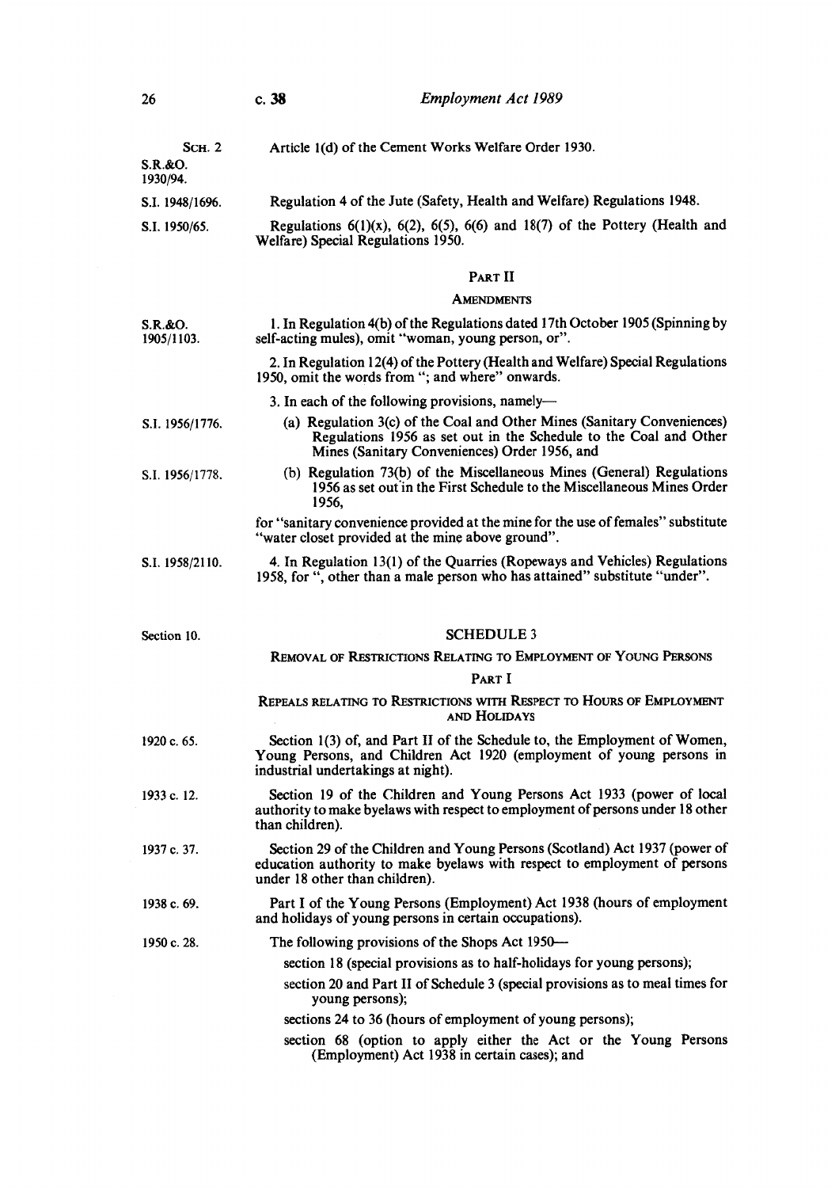| | |
|---|---|
| SCH. 2 S.R.&O. 1930/94. | Article 1(d) of the Cement Works Welfare Order 1930. |
| S.I. 1948/1696. | Regulation 4 of the Jute (Safety, Health and Welfare) Regulations 1948. |
| S.I. 1950/65. | Regulations 6(1)(x), 6(2), 6(5), 6(6) and 18(7) of the Pottery (Health and Welfare) Special Regulations 1950. |

### PART II

#### AMENDMENTS

S.R.&O. 1905/1103.

1. In Regulation 4(b) of the Regulations dated 17th October 1905 (Spinning by self-acting mules), omit "woman, young person, or".

2. In Regulation 12(4) of the Pottery (Health and Welfare) Special Regulations 1950, omit the words from "; and where" onwards.

3. In each of the following provisions, namely—

S.I. 1956/1776.

(a) Regulation 3(c) of the Coal and Other Mines (Sanitary Conveniences) Regulations 1956 as set out in the Schedule to the Coal and Other Mines (Sanitary Conveniences) Order 1956, and

S.I. 1956/1778.

(b) Regulation 73(b) of the Miscellaneous Mines (General) Regulations 1956 as set out in the First Schedule to the Miscellaneous Mines Order 1956,

for "sanitary convenience provided at the mine for the use of females" substitute "water closet provided at the mine above ground".

S.I. 1958/2110.

4. In Regulation 13(1) of the Quarries (Ropeways and Vehicles) Regulations 1958, for ", other than a male person who has attained" substitute "under".

Section 10.

## SCHEDULE 3

### REMOVAL OF RESTRICTIONS RELATING TO EMPLOYMENT OF YOUNG PERSONS

### PART I

#### REPEALS RELATING TO RESTRICTIONS WITH RESPECT TO HOURS OF EMPLOYMENT AND HOLIDAYS

| | |
|---|---|
| 1920 c. 65. | Section 1(3) of, and Part II of the Schedule to, the Employment of Women, Young Persons, and Children Act 1920 (employment of young persons in industrial undertakings at night). |
| 1933 c. 12. | Section 19 of the Children and Young Persons Act 1933 (power of local authority to make byelaws with respect to employment of persons under 18 other than children). |
| 1937 c. 37. | Section 29 of the Children and Young Persons (Scotland) Act 1937 (power of education authority to make byelaws with respect to employment of persons under 18 other than children). |
| 1938 c. 69. | Part I of the Young Persons (Employment) Act 1938 (hours of employment and holidays of young persons in certain occupations). |
| 1950 c. 28. | The following provisions of the Shops Act 1950— |

section 18 (special provisions as to half-holidays for young persons);

section 20 and Part II of Schedule 3 (special provisions as to meal times for young persons);

sections 24 to 36 (hours of employment of young persons);

section 68 (option to apply either the Act or the Young Persons (Employment) Act 1938 in certain cases); and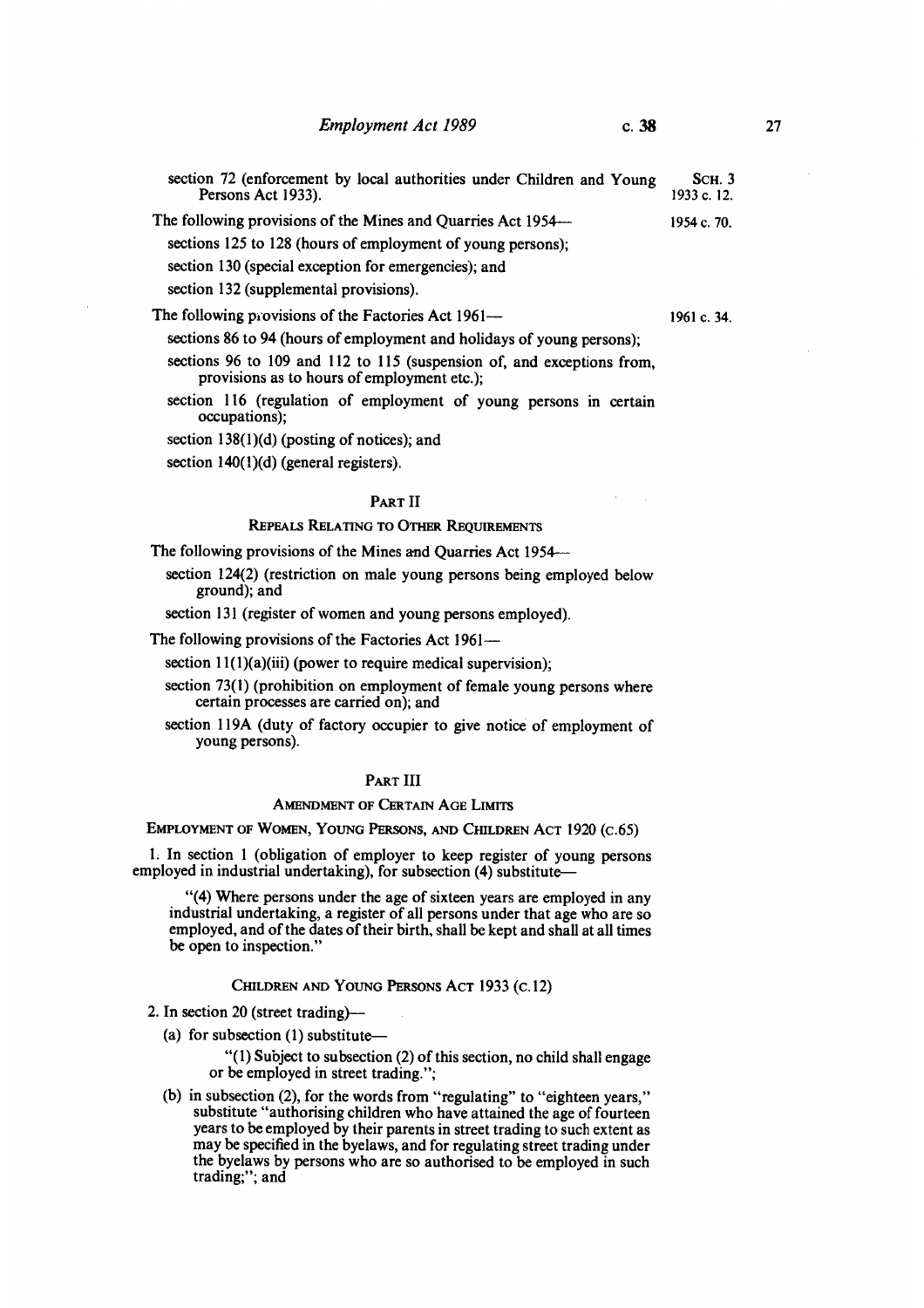section 72 (enforcement by local authorities under Children and Young Persons Act 1933).

SCH. 3
1933 c. 12.

The following provisions of the Mines and Quarries Act 1954— 1954 c. 70.

sections 125 to 128 (hours of employment of young persons);

section 130 (special exception for emergencies); and

section 132 (supplemental provisions).

The following provisions of the Factories Act 1961— 1961 c. 34.

sections 86 to 94 (hours of employment and holidays of young persons);

sections 96 to 109 and 112 to 115 (suspension of, and exceptions from, provisions as to hours of employment etc.);

section 116 (regulation of employment of young persons in certain occupations);

section 138(1)(d) (posting of notices); and

section 140(1)(d) (general registers).

## PART II

### REPEALS RELATING TO OTHER REQUIREMENTS

The following provisions of the Mines and Quarries Act 1954—

section 124(2) (restriction on male young persons being employed below ground); and

section 131 (register of women and young persons employed).

The following provisions of the Factories Act 1961—

section 11(1)(a)(iii) (power to require medical supervision);

section 73(1) (prohibition on employment of female young persons where certain processes are carried on); and

section 119A (duty of factory occupier to give notice of employment of young persons).

## PART III

### AMENDMENT OF CERTAIN AGE LIMITS

EMPLOYMENT OF WOMEN, YOUNG PERSONS, AND CHILDREN ACT 1920 (C.65)

1. In section 1 (obligation of employer to keep register of young persons employed in industrial undertaking), for subsection (4) substitute—

"(4) Where persons under the age of sixteen years are employed in any industrial undertaking, a register of all persons under that age who are so employed, and of the dates of their birth, shall be kept and shall at all times be open to inspection."

CHILDREN AND YOUNG PERSONS ACT 1933 (C.12)

2. In section 20 (street trading)—

(a) for subsection (1) substitute—

"(1) Subject to subsection (2) of this section, no child shall engage or be employed in street trading.";

(b) in subsection (2), for the words from "regulating" to "eighteen years," substitute "authorising children who have attained the age of fourteen years to be employed by their parents in street trading to such extent as may be specified in the byelaws, and for regulating street trading under the byelaws by persons who are so authorised to be employed in such trading;"; and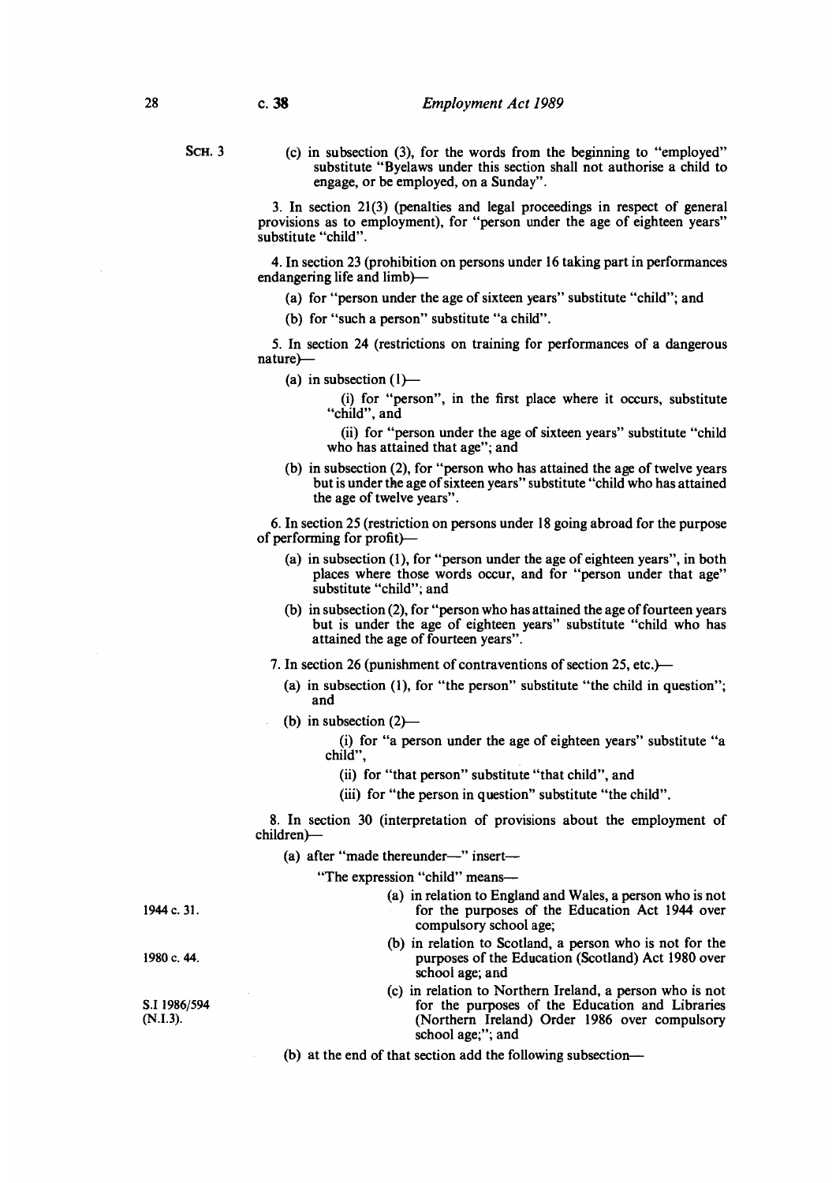SCH. 3

(c) in subsection (3), for the words from the beginning to "employed" substitute "Byelaws under this section shall not authorise a child to engage, or be employed, on a Sunday".

3. In section 21(3) (penalties and legal proceedings in respect of general provisions as to employment), for "person under the age of eighteen years" substitute "child".

4. In section 23 (prohibition on persons under 16 taking part in performances endangering life and limb)—

(a) for "person under the age of sixteen years" substitute "child"; and

(b) for "such a person" substitute "a child".

5. In section 24 (restrictions on training for performances of a dangerous nature)—

(a) in subsection (1)—

(i) for "person", in the first place where it occurs, substitute "child", and

(ii) for "person under the age of sixteen years" substitute "child who has attained that age"; and

(b) in subsection (2), for "person who has attained the age of twelve years but is under the age of sixteen years" substitute "child who has attained the age of twelve years".

6. In section 25 (restriction on persons under 18 going abroad for the purpose of performing for profit)—

(a) in subsection (1), for "person under the age of eighteen years", in both places where those words occur, and for "person under that age" substitute "child"; and

(b) in subsection (2), for "person who has attained the age of fourteen years but is under the age of eighteen years" substitute "child who has attained the age of fourteen years".

7. In section 26 (punishment of contraventions of section 25, etc.)—

(a) in subsection (1), for "the person" substitute "the child in question"; and

(b) in subsection (2)—

(i) for "a person under the age of eighteen years" substitute "a child",

(ii) for "that person" substitute "that child", and

(iii) for "the person in question" substitute "the child".

8. In section 30 (interpretation of provisions about the employment of children)—

(a) after "made thereunder—" insert—

"The expression "child" means—

(a) in relation to England and Wales, a person who is not for the purposes of the Education Act 1944 over compulsory school age; (1944 c. 31.)

(b) in relation to Scotland, a person who is not for the purposes of the Education (Scotland) Act 1980 over school age; and (1980 c. 44.)

(c) in relation to Northern Ireland, a person who is not for the purposes of the Education and Libraries (Northern Ireland) Order 1986 over compulsory school age;"; and (S.I 1986/594 (N.I.3).)

(b) at the end of that section add the following subsection—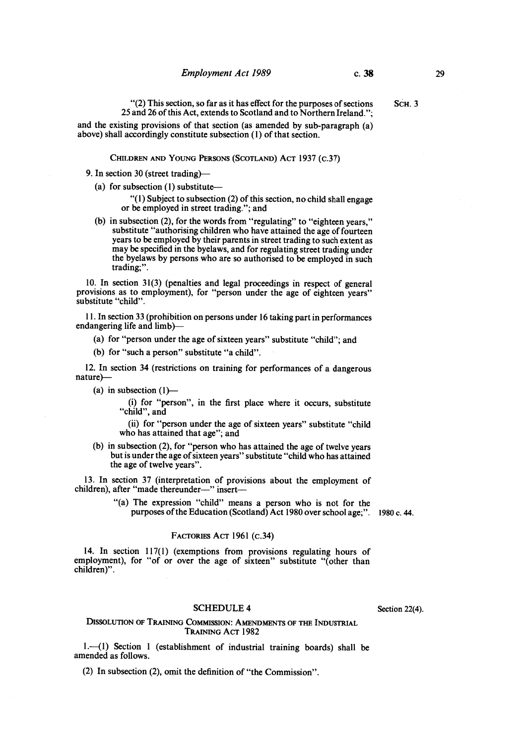SCH. 3

"(2) This section, so far as it has effect for the purposes of sections 25 and 26 of this Act, extends to Scotland and to Northern Ireland.";

and the existing provisions of that section (as amended by sub-paragraph (a) above) shall accordingly constitute subsection (1) of that section.

CHILDREN AND YOUNG PERSONS (SCOTLAND) ACT 1937 (C.37)

9. In section 30 (street trading)—

(a) for subsection (1) substitute—

"(1) Subject to subsection (2) of this section, no child shall engage or be employed in street trading."; and

(b) in subsection (2), for the words from "regulating" to "eighteen years," substitute "authorising children who have attained the age of fourteen years to be employed by their parents in street trading to such extent as may be specified in the byelaws, and for regulating street trading under the byelaws by persons who are so authorised to be employed in such trading;".

10. In section 31(3) (penalties and legal proceedings in respect of general provisions as to employment), for "person under the age of eighteen years" substitute "child".

11. In section 33 (prohibition on persons under 16 taking part in performances endangering life and limb)—

(a) for "person under the age of sixteen years" substitute "child"; and

(b) for "such a person" substitute "a child".

12. In section 34 (restrictions on training for performances of a dangerous nature)—

(a) in subsection (1)—

(i) for "person", in the first place where it occurs, substitute "child", and

(ii) for "person under the age of sixteen years" substitute "child who has attained that age"; and

(b) in subsection (2), for "person who has attained the age of twelve years but is under the age of sixteen years" substitute "child who has attained the age of twelve years".

13. In section 37 (interpretation of provisions about the employment of children), after "made thereunder—" insert—

"(a) The expression "child" means a person who is not for the purposes of the Education (Scotland) Act 1980 over school age;". 1980 c. 44.

FACTORIES ACT 1961 (C.34)

14. In section 117(1) (exemptions from provisions regulating hours of employment), for "of or over the age of sixteen" substitute "(other than children)".

## SCHEDULE 4

Section 22(4).

DISSOLUTION OF TRAINING COMMISSION: AMENDMENTS OF THE INDUSTRIAL TRAINING ACT 1982

1.—(1) Section 1 (establishment of industrial training boards) shall be amended as follows.

(2) In subsection (2), omit the definition of "the Commission".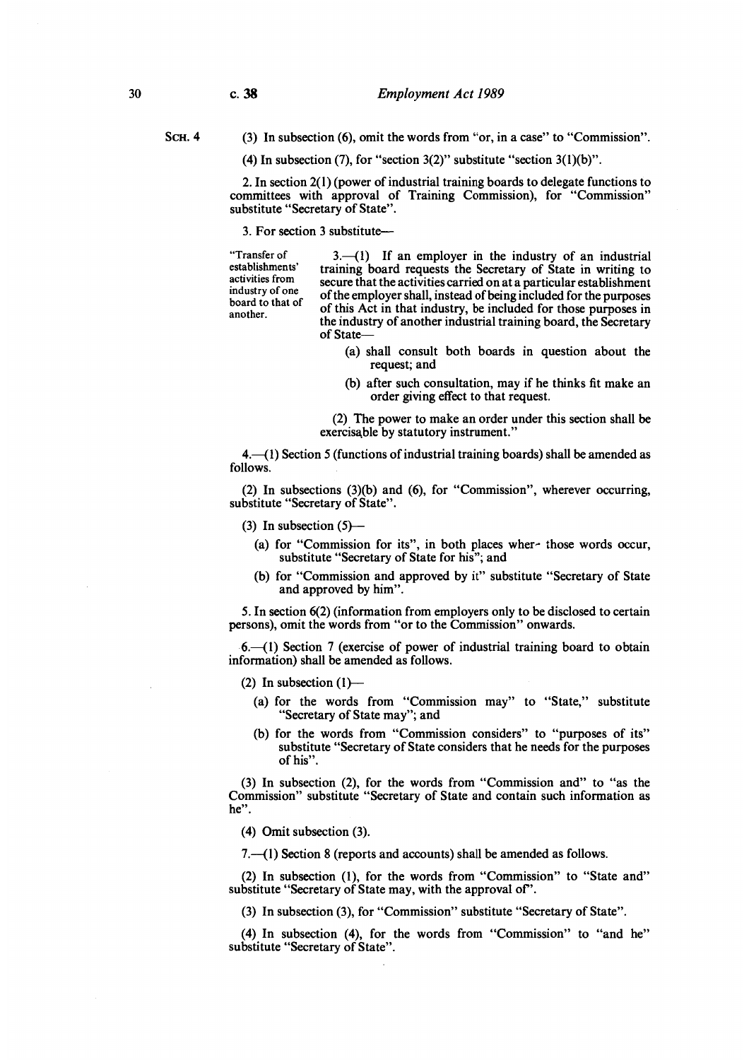Sch. 4

(3) In subsection (6), omit the words from "or, in a case" to "Commission".

(4) In subsection (7), for "section 3(2)" substitute "section 3(1)(b)".

2. In section 2(1) (power of industrial training boards to delegate functions to committees with approval of Training Commission), for "Commission" substitute "Secretary of State".

3. For section 3 substitute—

"Transfer of establishments' activities from industry of one board to that of another.

3.—(1) If an employer in the industry of an industrial training board requests the Secretary of State in writing to secure that the activities carried on at a particular establishment of the employer shall, instead of being included for the purposes of this Act in that industry, be included for those purposes in the industry of another industrial training board, the Secretary of State—

(a) shall consult both boards in question about the request; and

(b) after such consultation, may if he thinks fit make an order giving effect to that request.

(2) The power to make an order under this section shall be exercisable by statutory instrument."

4.—(1) Section 5 (functions of industrial training boards) shall be amended as follows.

(2) In subsections (3)(b) and (6), for "Commission", wherever occurring, substitute "Secretary of State".

(3) In subsection (5)—

(a) for "Commission for its", in both places wher- those words occur, substitute "Secretary of State for his"; and

(b) for "Commission and approved by it" substitute "Secretary of State and approved by him".

5. In section 6(2) (information from employers only to be disclosed to certain persons), omit the words from "or to the Commission" onwards.

6.—(1) Section 7 (exercise of power of industrial training board to obtain information) shall be amended as follows.

(2) In subsection (1)—

(a) for the words from "Commission may" to "State," substitute "Secretary of State may"; and

(b) for the words from "Commission considers" to "purposes of its" substitute "Secretary of State considers that he needs for the purposes of his".

(3) In subsection (2), for the words from "Commission and" to "as the Commission" substitute "Secretary of State and contain such information as he".

(4) Omit subsection (3).

7.—(1) Section 8 (reports and accounts) shall be amended as follows.

(2) In subsection (1), for the words from "Commission" to "State and" substitute "Secretary of State may, with the approval of".

(3) In subsection (3), for "Commission" substitute "Secretary of State".

(4) In subsection (4), for the words from "Commission" to "and he" substitute "Secretary of State".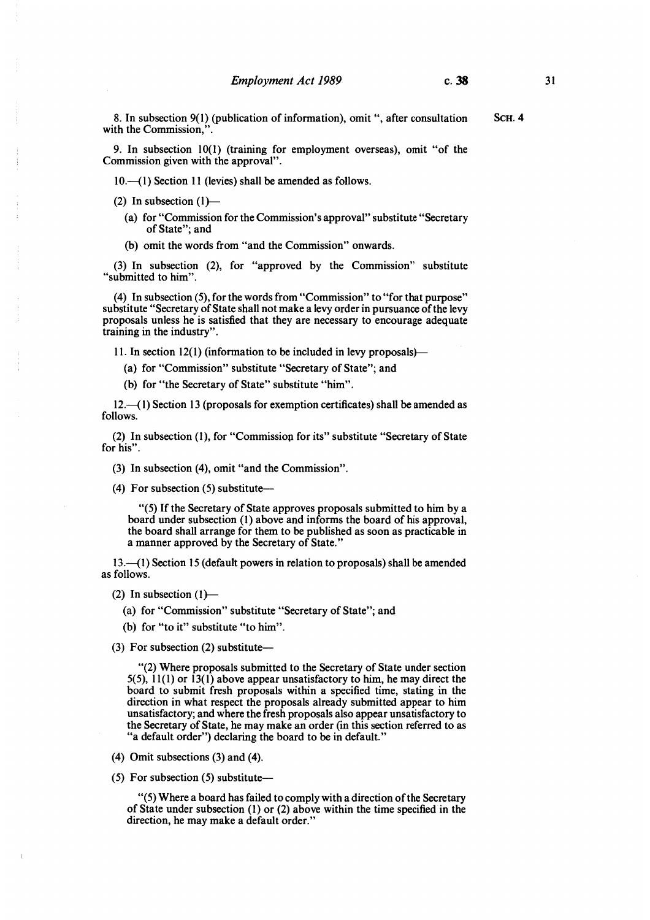8. In subsection 9(1) (publication of information), omit ", after consultation with the Commission,".

9. In subsection 10(1) (training for employment overseas), omit "of the Commission given with the approval".

10.—(1) Section 11 (levies) shall be amended as follows.

(2) In subsection (1)—

(a) for "Commission for the Commission's approval" substitute "Secretary of State"; and

(b) omit the words from "and the Commission" onwards.

(3) In subsection (2), for "approved by the Commission" substitute "submitted to him".

(4) In subsection (5), for the words from "Commission" to "for that purpose" substitute "Secretary of State shall not make a levy order in pursuance of the levy proposals unless he is satisfied that they are necessary to encourage adequate training in the industry".

11. In section 12(1) (information to be included in levy proposals)—

(a) for "Commission" substitute "Secretary of State"; and

(b) for "the Secretary of State" substitute "him".

12.—(1) Section 13 (proposals for exemption certificates) shall be amended as follows.

(2) In subsection (1), for "Commission for its" substitute "Secretary of State for his".

(3) In subsection (4), omit "and the Commission".

(4) For subsection (5) substitute—

"(5) If the Secretary of State approves proposals submitted to him by a board under subsection (1) above and informs the board of his approval, the board shall arrange for them to be published as soon as practicable in a manner approved by the Secretary of State."

13.—(1) Section 15 (default powers in relation to proposals) shall be amended as follows.

(2) In subsection (1)—

(a) for "Commission" substitute "Secretary of State"; and

(b) for "to it" substitute "to him".

(3) For subsection (2) substitute—

"(2) Where proposals submitted to the Secretary of State under section 5(5), 11(1) or 13(1) above appear unsatisfactory to him, he may direct the board to submit fresh proposals within a specified time, stating in the direction in what respect the proposals already submitted appear to him unsatisfactory; and where the fresh proposals also appear unsatisfactory to the Secretary of State, he may make an order (in this section referred to as "a default order") declaring the board to be in default."

(4) Omit subsections (3) and (4).

(5) For subsection (5) substitute—

"(5) Where a board has failed to comply with a direction of the Secretary of State under subsection (1) or (2) above within the time specified in the direction, he may make a default order."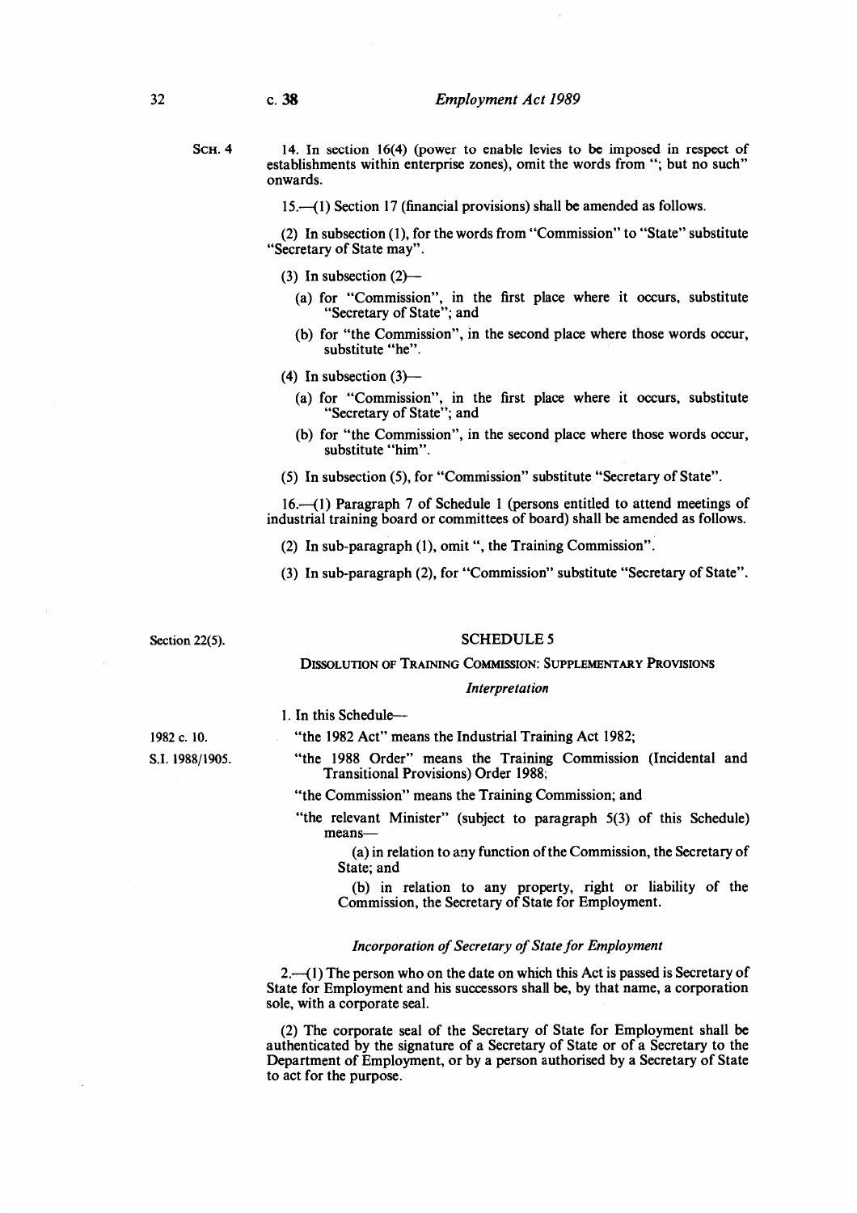SCH. 4

14. In section 16(4) (power to enable levies to be imposed in respect of establishments within enterprise zones), omit the words from "; but no such" onwards.

15.—(1) Section 17 (financial provisions) shall be amended as follows.

(2) In subsection (1), for the words from "Commission" to "State" substitute "Secretary of State may".

(3) In subsection (2)—

(a) for "Commission", in the first place where it occurs, substitute "Secretary of State"; and

(b) for "the Commission", in the second place where those words occur, substitute "he".

(4) In subsection (3)—

(a) for "Commission", in the first place where it occurs, substitute "Secretary of State"; and

(b) for "the Commission", in the second place where those words occur, substitute "him".

(5) In subsection (5), for "Commission" substitute "Secretary of State".

16.—(1) Paragraph 7 of Schedule 1 (persons entitled to attend meetings of industrial training board or committees of board) shall be amended as follows.

(2) In sub-paragraph (1), omit ", the Training Commission".

(3) In sub-paragraph (2), for "Commission" substitute "Secretary of State".

Section 22(5).

## SCHEDULE 5

### DISSOLUTION OF TRAINING COMMISSION: SUPPLEMENTARY PROVISIONS

#### *Interpretation*

1. In this Schedule—

1982 c. 10.

"the 1982 Act" means the Industrial Training Act 1982;

S.I. 1988/1905.

"the 1988 Order" means the Training Commission (Incidental and Transitional Provisions) Order 1988;

"the Commission" means the Training Commission; and

"the relevant Minister" (subject to paragraph 5(3) of this Schedule) means—

(a) in relation to any function of the Commission, the Secretary of State; and

(b) in relation to any property, right or liability of the Commission, the Secretary of State for Employment.

#### *Incorporation of Secretary of State for Employment*

2.—(1) The person who on the date on which this Act is passed is Secretary of State for Employment and his successors shall be, by that name, a corporation sole, with a corporate seal.

(2) The corporate seal of the Secretary of State for Employment shall be authenticated by the signature of a Secretary of State or of a Secretary to the Department of Employment, or by a person authorised by a Secretary of State to act for the purpose.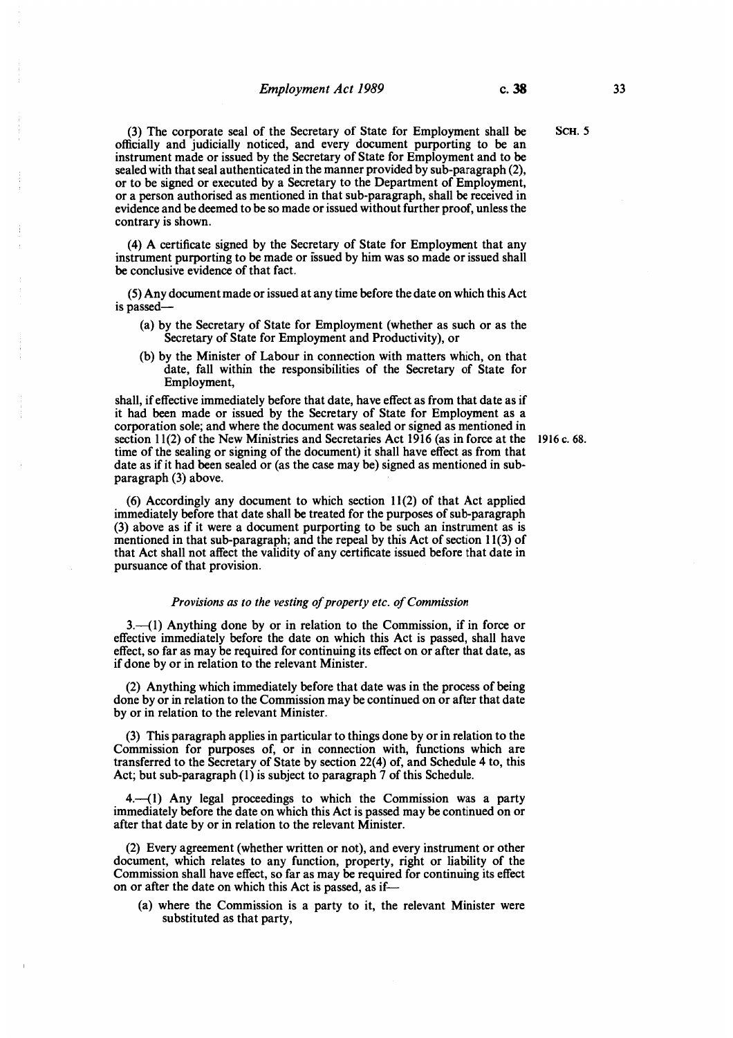(3) The corporate seal of the Secretary of State for Employment shall be officially and judicially noticed, and every document purporting to be an instrument made or issued by the Secretary of State for Employment and to be sealed with that seal authenticated in the manner provided by sub-paragraph (2), or to be signed or executed by a Secretary to the Department of Employment, or a person authorised as mentioned in that sub-paragraph, shall be received in evidence and be deemed to be so made or issued without further proof, unless the contrary is shown.

SCH. 5

(4) A certificate signed by the Secretary of State for Employment that any instrument purporting to be made or issued by him was so made or issued shall be conclusive evidence of that fact.

(5) Any document made or issued at any time before the date on which this Act is passed—

(a) by the Secretary of State for Employment (whether as such or as the Secretary of State for Employment and Productivity), or

(b) by the Minister of Labour in connection with matters which, on that date, fall within the responsibilities of the Secretary of State for Employment,

shall, if effective immediately before that date, have effect as from that date as if it had been made or issued by the Secretary of State for Employment as a corporation sole; and where the document was sealed or signed as mentioned in section 11(2) of the New Ministries and Secretaries Act 1916 (as in force at the time of the sealing or signing of the document) it shall have effect as from that date as if it had been sealed or (as the case may be) signed as mentioned in sub-paragraph (3) above.

1916 c. 68.

(6) Accordingly any document to which section 11(2) of that Act applied immediately before that date shall be treated for the purposes of sub-paragraph (3) above as if it were a document purporting to be such an instrument as is mentioned in that sub-paragraph; and the repeal by this Act of section 11(3) of that Act shall not affect the validity of any certificate issued before that date in pursuance of that provision.

*Provisions as to the vesting of property etc. of Commission*

3.—(1) Anything done by or in relation to the Commission, if in force or effective immediately before the date on which this Act is passed, shall have effect, so far as may be required for continuing its effect on or after that date, as if done by or in relation to the relevant Minister.

(2) Anything which immediately before that date was in the process of being done by or in relation to the Commission may be continued on or after that date by or in relation to the relevant Minister.

(3) This paragraph applies in particular to things done by or in relation to the Commission for purposes of, or in connection with, functions which are transferred to the Secretary of State by section 22(4) of, and Schedule 4 to, this Act; but sub-paragraph (1) is subject to paragraph 7 of this Schedule.

4.—(1) Any legal proceedings to which the Commission was a party immediately before the date on which this Act is passed may be continued on or after that date by or in relation to the relevant Minister.

(2) Every agreement (whether written or not), and every instrument or other document, which relates to any function, property, right or liability of the Commission shall have effect, so far as may be required for continuing its effect on or after the date on which this Act is passed, as if—

(a) where the Commission is a party to it, the relevant Minister were substituted as that party,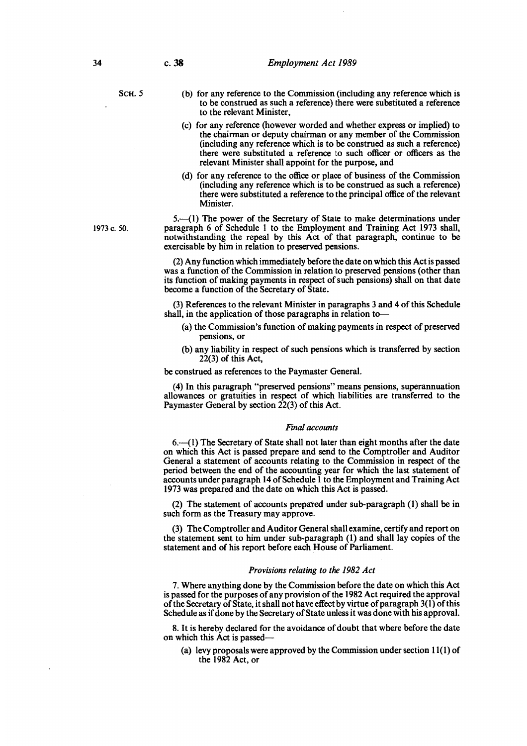(b) for any reference to the Commission (including any reference which is to be construed as such a reference) there were substituted a reference to the relevant Minister,

(c) for any reference (however worded and whether express or implied) to the chairman or deputy chairman or any member of the Commission (including any reference which is to be construed as such a reference) there were substituted a reference to such officer or officers as the relevant Minister shall appoint for the purpose, and

(d) for any reference to the office or place of business of the Commission (including any reference which is to be construed as such a reference) there were substituted a reference to the principal office of the relevant Minister.

5.—(1) The power of the Secretary of State to make determinations under paragraph 6 of Schedule 1 to the Employment and Training Act 1973 shall, notwithstanding the repeal by this Act of that paragraph, continue to be exercisable by him in relation to preserved pensions.

1973 c. 50.

(2) Any function which immediately before the date on which this Act is passed was a function of the Commission in relation to preserved pensions (other than its function of making payments in respect of such pensions) shall on that date become a function of the Secretary of State.

(3) References to the relevant Minister in paragraphs 3 and 4 of this Schedule shall, in the application of those paragraphs in relation to—

(a) the Commission's function of making payments in respect of preserved pensions, or

(b) any liability in respect of such pensions which is transferred by section 22(3) of this Act,

be construed as references to the Paymaster General.

(4) In this paragraph "preserved pensions" means pensions, superannuation allowances or gratuities in respect of which liabilities are transferred to the Paymaster General by section 22(3) of this Act.

*Final accounts*

6.—(1) The Secretary of State shall not later than eight months after the date on which this Act is passed prepare and send to the Comptroller and Auditor General a statement of accounts relating to the Commission in respect of the period between the end of the accounting year for which the last statement of accounts under paragraph 14 of Schedule 1 to the Employment and Training Act 1973 was prepared and the date on which this Act is passed.

(2) The statement of accounts prepared under sub-paragraph (1) shall be in such form as the Treasury may approve.

(3) The Comptroller and Auditor General shall examine, certify and report on the statement sent to him under sub-paragraph (1) and shall lay copies of the statement and of his report before each House of Parliament.

*Provisions relating to the 1982 Act*

7. Where anything done by the Commission before the date on which this Act is passed for the purposes of any provision of the 1982 Act required the approval of the Secretary of State, it shall not have effect by virtue of paragraph 3(1) of this Schedule as if done by the Secretary of State unless it was done with his approval.

8. It is hereby declared for the avoidance of doubt that where before the date on which this Act is passed—

(a) levy proposals were approved by the Commission under section 11(1) of the 1982 Act, or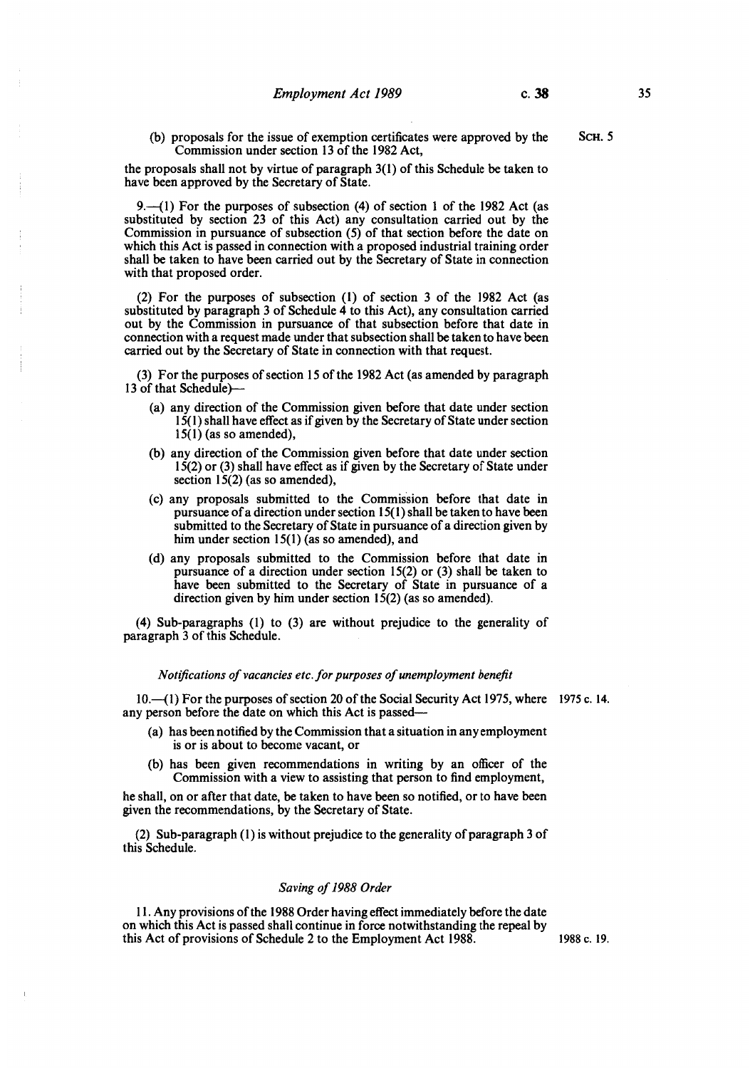(b) proposals for the issue of exemption certificates were approved by the Commission under section 13 of the 1982 Act,

the proposals shall not by virtue of paragraph 3(1) of this Schedule be taken to have been approved by the Secretary of State.

9.—(1) For the purposes of subsection (4) of section 1 of the 1982 Act (as substituted by section 23 of this Act) any consultation carried out by the Commission in pursuance of subsection (5) of that section before the date on which this Act is passed in connection with a proposed industrial training order shall be taken to have been carried out by the Secretary of State in connection with that proposed order.

(2) For the purposes of subsection (1) of section 3 of the 1982 Act (as substituted by paragraph 3 of Schedule 4 to this Act), any consultation carried out by the Commission in pursuance of that subsection before that date in connection with a request made under that subsection shall be taken to have been carried out by the Secretary of State in connection with that request.

(3) For the purposes of section 15 of the 1982 Act (as amended by paragraph 13 of that Schedule)—

- (a) any direction of the Commission given before that date under section 15(1) shall have effect as if given by the Secretary of State under section 15(1) (as so amended),
- (b) any direction of the Commission given before that date under section 15(2) or (3) shall have effect as if given by the Secretary of State under section 15(2) (as so amended),
- (c) any proposals submitted to the Commission before that date in pursuance of a direction under section 15(1) shall be taken to have been submitted to the Secretary of State in pursuance of a direction given by him under section 15(1) (as so amended), and
- (d) any proposals submitted to the Commission before that date in pursuance of a direction under section 15(2) or (3) shall be taken to have been submitted to the Secretary of State in pursuance of a direction given by him under section 15(2) (as so amended).

(4) Sub-paragraphs (1) to (3) are without prejudice to the generality of paragraph 3 of this Schedule.

*Notifications of vacancies etc. for purposes of unemployment benefit*

10.—(1) For the purposes of section 20 of the Social Security Act 1975, where any person before the date on which this Act is passed—

1975 c. 14.

- (a) has been notified by the Commission that a situation in any employment is or is about to become vacant, or
- (b) has been given recommendations in writing by an officer of the Commission with a view to assisting that person to find employment,

he shall, on or after that date, be taken to have been so notified, or to have been given the recommendations, by the Secretary of State.

(2) Sub-paragraph (1) is without prejudice to the generality of paragraph 3 of this Schedule.

*Saving of 1988 Order*

11. Any provisions of the 1988 Order having effect immediately before the date on which this Act is passed shall continue in force notwithstanding the repeal by this Act of provisions of Schedule 2 to the Employment Act 1988.

1988 c. 19.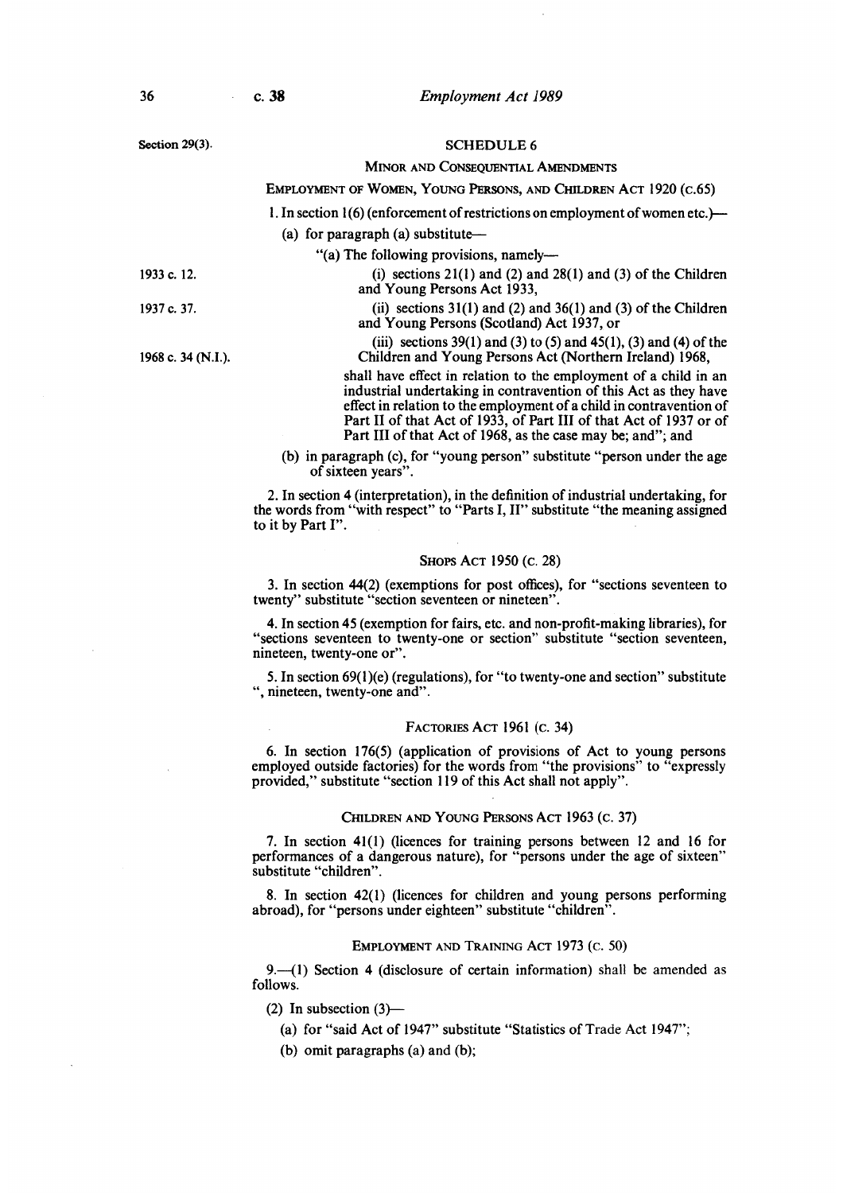Section 29(3).

## SCHEDULE 6

### MINOR AND CONSEQUENTIAL AMENDMENTS

#### EMPLOYMENT OF WOMEN, YOUNG PERSONS, AND CHILDREN ACT 1920 (C.65)

1. In section 1(6) (enforcement of restrictions on employment of women etc.)—

   (a) for paragraph (a) substitute—

   "(a) The following provisions, namely—

   1933 c. 12. (i) sections 21(1) and (2) and 28(1) and (3) of the Children and Young Persons Act 1933,

   1937 c. 37. (ii) sections 31(1) and (2) and 36(1) and (3) of the Children and Young Persons (Scotland) Act 1937, or

   1968 c. 34 (N.I.). (iii) sections 39(1) and (3) to (5) and 45(1), (3) and (4) of the Children and Young Persons Act (Northern Ireland) 1968,

   shall have effect in relation to the employment of a child in an industrial undertaking in contravention of this Act as they have effect in relation to the employment of a child in contravention of Part II of that Act of 1933, of Part III of that Act of 1937 or of Part III of that Act of 1968, as the case may be; and"; and

   (b) in paragraph (c), for "young person" substitute "person under the age of sixteen years".

2. In section 4 (interpretation), in the definition of industrial undertaking, for the words from "with respect" to "Parts I, II" substitute "the meaning assigned to it by Part I".

#### SHOPS ACT 1950 (C. 28)

3. In section 44(2) (exemptions for post offices), for "sections seventeen to twenty" substitute "section seventeen or nineteen".

4. In section 45 (exemption for fairs, etc. and non-profit-making libraries), for "sections seventeen to twenty-one or section" substitute "section seventeen, nineteen, twenty-one or".

5. In section 69(1)(e) (regulations), for "to twenty-one and section" substitute ", nineteen, twenty-one and".

#### FACTORIES ACT 1961 (C. 34)

6. In section 176(5) (application of provisions of Act to young persons employed outside factories) for the words from "the provisions" to "expressly provided," substitute "section 119 of this Act shall not apply".

#### CHILDREN AND YOUNG PERSONS ACT 1963 (C. 37)

7. In section 41(1) (licences for training persons between 12 and 16 for performances of a dangerous nature), for "persons under the age of sixteen" substitute "children".

8. In section 42(1) (licences for children and young persons performing abroad), for "persons under eighteen" substitute "children".

#### EMPLOYMENT AND TRAINING ACT 1973 (C. 50)

9.—(1) Section 4 (disclosure of certain information) shall be amended as follows.

(2) In subsection (3)—

   (a) for "said Act of 1947" substitute "Statistics of Trade Act 1947";

   (b) omit paragraphs (a) and (b);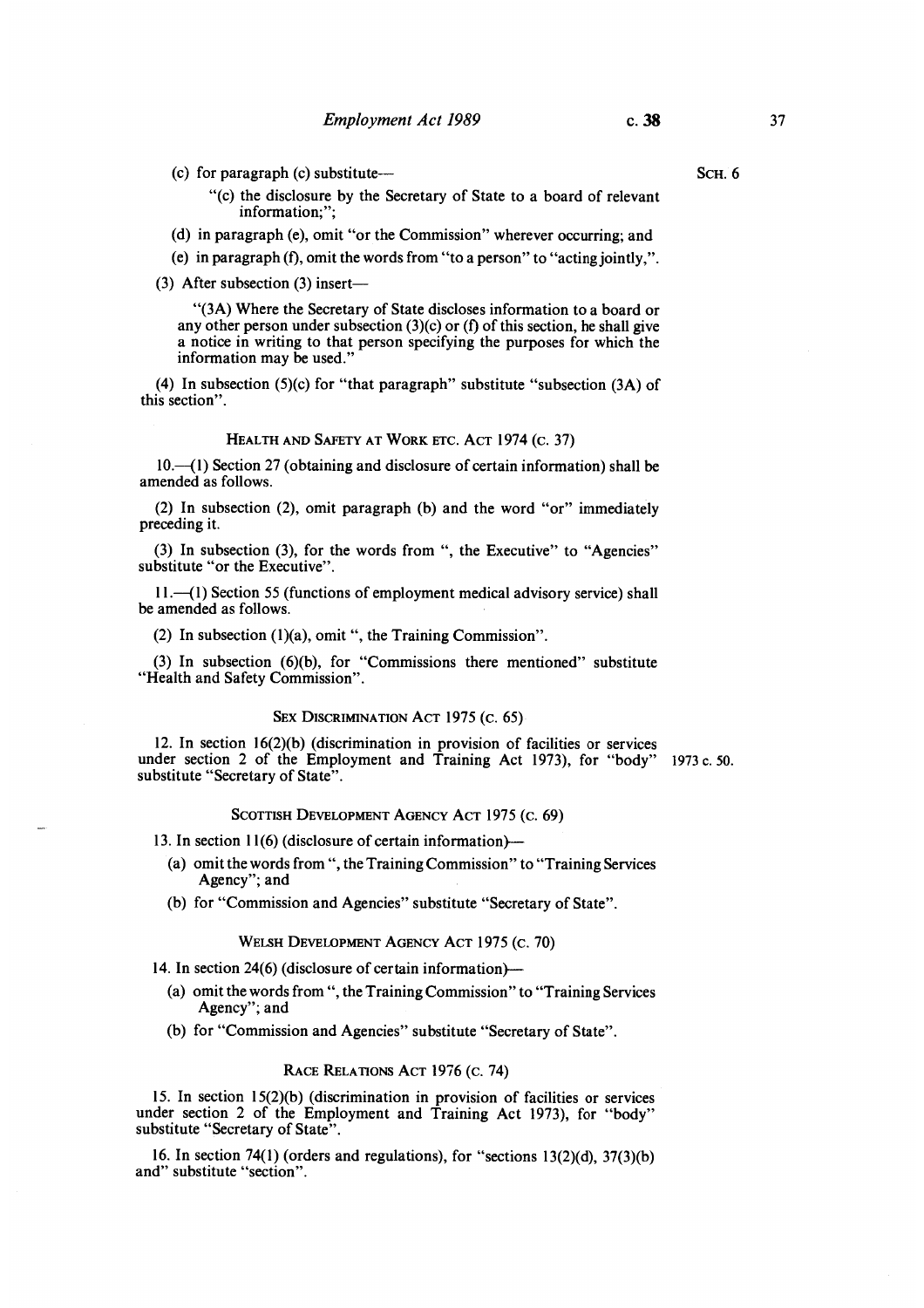(c) for paragraph (c) substitute—

"(c) the disclosure by the Secretary of State to a board of relevant information;";

(d) in paragraph (e), omit "or the Commission" wherever occurring; and

(e) in paragraph (f), omit the words from "to a person" to "acting jointly,".

(3) After subsection (3) insert—

"(3A) Where the Secretary of State discloses information to a board or any other person under subsection (3)(c) or (f) of this section, he shall give a notice in writing to that person specifying the purposes for which the information may be used."

(4) In subsection (5)(c) for "that paragraph" substitute "subsection (3A) of this section".

### HEALTH AND SAFETY AT WORK ETC. ACT 1974 (C. 37)

10.—(1) Section 27 (obtaining and disclosure of certain information) shall be amended as follows.

(2) In subsection (2), omit paragraph (b) and the word "or" immediately preceding it.

(3) In subsection (3), for the words from ", the Executive" to "Agencies" substitute "or the Executive".

11.—(1) Section 55 (functions of employment medical advisory service) shall be amended as follows.

(2) In subsection (1)(a), omit ", the Training Commission".

(3) In subsection (6)(b), for "Commissions there mentioned" substitute "Health and Safety Commission".

### SEX DISCRIMINATION ACT 1975 (C. 65)

12. In section 16(2)(b) (discrimination in provision of facilities or services under section 2 of the Employment and Training Act 1973), for "body" substitute "Secretary of State".

1973 c. 50.

### SCOTTISH DEVELOPMENT AGENCY ACT 1975 (C. 69)

13. In section 11(6) (disclosure of certain information)—

(a) omit the words from ", the Training Commission" to "Training Services Agency"; and

(b) for "Commission and Agencies" substitute "Secretary of State".

### WELSH DEVELOPMENT AGENCY ACT 1975 (C. 70)

14. In section 24(6) (disclosure of certain information)—

(a) omit the words from ", the Training Commission" to "Training Services Agency"; and

(b) for "Commission and Agencies" substitute "Secretary of State".

### RACE RELATIONS ACT 1976 (C. 74)

15. In section 15(2)(b) (discrimination in provision of facilities or services under section 2 of the Employment and Training Act 1973), for "body" substitute "Secretary of State".

16. In section 74(1) (orders and regulations), for "sections 13(2)(d), 37(3)(b) and" substitute "section".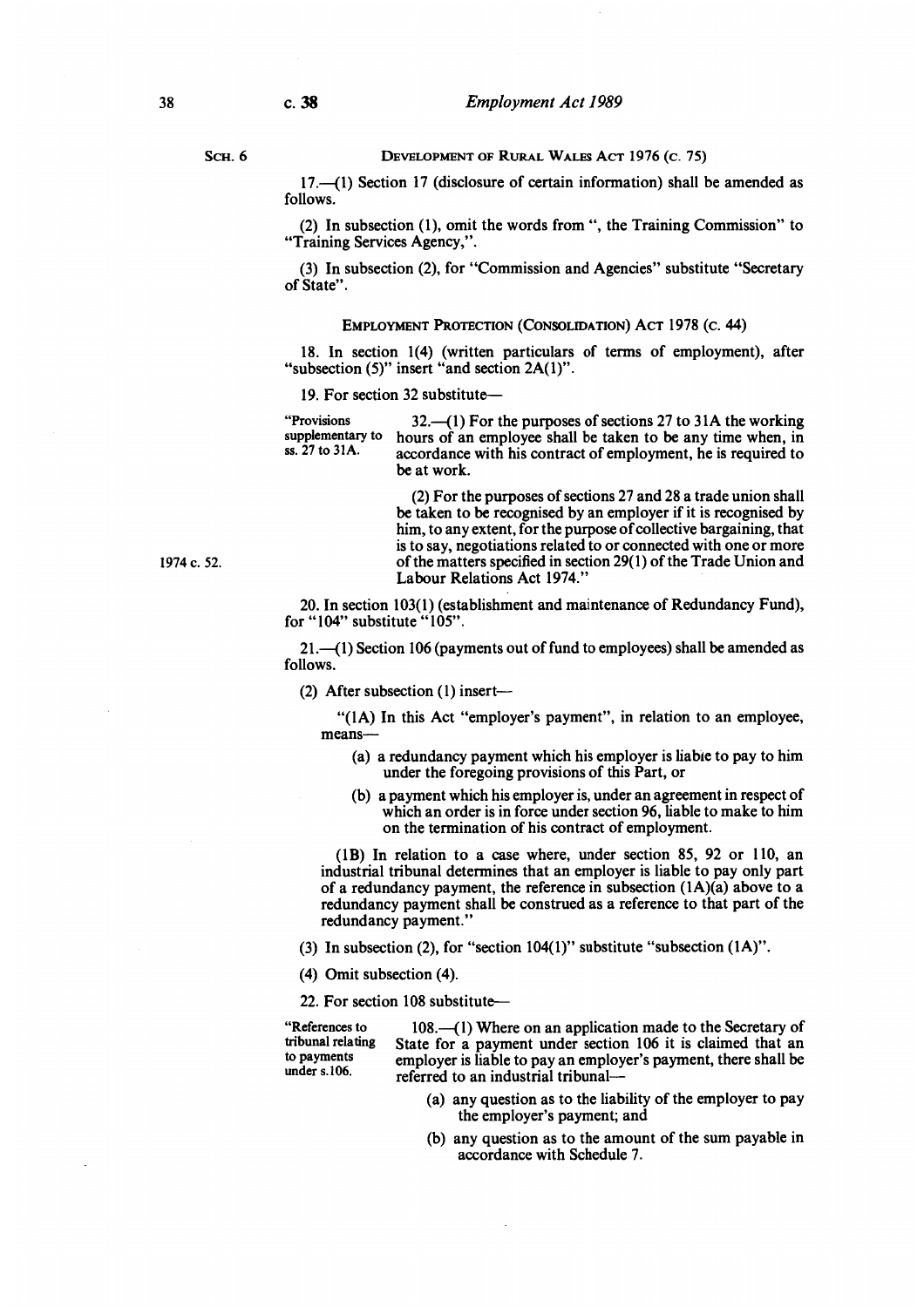SCH. 6

DEVELOPMENT OF RURAL WALES ACT 1976 (c. 75)

17.—(1) Section 17 (disclosure of certain information) shall be amended as follows.

(2) In subsection (1), omit the words from ", the Training Commission" to "Training Services Agency,".

(3) In subsection (2), for "Commission and Agencies" substitute "Secretary of State".

EMPLOYMENT PROTECTION (CONSOLIDATION) ACT 1978 (c. 44)

18. In section 1(4) (written particulars of terms of employment), after "subsection (5)" insert "and section 2A(1)".

19. For section 32 substitute—

"Provisions supplementary to ss. 27 to 31A.

32.—(1) For the purposes of sections 27 to 31A the working hours of an employee shall be taken to be any time when, in accordance with his contract of employment, he is required to be at work.

(2) For the purposes of sections 27 and 28 a trade union shall be taken to be recognised by an employer if it is recognised by him, to any extent, for the purpose of collective bargaining, that is to say, negotiations related to or connected with one or more of the matters specified in section 29(1) of the Trade Union and Labour Relations Act 1974."

1974 c. 52.

20. In section 103(1) (establishment and maintenance of Redundancy Fund), for "104" substitute "105".

21.—(1) Section 106 (payments out of fund to employees) shall be amended as follows.

(2) After subsection (1) insert—

"(1A) In this Act "employer's payment", in relation to an employee, means—

(a) a redundancy payment which his employer is liable to pay to him under the foregoing provisions of this Part, or

(b) a payment which his employer is, under an agreement in respect of which an order is in force under section 96, liable to make to him on the termination of his contract of employment.

(1B) In relation to a case where, under section 85, 92 or 110, an industrial tribunal determines that an employer is liable to pay only part of a redundancy payment, the reference in subsection (1A)(a) above to a redundancy payment shall be construed as a reference to that part of the redundancy payment."

(3) In subsection (2), for "section 104(1)" substitute "subsection (1A)".

(4) Omit subsection (4).

22. For section 108 substitute—

"References to tribunal relating to payments under s.106.

108.—(1) Where on an application made to the Secretary of State for a payment under section 106 it is claimed that an employer is liable to pay an employer's payment, there shall be referred to an industrial tribunal—

(a) any question as to the liability of the employer to pay the employer's payment; and

(b) any question as to the amount of the sum payable in accordance with Schedule 7.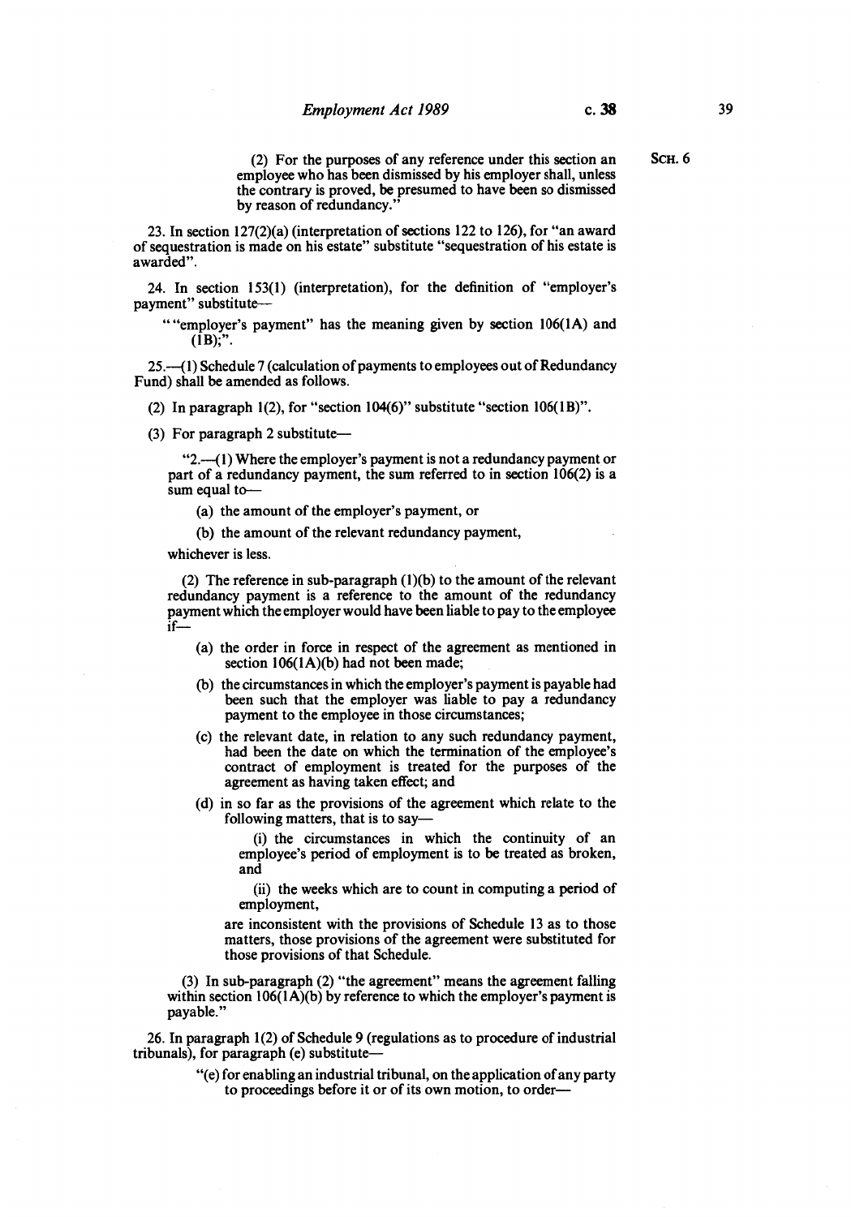(2) For the purposes of any reference under this section an employee who has been dismissed by his employer shall, unless the contrary is proved, be presumed to have been so dismissed by reason of redundancy."

23. In section 127(2)(a) (interpretation of sections 122 to 126), for "an award of sequestration is made on his estate" substitute "sequestration of his estate is awarded".

24. In section 153(1) (interpretation), for the definition of "employer's payment" substitute—

""employer's payment" has the meaning given by section 106(1A) and (1B);".

25.—(1) Schedule 7 (calculation of payments to employees out of Redundancy Fund) shall be amended as follows.

(2) In paragraph 1(2), for "section 104(6)" substitute "section 106(1B)".

(3) For paragraph 2 substitute—

"2.—(1) Where the employer's payment is not a redundancy payment or part of a redundancy payment, the sum referred to in section 106(2) is a sum equal to—

(a) the amount of the employer's payment, or

(b) the amount of the relevant redundancy payment,

whichever is less.

(2) The reference in sub-paragraph (1)(b) to the amount of the relevant redundancy payment is a reference to the amount of the redundancy payment which the employer would have been liable to pay to the employee if—

(a) the order in force in respect of the agreement as mentioned in section 106(1A)(b) had not been made;

(b) the circumstances in which the employer's payment is payable had been such that the employer was liable to pay a redundancy payment to the employee in those circumstances;

(c) the relevant date, in relation to any such redundancy payment, had been the date on which the termination of the employee's contract of employment is treated for the purposes of the agreement as having taken effect; and

(d) in so far as the provisions of the agreement which relate to the following matters, that is to say—

(i) the circumstances in which the continuity of an employee's period of employment is to be treated as broken, and

(ii) the weeks which are to count in computing a period of employment,

are inconsistent with the provisions of Schedule 13 as to those matters, those provisions of the agreement were substituted for those provisions of that Schedule.

(3) In sub-paragraph (2) "the agreement" means the agreement falling within section 106(1A)(b) by reference to which the employer's payment is payable."

26. In paragraph 1(2) of Schedule 9 (regulations as to procedure of industrial tribunals), for paragraph (e) substitute—

"(e) for enabling an industrial tribunal, on the application of any party to proceedings before it or of its own motion, to order—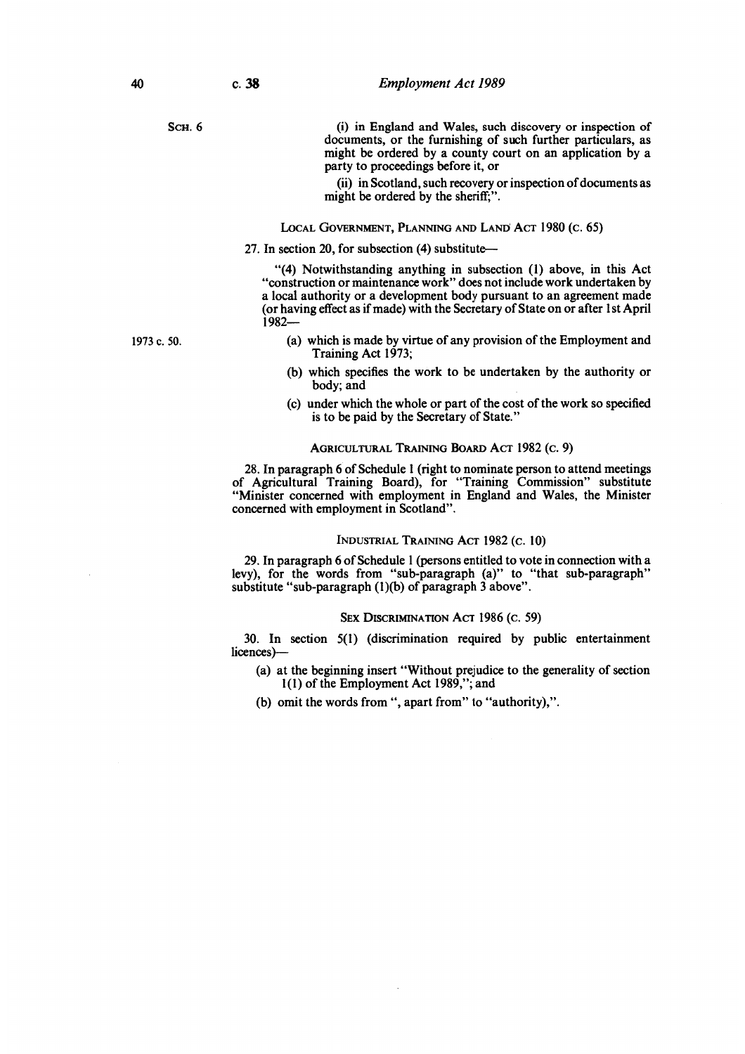SCH. 6

(i) in England and Wales, such discovery or inspection of documents, or the furnishing of such further particulars, as might be ordered by a county court on an application by a party to proceedings before it, or

(ii) in Scotland, such recovery or inspection of documents as might be ordered by the sheriff;".

### LOCAL GOVERNMENT, PLANNING AND LAND ACT 1980 (c. 65)

27. In section 20, for subsection (4) substitute—

"(4) Notwithstanding anything in subsection (1) above, in this Act "construction or maintenance work" does not include work undertaken by a local authority or a development body pursuant to an agreement made (or having effect as if made) with the Secretary of State on or after 1st April 1982—

1973 c. 50.

(a) which is made by virtue of any provision of the Employment and Training Act 1973;

(b) which specifies the work to be undertaken by the authority or body; and

(c) under which the whole or part of the cost of the work so specified is to be paid by the Secretary of State."

### AGRICULTURAL TRAINING BOARD ACT 1982 (c. 9)

28. In paragraph 6 of Schedule 1 (right to nominate person to attend meetings of Agricultural Training Board), for "Training Commission" substitute "Minister concerned with employment in England and Wales, the Minister concerned with employment in Scotland".

### INDUSTRIAL TRAINING ACT 1982 (c. 10)

29. In paragraph 6 of Schedule 1 (persons entitled to vote in connection with a levy), for the words from "sub-paragraph (a)" to "that sub-paragraph" substitute "sub-paragraph (1)(b) of paragraph 3 above".

### SEX DISCRIMINATION ACT 1986 (c. 59)

30. In section 5(1) (discrimination required by public entertainment licences)—

(a) at the beginning insert "Without prejudice to the generality of section 1(1) of the Employment Act 1989,"; and

(b) omit the words from ", apart from" to "authority),".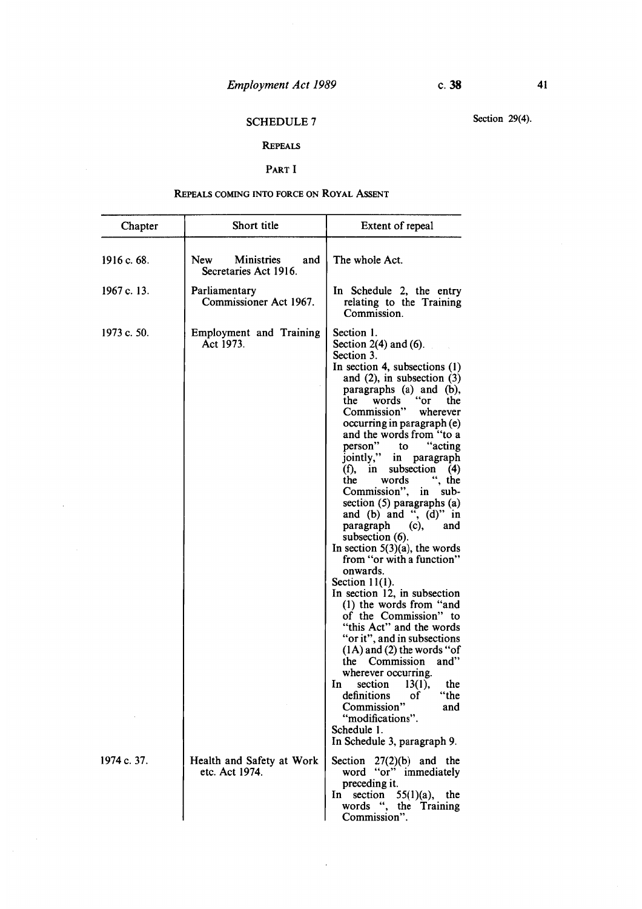## SCHEDULE 7

Section 29(4).

### REPEALS

### PART I

### REPEALS COMING INTO FORCE ON ROYAL ASSENT

| Chapter | Short title | Extent of repeal |
|---|---|---|
| 1916 c. 68. | New Ministries and Secretaries Act 1916. | The whole Act. |
| 1967 c. 13. | Parliamentary Commissioner Act 1967. | In Schedule 2, the entry relating to the Training Commission. |
| 1973 c. 50. | Employment and Training Act 1973. | Section 1.<br>Section 2(4) and (6).<br>Section 3.<br>In section 4, subsections (1) and (2), in subsection (3) paragraphs (a) and (b), the words "or the Commission" wherever occurring in paragraph (e) and the words from "to a person" to "acting jointly," in paragraph (f), in subsection (4) the words ", the Commission", in subsection (5) paragraphs (a) and (b) and ", (d)" in paragraph (c), and subsection (6).<br>In section 5(3)(a), the words from "or with a function" onwards.<br>Section 11(1).<br>In section 12, in subsection (1) the words from "and of the Commission" to "this Act" and the words "or it", and in subsections (1A) and (2) the words "of the Commission and" wherever occurring.<br>In section 13(1), the definitions of "the Commission" and "modifications".<br>Schedule 1.<br>In Schedule 3, paragraph 9. |
| 1974 c. 37. | Health and Safety at Work etc. Act 1974. | Section 27(2)(b) and the word "or" immediately preceding it.<br>In section 55(1)(a), the words ", the Training Commission". |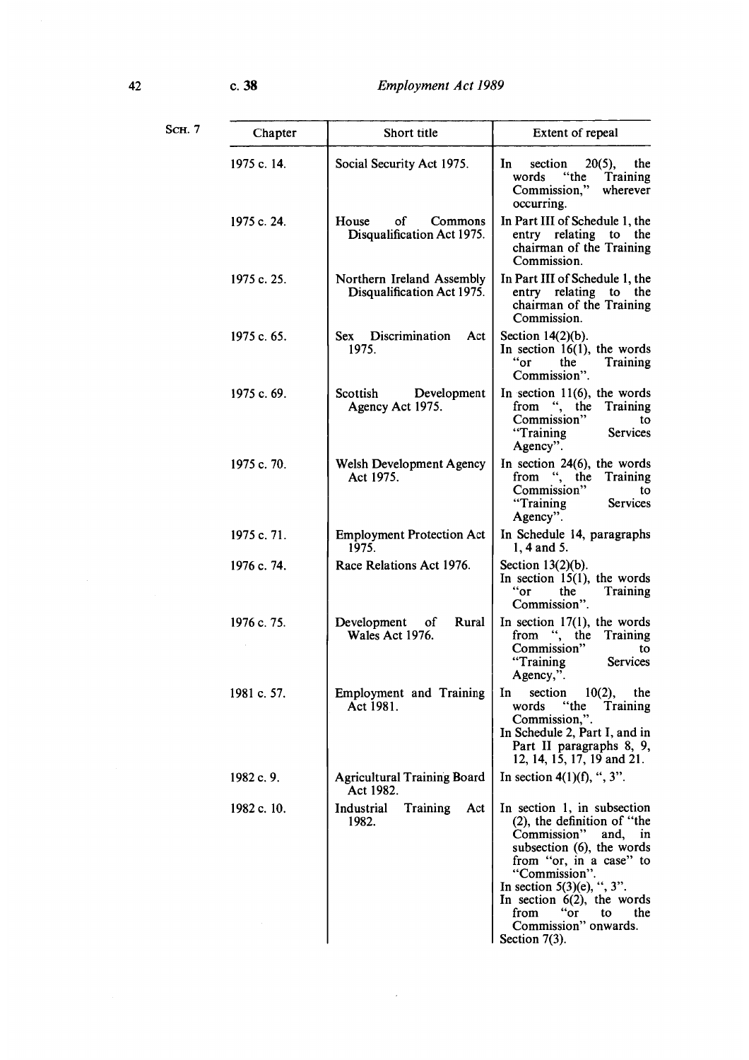Sch. 7

| Chapter | Short title | Extent of repeal |
| --- | --- | --- |
| 1975 c. 14. | Social Security Act 1975. | In section 20(5), the words "the Training Commission," wherever occurring. |
| 1975 c. 24. | House of Commons Disqualification Act 1975. | In Part III of Schedule 1, the entry relating to the chairman of the Training Commission. |
| 1975 c. 25. | Northern Ireland Assembly Disqualification Act 1975. | In Part III of Schedule 1, the entry relating to the chairman of the Training Commission. |
| 1975 c. 65. | Sex Discrimination Act 1975. | Section 14(2)(b). In section 16(1), the words "or the Training Commission". |
| 1975 c. 69. | Scottish Development Agency Act 1975. | In section 11(6), the words from ", the Training Commission" to "Training Services Agency". |
| 1975 c. 70. | Welsh Development Agency Act 1975. | In section 24(6), the words from ", the Training Commission" to "Training Services Agency". |
| 1975 c. 71. | Employment Protection Act 1975. | In Schedule 14, paragraphs 1, 4 and 5. |
| 1976 c. 74. | Race Relations Act 1976. | Section 13(2)(b). In section 15(1), the words "or the Training Commission". |
| 1976 c. 75. | Development of Rural Wales Act 1976. | In section 17(1), the words from ", the Training Commission" to "Training Services Agency,". |
| 1981 c. 57. | Employment and Training Act 1981. | In section 10(2), the words "the Training Commission,". In Schedule 2, Part I, and in Part II paragraphs 8, 9, 12, 14, 15, 17, 19 and 21. |
| 1982 c. 9. | Agricultural Training Board Act 1982. | In section 4(1)(f), ", 3". |
| 1982 c. 10. | Industrial Training Act 1982. | In section 1, in subsection (2), the definition of "the Commission" and, in subsection (6), the words from "or, in a case" to "Commission". In section 5(3)(e), ", 3". In section 6(2), the words from "or to the Commission" onwards. Section 7(3). |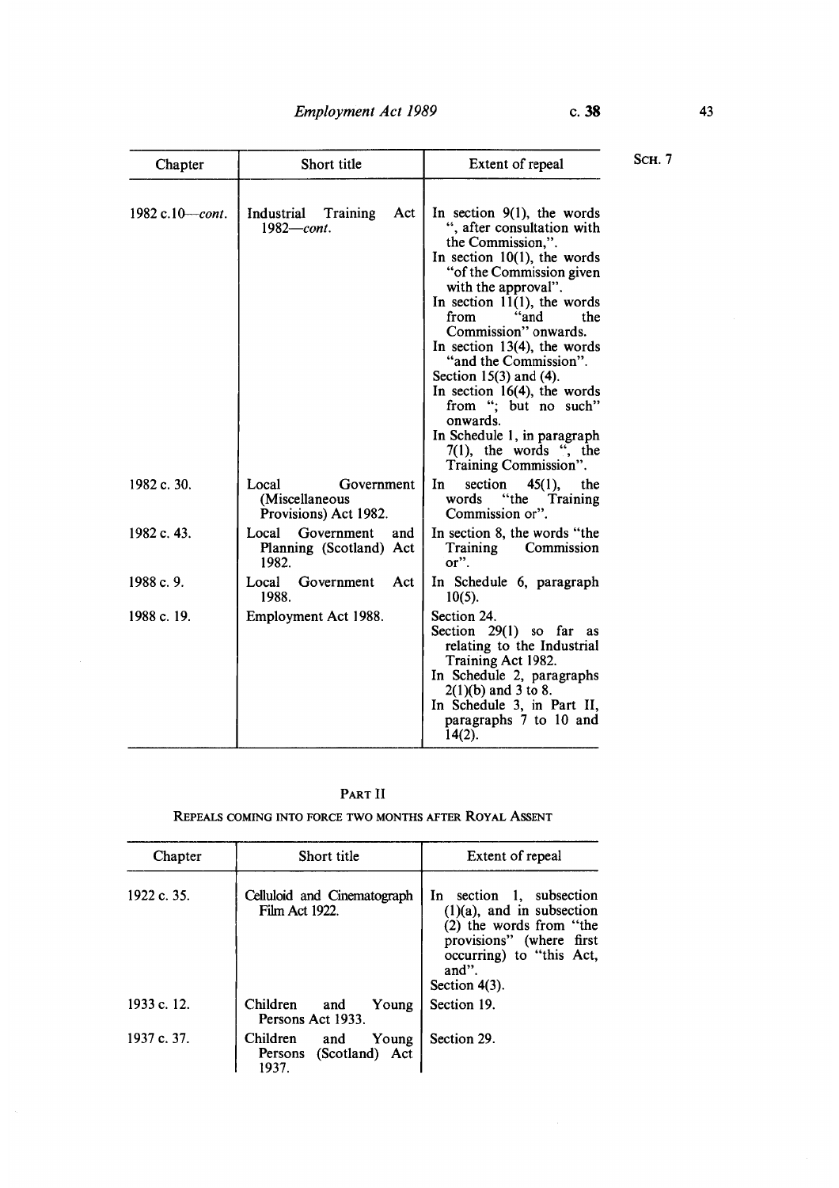| Chapter | Short title | Extent of repeal |
|---|---|---|
| 1982 c.10—*cont.* | Industrial Training Act 1982—*cont.* | In section 9(1), the words ", after consultation with the Commission,". In section 10(1), the words "of the Commission given with the approval". In section 11(1), the words from "and the Commission" onwards. In section 13(4), the words "and the Commission". Section 15(3) and (4). In section 16(4), the words from "; but no such" onwards. In Schedule 1, in paragraph 7(1), the words ", the Training Commission". |
| 1982 c. 30. | Local Government (Miscellaneous Provisions) Act 1982. | In section 45(1), the words "the Training Commission or". |
| 1982 c. 43. | Local Government and Planning (Scotland) Act 1982. | In section 8, the words "the Training Commission or". |
| 1988 c. 9. | Local Government Act 1988. | In Schedule 6, paragraph 10(5). |
| 1988 c. 19. | Employment Act 1988. | Section 24. Section 29(1) so far as relating to the Industrial Training Act 1982. In Schedule 2, paragraphs 2(1)(b) and 3 to 8. In Schedule 3, in Part II, paragraphs 7 to 10 and 14(2). |

## PART II

### REPEALS COMING INTO FORCE TWO MONTHS AFTER ROYAL ASSENT

| Chapter | Short title | Extent of repeal |
|---|---|---|
| 1922 c. 35. | Celluloid and Cinematograph Film Act 1922. | In section 1, subsection (1)(a), and in subsection (2) the words from "the provisions" (where first occurring) to "this Act, and". Section 4(3). |
| 1933 c. 12. | Children and Young Persons Act 1933. | Section 19. |
| 1937 c. 37. | Children and Young Persons (Scotland) Act 1937. | Section 29. |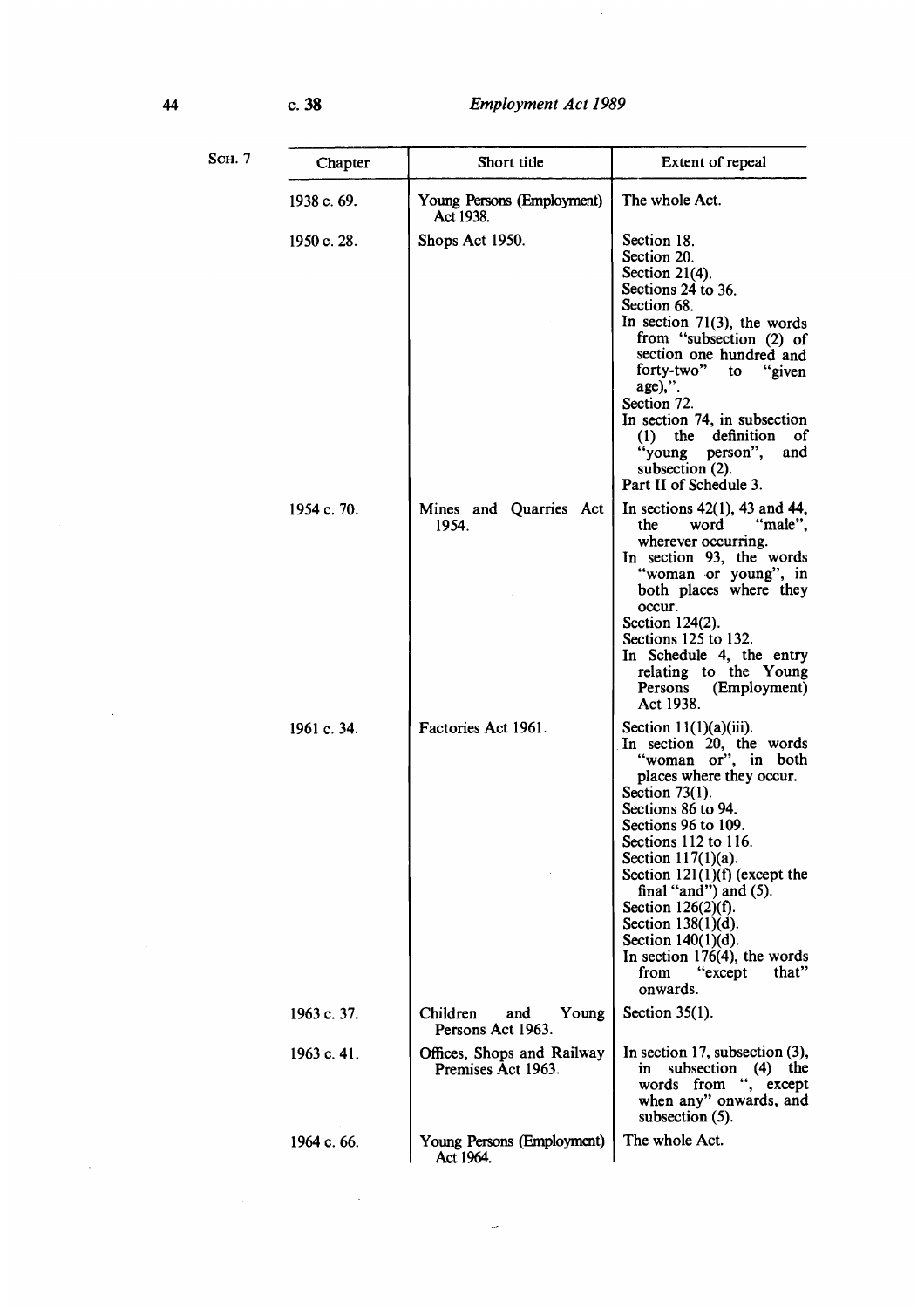Sch. 7

| Chapter | Short title | Extent of repeal |
|---|---|---|
| 1938 c. 69. | Young Persons (Employment) Act 1938. | The whole Act. |
| 1950 c. 28. | Shops Act 1950. | Section 18.<br>Section 20.<br>Section 21(4).<br>Sections 24 to 36.<br>Section 68.<br>In section 71(3), the words from "subsection (2) of section one hundred and forty-two" to "given age),".<br>Section 72.<br>In section 74, in subsection (1) the definition of "young person", and subsection (2).<br>Part II of Schedule 3. |
| 1954 c. 70. | Mines and Quarries Act 1954. | In sections 42(1), 43 and 44, the word "male", wherever occurring.<br>In section 93, the words "woman or young", in both places where they occur.<br>Section 124(2).<br>Sections 125 to 132.<br>In Schedule 4, the entry relating to the Young Persons (Employment) Act 1938. |
| 1961 c. 34. | Factories Act 1961. | Section 11(1)(a)(iii).<br>In section 20, the words "woman or", in both places where they occur.<br>Section 73(1).<br>Sections 86 to 94.<br>Sections 96 to 109.<br>Sections 112 to 116.<br>Section 117(1)(a).<br>Section 121(1)(f) (except the final "and") and (5).<br>Section 126(2)(f).<br>Section 138(1)(d).<br>Section 140(1)(d).<br>In section 176(4), the words from "except that" onwards. |
| 1963 c. 37. | Children and Young Persons Act 1963. | Section 35(1). |
| 1963 c. 41. | Offices, Shops and Railway Premises Act 1963. | In section 17, subsection (3), in subsection (4) the words from ", except when any" onwards, and subsection (5). |
| 1964 c. 66. | Young Persons (Employment) Act 1964. | The whole Act. |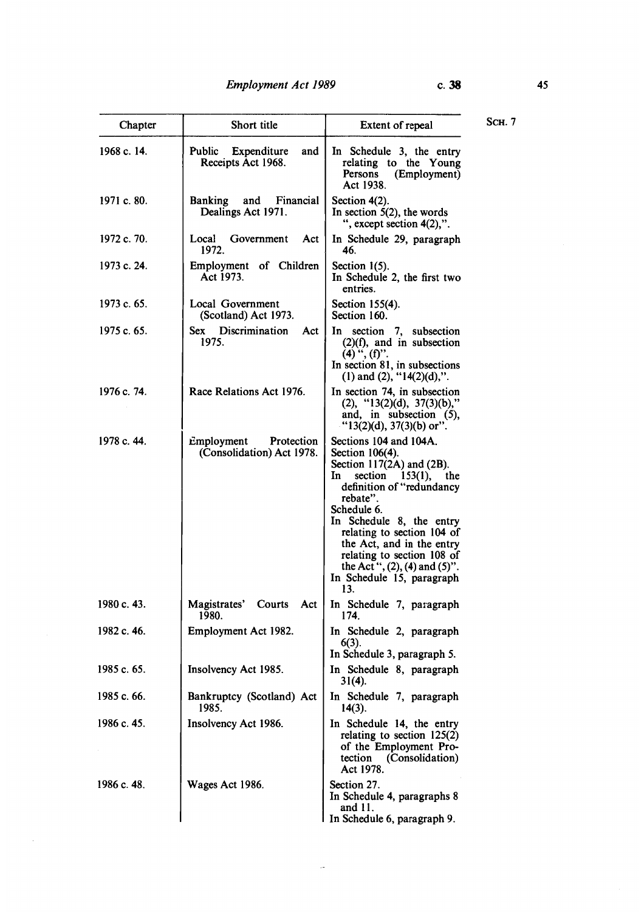| Chapter | Short title | Extent of repeal |
|---|---|---|
| 1968 c. 14. | Public Expenditure and Receipts Act 1968. | In Schedule 3, the entry relating to the Young Persons (Employment) Act 1938. |
| 1971 c. 80. | Banking and Financial Dealings Act 1971. | Section 4(2). In section 5(2), the words ", except section 4(2),". |
| 1972 c. 70. | Local Government Act 1972. | In Schedule 29, paragraph 46. |
| 1973 c. 24. | Employment of Children Act 1973. | Section 1(5). In Schedule 2, the first two entries. |
| 1973 c. 65. | Local Government (Scotland) Act 1973. | Section 155(4). Section 160. |
| 1975 c. 65. | Sex Discrimination Act 1975. | In section 7, subsection (2)(f), and in subsection (4) ", (f)". In section 81, in subsections (1) and (2), "14(2)(d),". |
| 1976 c. 74. | Race Relations Act 1976. | In section 74, in subsection (2), "13(2)(d), 37(3)(b)," and, in subsection (5), "13(2)(d), 37(3)(b) or". |
| 1978 c. 44. | Employment Protection (Consolidation) Act 1978. | Sections 104 and 104A. Section 106(4). Section 117(2A) and (2B). In section 153(1), the definition of "redundancy rebate". Schedule 6. In Schedule 8, the entry relating to section 104 of the Act, and in the entry relating to section 108 of the Act ", (2), (4) and (5)". In Schedule 15, paragraph 13. |
| 1980 c. 43. | Magistrates' Courts Act 1980. | In Schedule 7, paragraph 174. |
| 1982 c. 46. | Employment Act 1982. | In Schedule 2, paragraph 6(3). In Schedule 3, paragraph 5. |
| 1985 c. 65. | Insolvency Act 1985. | In Schedule 8, paragraph 31(4). |
| 1985 c. 66. | Bankruptcy (Scotland) Act 1985. | In Schedule 7, paragraph 14(3). |
| 1986 c. 45. | Insolvency Act 1986. | In Schedule 14, the entry relating to section 125(2) of the Employment Protection (Consolidation) Act 1978. |
| 1986 c. 48. | Wages Act 1986. | Section 27. In Schedule 4, paragraphs 8 and 11. In Schedule 6, paragraph 9. |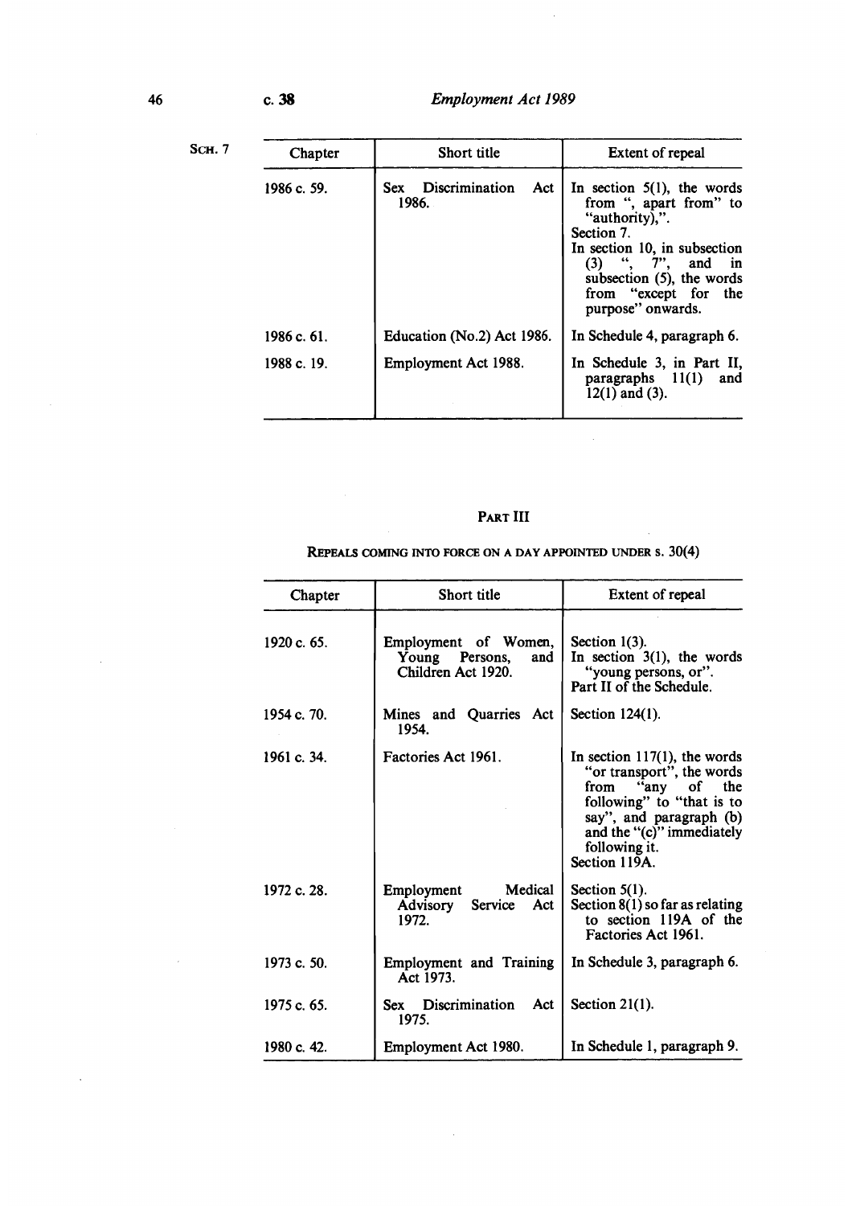Sch. 7

| Chapter | Short title | Extent of repeal |
|---|---|---|
| 1986 c. 59. | Sex Discrimination Act 1986. | In section 5(1), the words from ", apart from" to "authority),". Section 7. In section 10, in subsection (3) ", 7", and in subsection (5), the words from "except for the purpose" onwards. |
| 1986 c. 61. | Education (No.2) Act 1986. | In Schedule 4, paragraph 6. |
| 1988 c. 19. | Employment Act 1988. | In Schedule 3, in Part II, paragraphs 11(1) and 12(1) and (3). |

## Part III

### Repeals coming into force on a day appointed under s. 30(4)

| Chapter | Short title | Extent of repeal |
|---|---|---|
| 1920 c. 65. | Employment of Women, Young Persons, and Children Act 1920. | Section 1(3). In section 3(1), the words "young persons, or". Part II of the Schedule. |
| 1954 c. 70. | Mines and Quarries Act 1954. | Section 124(1). |
| 1961 c. 34. | Factories Act 1961. | In section 117(1), the words "or transport", the words from "any of the following" to "that is to say", and paragraph (b) and the "(c)" immediately following it. Section 119A. |
| 1972 c. 28. | Employment Medical Advisory Service Act 1972. | Section 5(1). Section 8(1) so far as relating to section 119A of the Factories Act 1961. |
| 1973 c. 50. | Employment and Training Act 1973. | In Schedule 3, paragraph 6. |
| 1975 c. 65. | Sex Discrimination Act 1975. | Section 21(1). |
| 1980 c. 42. | Employment Act 1980. | In Schedule 1, paragraph 9. |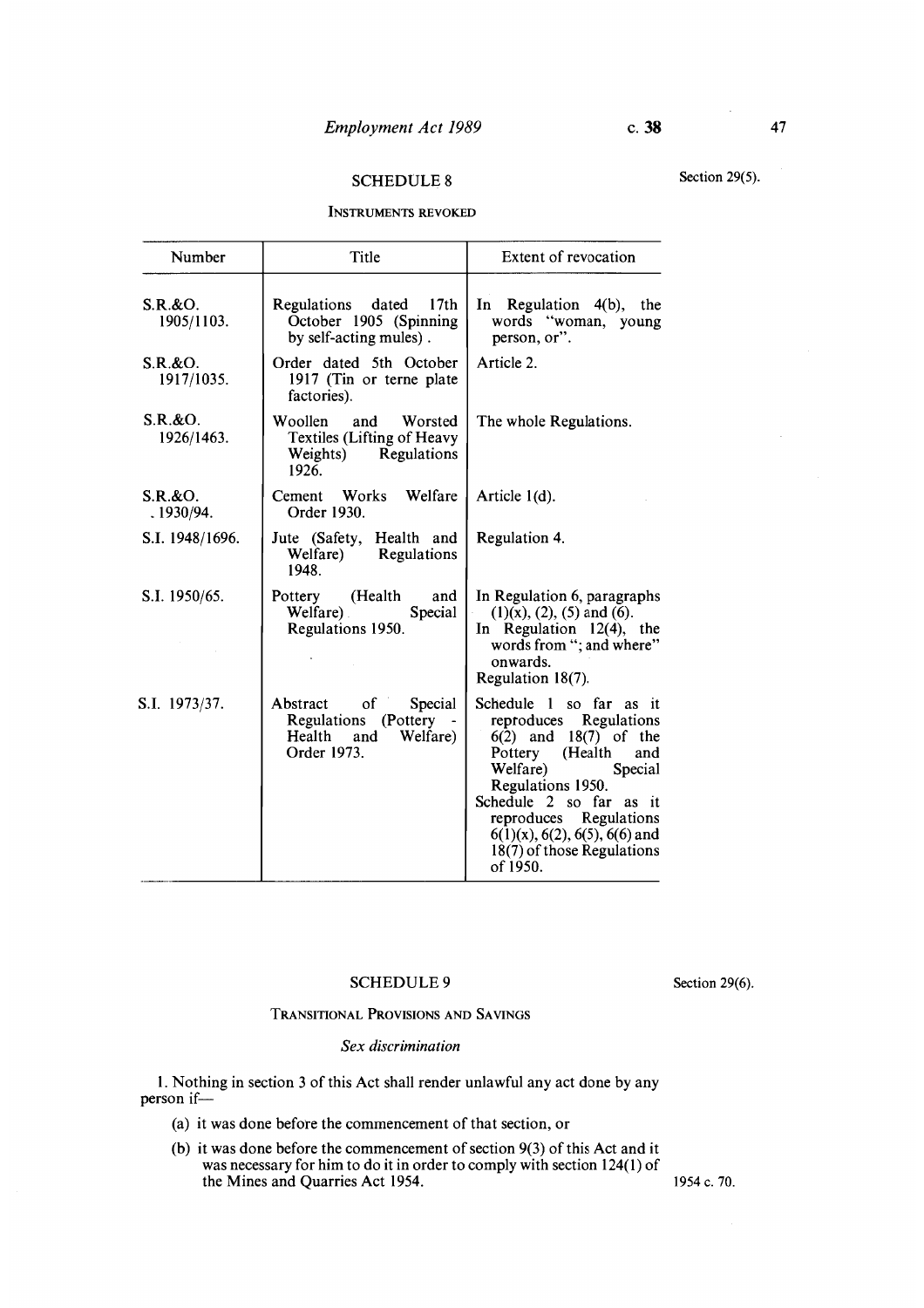## SCHEDULE 8

Section 29(5).

### INSTRUMENTS REVOKED

| Number | Title | Extent of revocation |
|---|---|---|
| S.R.&O. 1905/1103. | Regulations dated 17th October 1905 (Spinning by self-acting mules). | In Regulation 4(b), the words "woman, young person, or". |
| S.R.&O. 1917/1035. | Order dated 5th October 1917 (Tin or terne plate factories). | Article 2. |
| S.R.&O. 1926/1463. | Woollen and Worsted Textiles (Lifting of Heavy Weights) Regulations 1926. | The whole Regulations. |
| S.R.&O. 1930/94. | Cement Works Welfare Order 1930. | Article 1(d). |
| S.I. 1948/1696. | Jute (Safety, Health and Welfare) Regulations 1948. | Regulation 4. |
| S.I. 1950/65. | Pottery (Health and Welfare) Special Regulations 1950. | In Regulation 6, paragraphs (1)(x), (2), (5) and (6). In Regulation 12(4), the words from "; and where" onwards. Regulation 18(7). |
| S.I. 1973/37. | Abstract of Special Regulations (Pottery - Health and Welfare) Order 1973. | Schedule 1 so far as it reproduces Regulations 6(2) and 18(7) of the Pottery (Health and Welfare) Special Regulations 1950. Schedule 2 so far as it reproduces Regulations 6(1)(x), 6(2), 6(5), 6(6) and 18(7) of those Regulations of 1950. |

## SCHEDULE 9

Section 29(6).

### TRANSITIONAL PROVISIONS AND SAVINGS

*Sex discrimination*

1. Nothing in section 3 of this Act shall render unlawful any act done by any person if—

(a) it was done before the commencement of that section, or

(b) it was done before the commencement of section 9(3) of this Act and it was necessary for him to do it in order to comply with section 124(1) of the Mines and Quarries Act 1954.

1954 c. 70.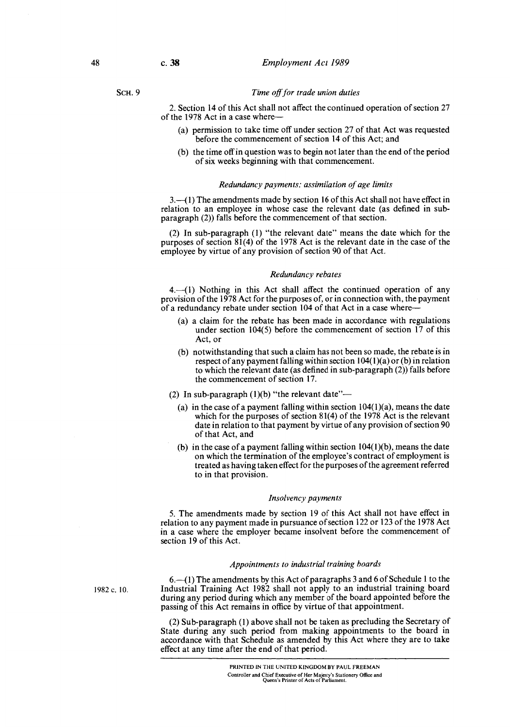SCH. 9

*Time off for trade union duties*

2. Section 14 of this Act shall not affect the continued operation of section 27 of the 1978 Act in a case where—

(a) permission to take time off under section 27 of that Act was requested before the commencement of section 14 of this Act; and

(b) the time off in question was to begin not later than the end of the period of six weeks beginning with that commencement.

*Redundancy payments: assimilation of age limits*

3.—(1) The amendments made by section 16 of this Act shall not have effect in relation to an employee in whose case the relevant date (as defined in sub-paragraph (2)) falls before the commencement of that section.

(2) In sub-paragraph (1) "the relevant date" means the date which for the purposes of section 81(4) of the 1978 Act is the relevant date in the case of the employee by virtue of any provision of section 90 of that Act.

*Redundancy rebates*

4.—(1) Nothing in this Act shall affect the continued operation of any provision of the 1978 Act for the purposes of, or in connection with, the payment of a redundancy rebate under section 104 of that Act in a case where—

(a) a claim for the rebate has been made in accordance with regulations under section 104(5) before the commencement of section 17 of this Act, or

(b) notwithstanding that such a claim has not been so made, the rebate is in respect of any payment falling within section 104(1)(a) or (b) in relation to which the relevant date (as defined in sub-paragraph (2)) falls before the commencement of section 17.

(2) In sub-paragraph (1)(b) "the relevant date"—

(a) in the case of a payment falling within section 104(1)(a), means the date which for the purposes of section 81(4) of the 1978 Act is the relevant date in relation to that payment by virtue of any provision of section 90 of that Act, and

(b) in the case of a payment falling within section 104(1)(b), means the date on which the termination of the employee's contract of employment is treated as having taken effect for the purposes of the agreement referred to in that provision.

*Insolvency payments*

5. The amendments made by section 19 of this Act shall not have effect in relation to any payment made in pursuance of section 122 or 123 of the 1978 Act in a case where the employer became insolvent before the commencement of section 19 of this Act.

*Appointments to industrial training boards*

1982 c. 10.

6.—(1) The amendments by this Act of paragraphs 3 and 6 of Schedule 1 to the Industrial Training Act 1982 shall not apply to an industrial training board during any period during which any member of the board appointed before the passing of this Act remains in office by virtue of that appointment.

(2) Sub-paragraph (1) above shall not be taken as precluding the Secretary of State during any such period from making appointments to the board in accordance with that Schedule as amended by this Act where they are to take effect at any time after the end of that period.

PRINTED IN THE UNITED KINGDOM BY PAUL FREEMAN
Controller and Chief Executive of Her Majesty's Stationery Office and
Queen's Printer of Acts of Parliament.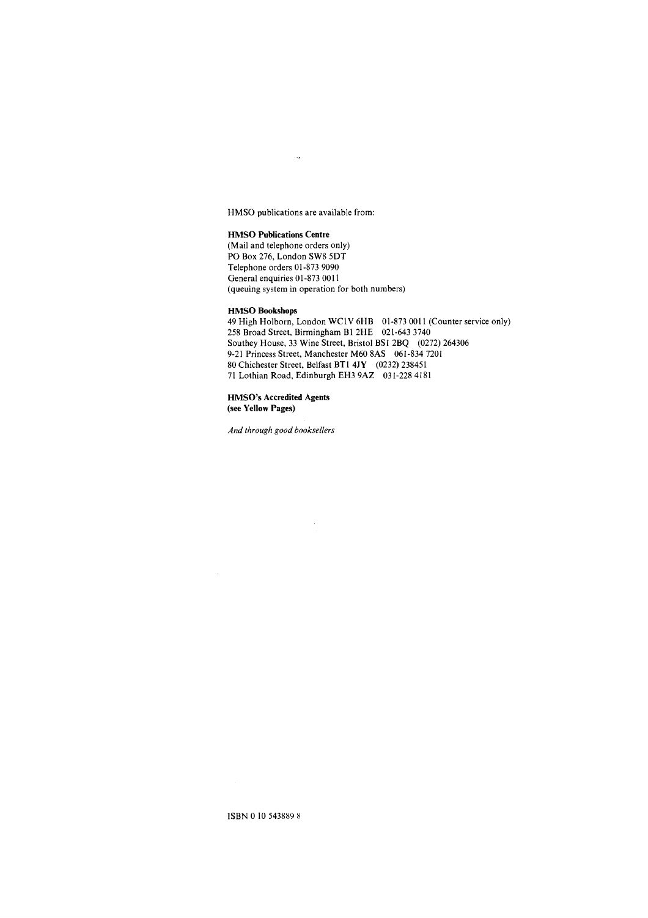HMSO publications are available from:

**HMSO Publications Centre**
(Mail and telephone orders only)
PO Box 276, London SW8 5DT
Telephone orders 01-873 9090
General enquiries 01-873 0011
(queuing system in operation for both numbers)

**HMSO Bookshops**
49 High Holborn, London WC1V 6HB 01-873 0011 (Counter service only)
258 Broad Street, Birmingham B1 2HE 021-643 3740
Southey House, 33 Wine Street, Bristol BS1 2BQ (0272) 264306
9-21 Princess Street, Manchester M60 8AS 061-834 7201
80 Chichester Street, Belfast BT1 4JY (0232) 238451
71 Lothian Road, Edinburgh EH3 9AZ 031-228 4181

**HMSO's Accredited Agents**
**(see Yellow Pages)**

*And through good booksellers*

ISBN 0 10 543889 8